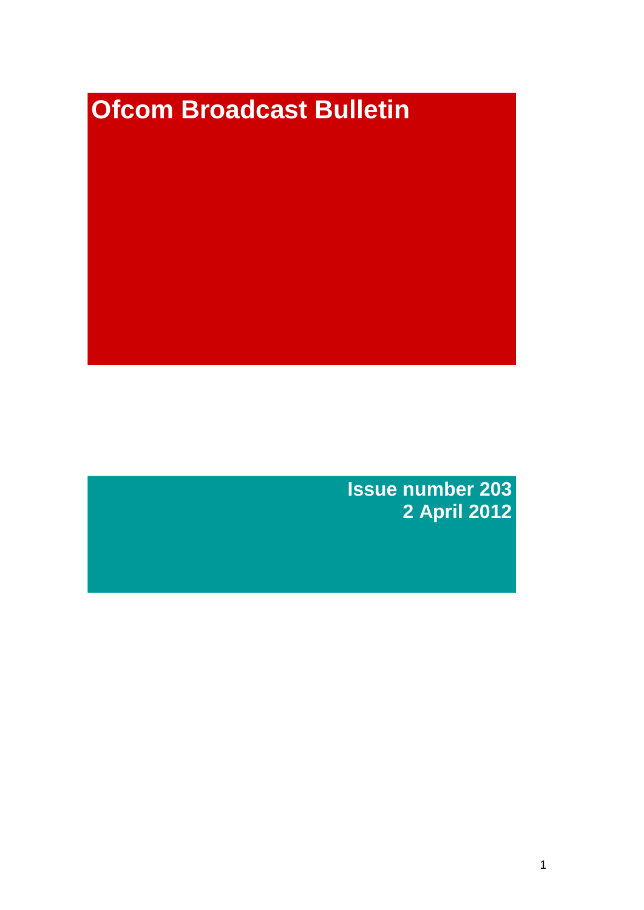# Ofcom Broadcast Bulletin

**Issue number 203**
**2 April 2012**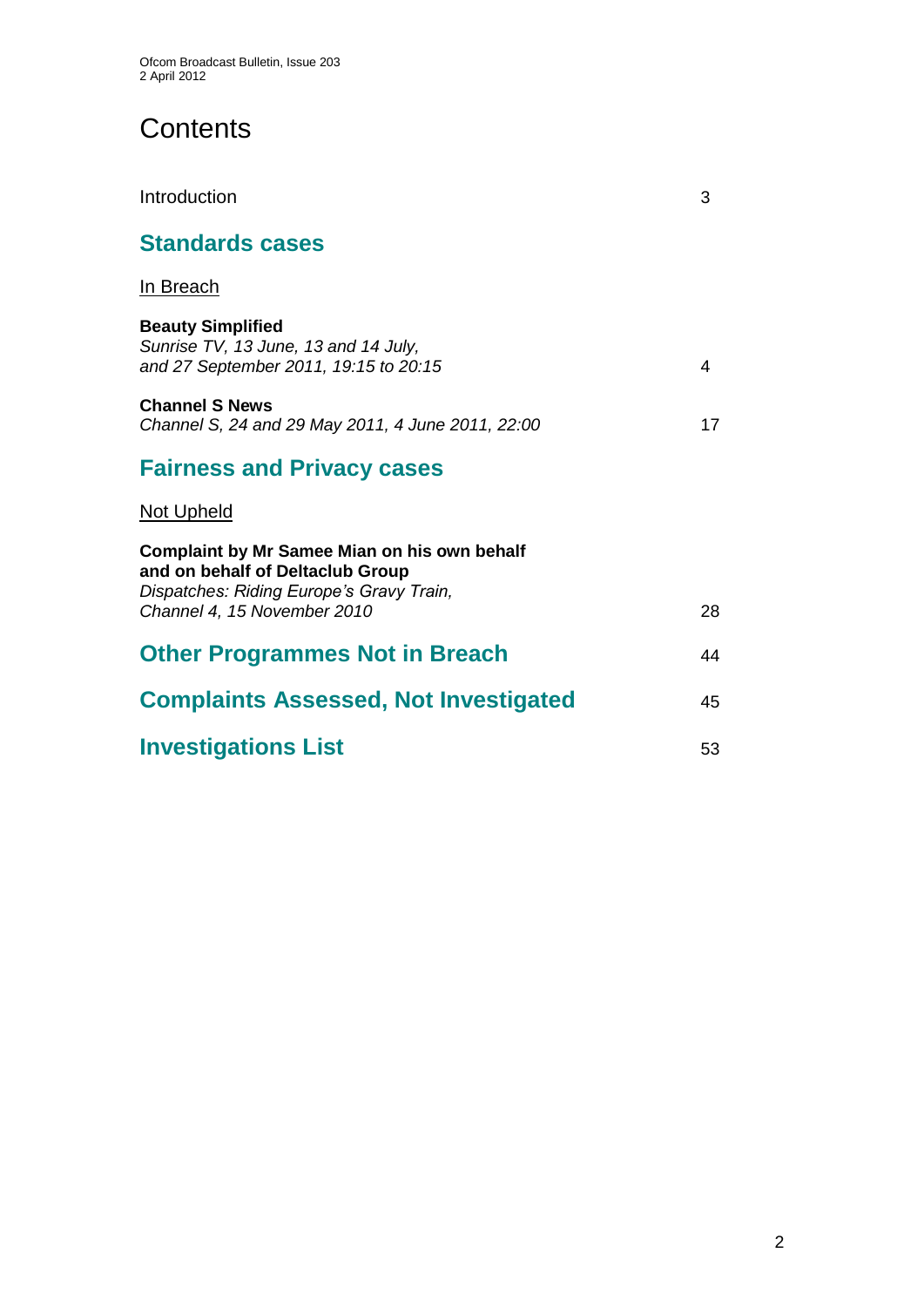# Contents

Introduction 3

## Standards cases

In Breach

**Beauty Simplified**
*Sunrise TV, 13 June, 13 and 14 July, and 27 September 2011, 19:15 to 20:15* 4

**Channel S News**
*Channel S, 24 and 29 May 2011, 4 June 2011, 22:00* 17

## Fairness and Privacy cases

Not Upheld

**Complaint by Mr Samee Mian on his own behalf and on behalf of Deltaclub Group**
*Dispatches: Riding Europe's Gravy Train, Channel 4, 15 November 2010* 28

## Other Programmes Not in Breach 44

## Complaints Assessed, Not Investigated 45

## Investigations List 53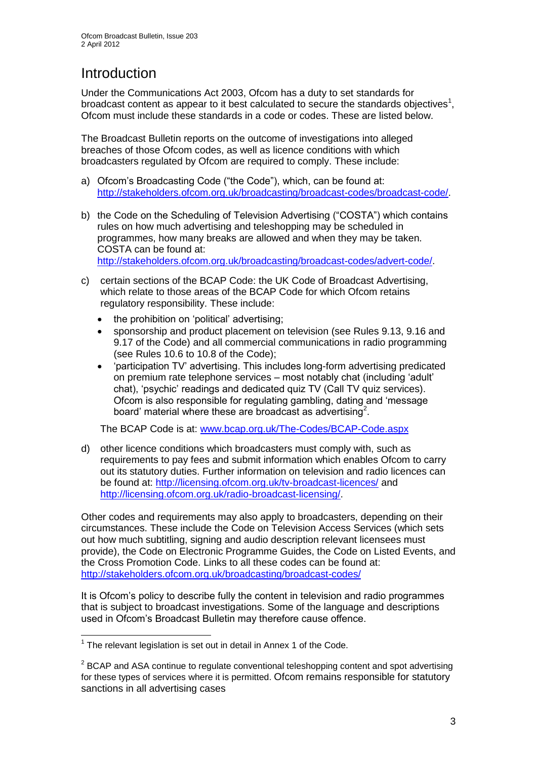# Introduction

Under the Communications Act 2003, Ofcom has a duty to set standards for broadcast content as appear to it best calculated to secure the standards objectives[1], Ofcom must include these standards in a code or codes. These are listed below.

The Broadcast Bulletin reports on the outcome of investigations into alleged breaches of those Ofcom codes, as well as licence conditions with which broadcasters regulated by Ofcom are required to comply. These include:

a) Ofcom's Broadcasting Code ("the Code"), which, can be found at: http://stakeholders.ofcom.org.uk/broadcasting/broadcast-codes/broadcast-code/.

b) the Code on the Scheduling of Television Advertising ("COSTA") which contains rules on how much advertising and teleshopping may be scheduled in programmes, how many breaks are allowed and when they may be taken. COSTA can be found at: http://stakeholders.ofcom.org.uk/broadcasting/broadcast-codes/advert-code/.

c) certain sections of the BCAP Code: the UK Code of Broadcast Advertising, which relate to those areas of the BCAP Code for which Ofcom retains regulatory responsibility. These include:

- the prohibition on 'political' advertising;
- sponsorship and product placement on television (see Rules 9.13, 9.16 and 9.17 of the Code) and all commercial communications in radio programming (see Rules 10.6 to 10.8 of the Code);
- 'participation TV' advertising. This includes long-form advertising predicated on premium rate telephone services – most notably chat (including 'adult' chat), 'psychic' readings and dedicated quiz TV (Call TV quiz services). Ofcom is also responsible for regulating gambling, dating and 'message board' material where these are broadcast as advertising[2].

The BCAP Code is at: www.bcap.org.uk/The-Codes/BCAP-Code.aspx

d) other licence conditions which broadcasters must comply with, such as requirements to pay fees and submit information which enables Ofcom to carry out its statutory duties. Further information on television and radio licences can be found at: http://licensing.ofcom.org.uk/tv-broadcast-licences/ and http://licensing.ofcom.org.uk/radio-broadcast-licensing/.

Other codes and requirements may also apply to broadcasters, depending on their circumstances. These include the Code on Television Access Services (which sets out how much subtitling, signing and audio description relevant licensees must provide), the Code on Electronic Programme Guides, the Code on Listed Events, and the Cross Promotion Code. Links to all these codes can be found at: http://stakeholders.ofcom.org.uk/broadcasting/broadcast-codes/

It is Ofcom's policy to describe fully the content in television and radio programmes that is subject to broadcast investigations. Some of the language and descriptions used in Ofcom's Broadcast Bulletin may therefore cause offence.

---

[1] The relevant legislation is set out in detail in Annex 1 of the Code.

[2] BCAP and ASA continue to regulate conventional teleshopping content and spot advertising for these types of services where it is permitted. Ofcom remains responsible for statutory sanctions in all advertising cases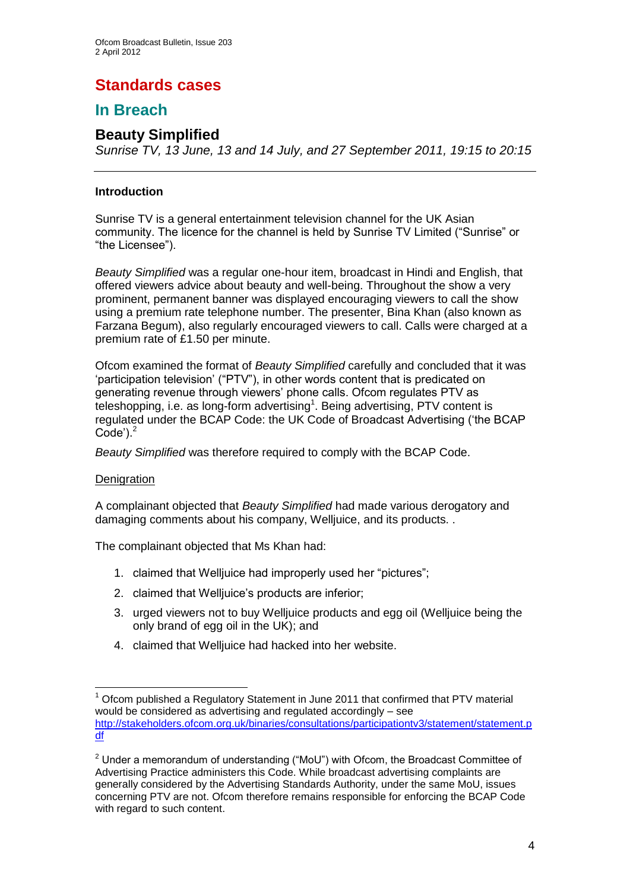# Standards cases

## In Breach

### Beauty Simplified

*Sunrise TV, 13 June, 13 and 14 July, and 27 September 2011, 19:15 to 20:15*

---

**Introduction**

Sunrise TV is a general entertainment television channel for the UK Asian community. The licence for the channel is held by Sunrise TV Limited ("Sunrise" or "the Licensee").

*Beauty Simplified* was a regular one-hour item, broadcast in Hindi and English, that offered viewers advice about beauty and well-being. Throughout the show a very prominent, permanent banner was displayed encouraging viewers to call the show using a premium rate telephone number. The presenter, Bina Khan (also known as Farzana Begum), also regularly encouraged viewers to call. Calls were charged at a premium rate of £1.50 per minute.

Ofcom examined the format of *Beauty Simplified* carefully and concluded that it was 'participation television' ("PTV"), in other words content that is predicated on generating revenue through viewers' phone calls. Ofcom regulates PTV as teleshopping, i.e. as long-form advertising[1]. Being advertising, PTV content is regulated under the BCAP Code: the UK Code of Broadcast Advertising ('the BCAP Code').[2]

*Beauty Simplified* was therefore required to comply with the BCAP Code.

Denigration

A complainant objected that *Beauty Simplified* had made various derogatory and damaging comments about his company, Welljuice, and its products. .

The complainant objected that Ms Khan had:

1. claimed that Welljuice had improperly used her "pictures";
2. claimed that Welljuice's products are inferior;
3. urged viewers not to buy Welljuice products and egg oil (Welljuice being the only brand of egg oil in the UK); and
4. claimed that Welljuice had hacked into her website.

---

[1] Ofcom published a Regulatory Statement in June 2011 that confirmed that PTV material would be considered as advertising and regulated accordingly – see http://stakeholders.ofcom.org.uk/binaries/consultations/participationtv3/statement/statement.pdf

[2] Under a memorandum of understanding ("MoU") with Ofcom, the Broadcast Committee of Advertising Practice administers this Code. While broadcast advertising complaints are generally considered by the Advertising Standards Authority, under the same MoU, issues concerning PTV are not. Ofcom therefore remains responsible for enforcing the BCAP Code with regard to such content.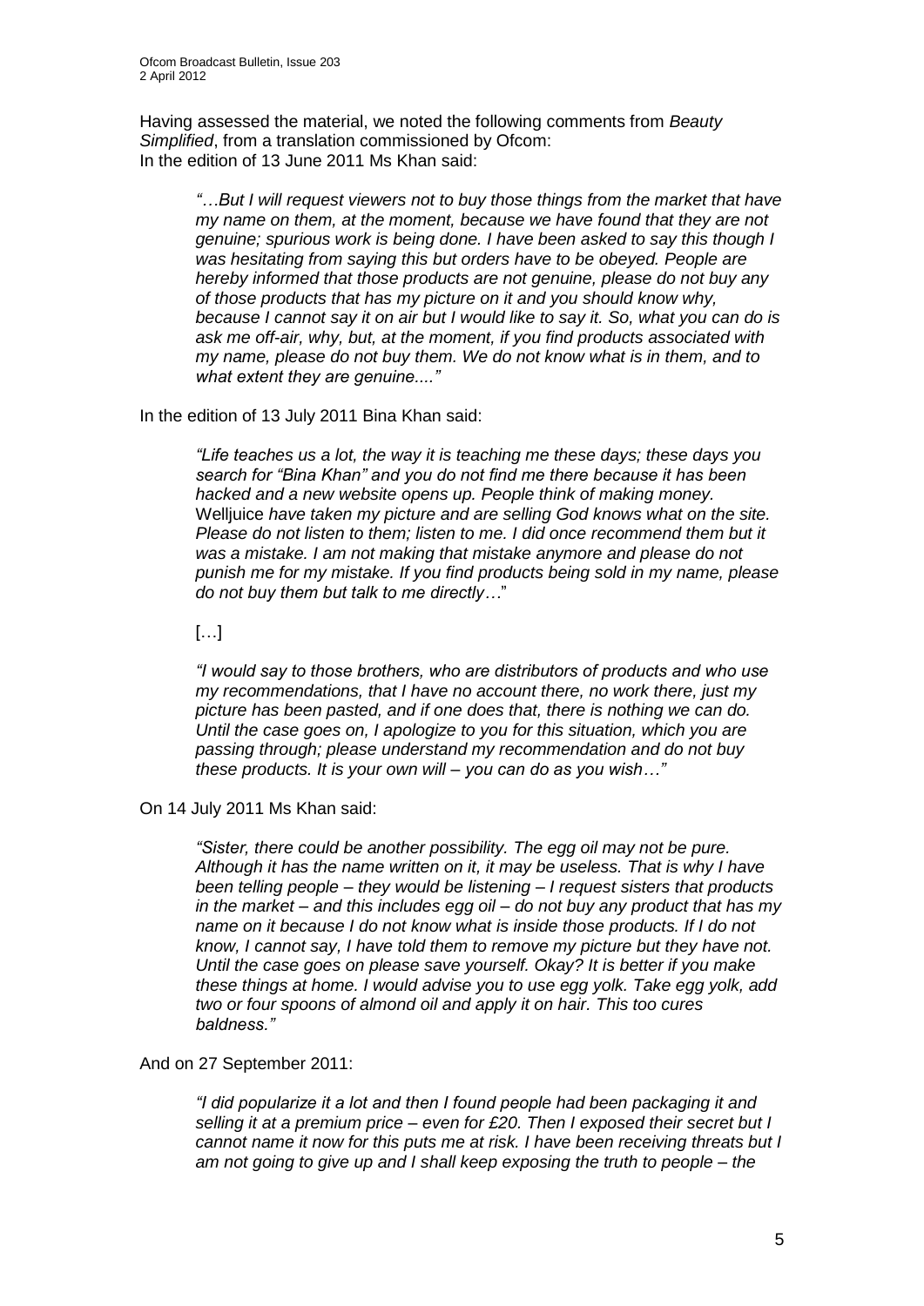Having assessed the material, we noted the following comments from *Beauty Simplified*, from a translation commissioned by Ofcom:
In the edition of 13 June 2011 Ms Khan said:

> *"…But I will request viewers not to buy those things from the market that have my name on them, at the moment, because we have found that they are not genuine; spurious work is being done. I have been asked to say this though I was hesitating from saying this but orders have to be obeyed. People are hereby informed that those products are not genuine, please do not buy any of those products that has my picture on it and you should know why, because I cannot say it on air but I would like to say it. So, what you can do is ask me off-air, why, but, at the moment, if you find products associated with my name, please do not buy them. We do not know what is in them, and to what extent they are genuine...."*

In the edition of 13 July 2011 Bina Khan said:

> *"Life teaches us a lot, the way it is teaching me these days; these days you search for "Bina Khan" and you do not find me there because it has been hacked and a new website opens up. People think of making money.* Welljuice *have taken my picture and are selling God knows what on the site. Please do not listen to them; listen to me. I did once recommend them but it was a mistake. I am not making that mistake anymore and please do not punish me for my mistake. If you find products being sold in my name, please do not buy them but talk to me directly…*"
>
> […]
>
> *"I would say to those brothers, who are distributors of products and who use my recommendations, that I have no account there, no work there, just my picture has been pasted, and if one does that, there is nothing we can do. Until the case goes on, I apologize to you for this situation, which you are passing through; please understand my recommendation and do not buy these products. It is your own will – you can do as you wish…"*

On 14 July 2011 Ms Khan said:

> *"Sister, there could be another possibility. The egg oil may not be pure. Although it has the name written on it, it may be useless. That is why I have been telling people – they would be listening – I request sisters that products in the market – and this includes egg oil – do not buy any product that has my name on it because I do not know what is inside those products. If I do not know, I cannot say, I have told them to remove my picture but they have not. Until the case goes on please save yourself. Okay? It is better if you make these things at home. I would advise you to use egg yolk. Take egg yolk, add two or four spoons of almond oil and apply it on hair. This too cures baldness."*

And on 27 September 2011:

> *"I did popularize it a lot and then I found people had been packaging it and selling it at a premium price – even for £20. Then I exposed their secret but I cannot name it now for this puts me at risk. I have been receiving threats but I am not going to give up and I shall keep exposing the truth to people – the*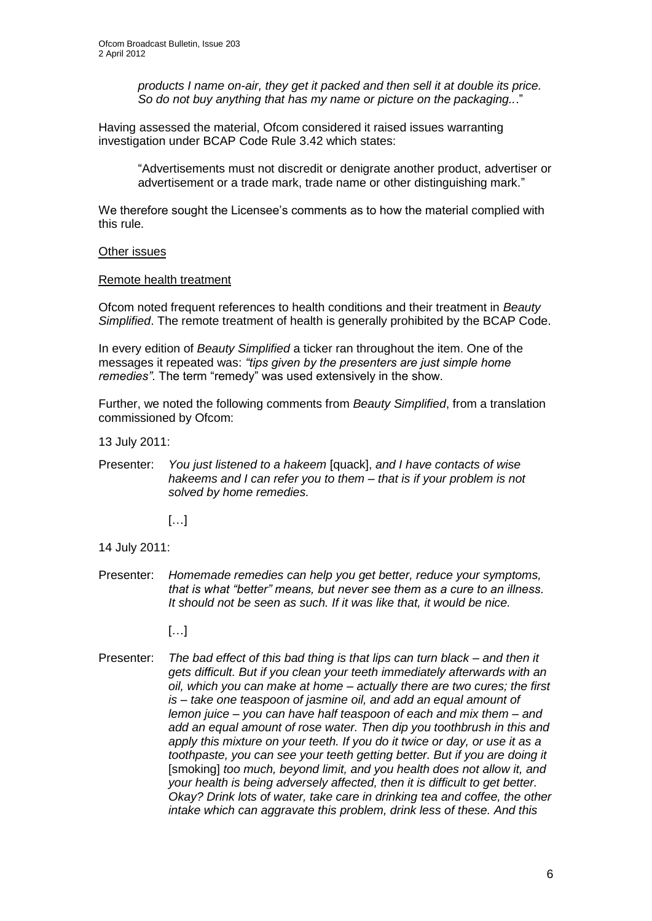*products I name on-air, they get it packed and then sell it at double its price. So do not buy anything that has my name or picture on the packaging..*."

Having assessed the material, Ofcom considered it raised issues warranting investigation under BCAP Code Rule 3.42 which states:

> "Advertisements must not discredit or denigrate another product, advertiser or advertisement or a trade mark, trade name or other distinguishing mark."

We therefore sought the Licensee's comments as to how the material complied with this rule.

Other issues

Remote health treatment

Ofcom noted frequent references to health conditions and their treatment in *Beauty Simplified*. The remote treatment of health is generally prohibited by the BCAP Code.

In every edition of *Beauty Simplified* a ticker ran throughout the item. One of the messages it repeated was: *"tips given by the presenters are just simple home remedies"*. The term "remedy" was used extensively in the show.

Further, we noted the following comments from *Beauty Simplified*, from a translation commissioned by Ofcom:

13 July 2011:

Presenter: *You just listened to a hakeem* [quack], *and I have contacts of wise hakeems and I can refer you to them – that is if your problem is not solved by home remedies.*

[…]

14 July 2011:

Presenter: *Homemade remedies can help you get better, reduce your symptoms, that is what "better" means, but never see them as a cure to an illness. It should not be seen as such. If it was like that, it would be nice.*

[…]

Presenter: *The bad effect of this bad thing is that lips can turn black – and then it gets difficult. But if you clean your teeth immediately afterwards with an oil, which you can make at home – actually there are two cures; the first is – take one teaspoon of jasmine oil, and add an equal amount of lemon juice – you can have half teaspoon of each and mix them – and add an equal amount of rose water. Then dip you toothbrush in this and apply this mixture on your teeth. If you do it twice or day, or use it as a toothpaste, you can see your teeth getting better. But if you are doing it* [smoking] *too much, beyond limit, and you health does not allow it, and your health is being adversely affected, then it is difficult to get better. Okay? Drink lots of water, take care in drinking tea and coffee, the other intake which can aggravate this problem, drink less of these. And this*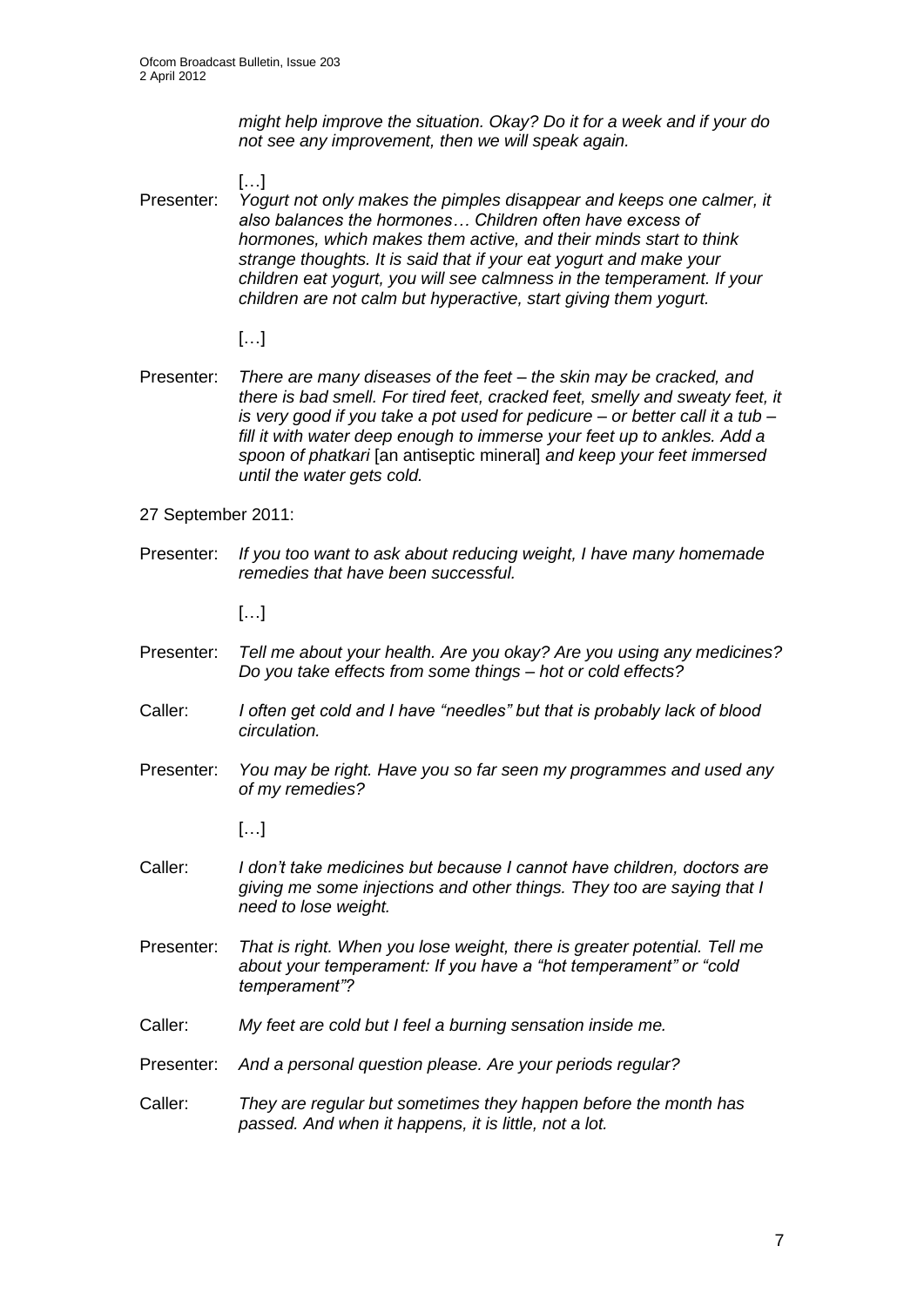*might help improve the situation. Okay? Do it for a week and if your do not see any improvement, then we will speak again.*

[…]

Presenter: *Yogurt not only makes the pimples disappear and keeps one calmer, it also balances the hormones… Children often have excess of hormones, which makes them active, and their minds start to think strange thoughts. It is said that if your eat yogurt and make your children eat yogurt, you will see calmness in the temperament. If your children are not calm but hyperactive, start giving them yogurt.*

[…]

Presenter: *There are many diseases of the feet – the skin may be cracked, and there is bad smell. For tired feet, cracked feet, smelly and sweaty feet, it is very good if you take a pot used for pedicure – or better call it a tub – fill it with water deep enough to immerse your feet up to ankles. Add a spoon of phatkari* [an antiseptic mineral] *and keep your feet immersed until the water gets cold.*

27 September 2011:

Presenter: *If you too want to ask about reducing weight, I have many homemade remedies that have been successful.*

[…]

Presenter: *Tell me about your health. Are you okay? Are you using any medicines? Do you take effects from some things – hot or cold effects?*

Caller: *I often get cold and I have "needles" but that is probably lack of blood circulation.*

Presenter: *You may be right. Have you so far seen my programmes and used any of my remedies?*

[…]

Caller: *I don't take medicines but because I cannot have children, doctors are giving me some injections and other things. They too are saying that I need to lose weight.*

Presenter: *That is right. When you lose weight, there is greater potential. Tell me about your temperament: If you have a "hot temperament" or "cold temperament"?*

Caller: *My feet are cold but I feel a burning sensation inside me.*

Presenter: *And a personal question please. Are your periods regular?*

Caller: *They are regular but sometimes they happen before the month has passed. And when it happens, it is little, not a lot.*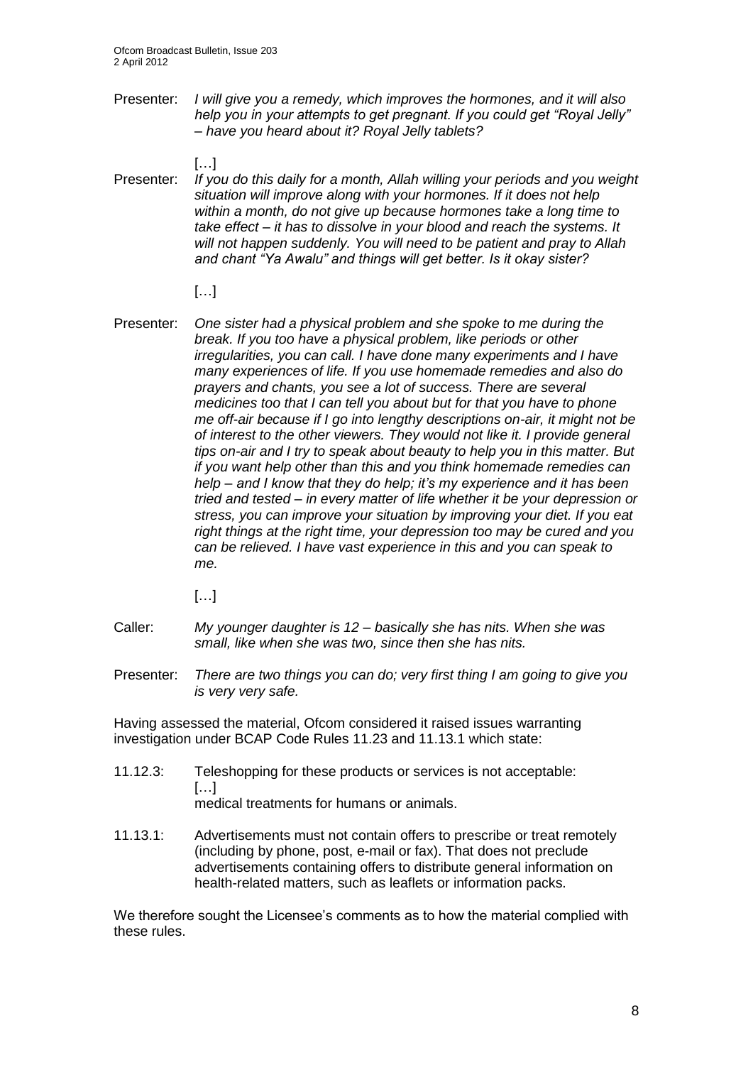Presenter: *I will give you a remedy, which improves the hormones, and it will also help you in your attempts to get pregnant. If you could get "Royal Jelly" – have you heard about it? Royal Jelly tablets?*

[…]

Presenter: *If you do this daily for a month, Allah willing your periods and you weight situation will improve along with your hormones. If it does not help within a month, do not give up because hormones take a long time to take effect – it has to dissolve in your blood and reach the systems. It will not happen suddenly. You will need to be patient and pray to Allah and chant "Ya Awalu" and things will get better. Is it okay sister?*

[…]

Presenter: *One sister had a physical problem and she spoke to me during the break. If you too have a physical problem, like periods or other irregularities, you can call. I have done many experiments and I have many experiences of life. If you use homemade remedies and also do prayers and chants, you see a lot of success. There are several medicines too that I can tell you about but for that you have to phone me off-air because if I go into lengthy descriptions on-air, it might not be of interest to the other viewers. They would not like it. I provide general tips on-air and I try to speak about beauty to help you in this matter. But if you want help other than this and you think homemade remedies can help – and I know that they do help; it's my experience and it has been tried and tested – in every matter of life whether it be your depression or stress, you can improve your situation by improving your diet. If you eat right things at the right time, your depression too may be cured and you can be relieved. I have vast experience in this and you can speak to me.*

[…]

Caller: *My younger daughter is 12 – basically she has nits. When she was small, like when she was two, since then she has nits.*

Presenter: *There are two things you can do; very first thing I am going to give you is very very safe.*

Having assessed the material, Ofcom considered it raised issues warranting investigation under BCAP Code Rules 11.23 and 11.13.1 which state:

11.12.3: Teleshopping for these products or services is not acceptable:
[…]
medical treatments for humans or animals.

11.13.1: Advertisements must not contain offers to prescribe or treat remotely (including by phone, post, e-mail or fax). That does not preclude advertisements containing offers to distribute general information on health-related matters, such as leaflets or information packs.

We therefore sought the Licensee's comments as to how the material complied with these rules.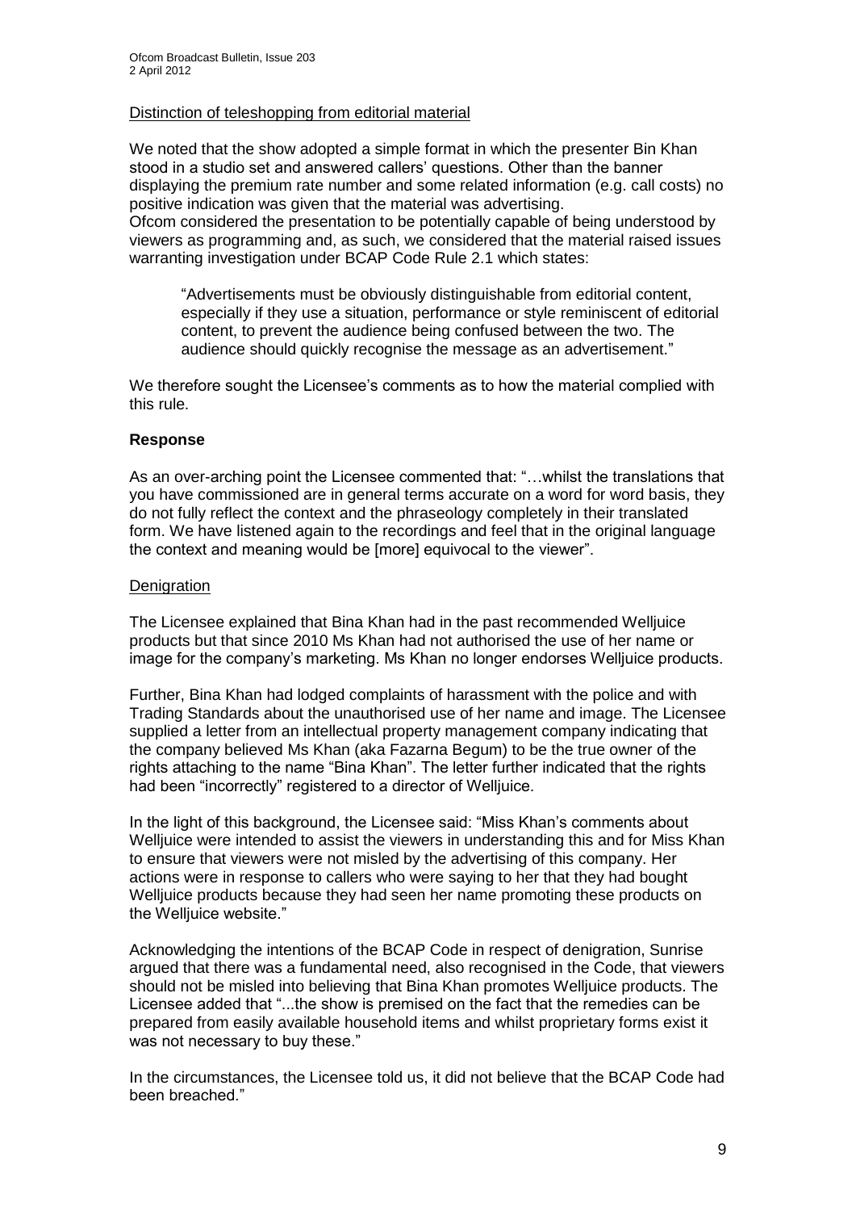Distinction of teleshopping from editorial material

We noted that the show adopted a simple format in which the presenter Bin Khan stood in a studio set and answered callers' questions. Other than the banner displaying the premium rate number and some related information (e.g. call costs) no positive indication was given that the material was advertising.
Ofcom considered the presentation to be potentially capable of being understood by viewers as programming and, as such, we considered that the material raised issues warranting investigation under BCAP Code Rule 2.1 which states:

> "Advertisements must be obviously distinguishable from editorial content, especially if they use a situation, performance or style reminiscent of editorial content, to prevent the audience being confused between the two. The audience should quickly recognise the message as an advertisement."

We therefore sought the Licensee's comments as to how the material complied with this rule.

**Response**

As an over-arching point the Licensee commented that: "…whilst the translations that you have commissioned are in general terms accurate on a word for word basis, they do not fully reflect the context and the phraseology completely in their translated form. We have listened again to the recordings and feel that in the original language the context and meaning would be [more] equivocal to the viewer".

Denigration

The Licensee explained that Bina Khan had in the past recommended Welljuice products but that since 2010 Ms Khan had not authorised the use of her name or image for the company's marketing. Ms Khan no longer endorses Welljuice products.

Further, Bina Khan had lodged complaints of harassment with the police and with Trading Standards about the unauthorised use of her name and image. The Licensee supplied a letter from an intellectual property management company indicating that the company believed Ms Khan (aka Fazarna Begum) to be the true owner of the rights attaching to the name "Bina Khan". The letter further indicated that the rights had been "incorrectly" registered to a director of Welljuice.

In the light of this background, the Licensee said: "Miss Khan's comments about Welljuice were intended to assist the viewers in understanding this and for Miss Khan to ensure that viewers were not misled by the advertising of this company. Her actions were in response to callers who were saying to her that they had bought Welljuice products because they had seen her name promoting these products on the Welljuice website."

Acknowledging the intentions of the BCAP Code in respect of denigration, Sunrise argued that there was a fundamental need, also recognised in the Code, that viewers should not be misled into believing that Bina Khan promotes Welljuice products. The Licensee added that "...the show is premised on the fact that the remedies can be prepared from easily available household items and whilst proprietary forms exist it was not necessary to buy these."

In the circumstances, the Licensee told us, it did not believe that the BCAP Code had been breached."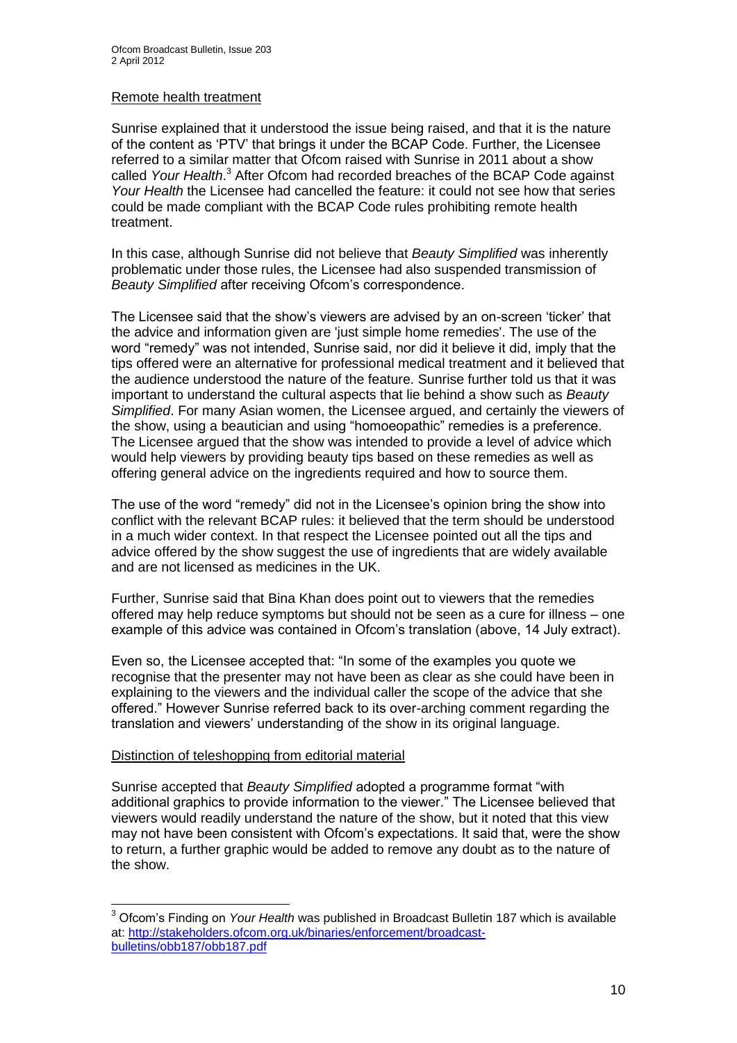Remote health treatment

Sunrise explained that it understood the issue being raised, and that it is the nature of the content as 'PTV' that brings it under the BCAP Code. Further, the Licensee referred to a similar matter that Ofcom raised with Sunrise in 2011 about a show called *Your Health*.[3] After Ofcom had recorded breaches of the BCAP Code against *Your Health* the Licensee had cancelled the feature: it could not see how that series could be made compliant with the BCAP Code rules prohibiting remote health treatment.

In this case, although Sunrise did not believe that *Beauty Simplified* was inherently problematic under those rules, the Licensee had also suspended transmission of *Beauty Simplified* after receiving Ofcom's correspondence.

The Licensee said that the show's viewers are advised by an on-screen 'ticker' that the advice and information given are 'just simple home remedies'. The use of the word "remedy" was not intended, Sunrise said, nor did it believe it did, imply that the tips offered were an alternative for professional medical treatment and it believed that the audience understood the nature of the feature. Sunrise further told us that it was important to understand the cultural aspects that lie behind a show such as *Beauty Simplified*. For many Asian women, the Licensee argued, and certainly the viewers of the show, using a beautician and using "homoeopathic" remedies is a preference. The Licensee argued that the show was intended to provide a level of advice which would help viewers by providing beauty tips based on these remedies as well as offering general advice on the ingredients required and how to source them.

The use of the word "remedy" did not in the Licensee's opinion bring the show into conflict with the relevant BCAP rules: it believed that the term should be understood in a much wider context. In that respect the Licensee pointed out all the tips and advice offered by the show suggest the use of ingredients that are widely available and are not licensed as medicines in the UK.

Further, Sunrise said that Bina Khan does point out to viewers that the remedies offered may help reduce symptoms but should not be seen as a cure for illness – one example of this advice was contained in Ofcom's translation (above, 14 July extract).

Even so, the Licensee accepted that: "In some of the examples you quote we recognise that the presenter may not have been as clear as she could have been in explaining to the viewers and the individual caller the scope of the advice that she offered." However Sunrise referred back to its over-arching comment regarding the translation and viewers' understanding of the show in its original language.

Distinction of teleshopping from editorial material

Sunrise accepted that *Beauty Simplified* adopted a programme format "with additional graphics to provide information to the viewer." The Licensee believed that viewers would readily understand the nature of the show, but it noted that this view may not have been consistent with Ofcom's expectations. It said that, were the show to return, a further graphic would be added to remove any doubt as to the nature of the show.

[3] Ofcom's Finding on *Your Health* was published in Broadcast Bulletin 187 which is available at: http://stakeholders.ofcom.org.uk/binaries/enforcement/broadcast-bulletins/obb187/obb187.pdf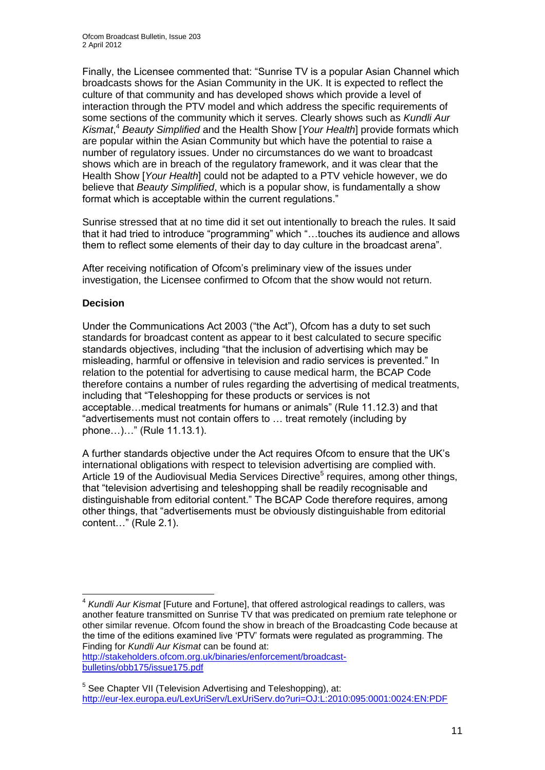Finally, the Licensee commented that: "Sunrise TV is a popular Asian Channel which broadcasts shows for the Asian Community in the UK. It is expected to reflect the culture of that community and has developed shows which provide a level of interaction through the PTV model and which address the specific requirements of some sections of the community which it serves. Clearly shows such as *Kundli Aur Kismat*,[4] *Beauty Simplified* and the Health Show [*Your Health*] provide formats which are popular within the Asian Community but which have the potential to raise a number of regulatory issues. Under no circumstances do we want to broadcast shows which are in breach of the regulatory framework, and it was clear that the Health Show [*Your Health*] could not be adapted to a PTV vehicle however, we do believe that *Beauty Simplified*, which is a popular show, is fundamentally a show format which is acceptable within the current regulations."

Sunrise stressed that at no time did it set out intentionally to breach the rules. It said that it had tried to introduce "programming" which "…touches its audience and allows them to reflect some elements of their day to day culture in the broadcast arena".

After receiving notification of Ofcom's preliminary view of the issues under investigation, the Licensee confirmed to Ofcom that the show would not return.

**Decision**

Under the Communications Act 2003 ("the Act"), Ofcom has a duty to set such standards for broadcast content as appear to it best calculated to secure specific standards objectives, including "that the inclusion of advertising which may be misleading, harmful or offensive in television and radio services is prevented." In relation to the potential for advertising to cause medical harm, the BCAP Code therefore contains a number of rules regarding the advertising of medical treatments, including that "Teleshopping for these products or services is not acceptable…medical treatments for humans or animals" (Rule 11.12.3) and that "advertisements must not contain offers to … treat remotely (including by phone…)…" (Rule 11.13.1).

A further standards objective under the Act requires Ofcom to ensure that the UK's international obligations with respect to television advertising are complied with. Article 19 of the Audiovisual Media Services Directive[5] requires, among other things, that "television advertising and teleshopping shall be readily recognisable and distinguishable from editorial content." The BCAP Code therefore requires, among other things, that "advertisements must be obviously distinguishable from editorial content…" (Rule 2.1).

---

[4] *Kundli Aur Kismat* [Future and Fortune], that offered astrological readings to callers, was another feature transmitted on Sunrise TV that was predicated on premium rate telephone or other similar revenue. Ofcom found the show in breach of the Broadcasting Code because at the time of the editions examined live 'PTV' formats were regulated as programming. The Finding for *Kundli Aur Kismat* can be found at: http://stakeholders.ofcom.org.uk/binaries/enforcement/broadcast-bulletins/obb175/issue175.pdf

[5] See Chapter VII (Television Advertising and Teleshopping), at: http://eur-lex.europa.eu/LexUriServ/LexUriServ.do?uri=OJ:L:2010:095:0001:0024:EN:PDF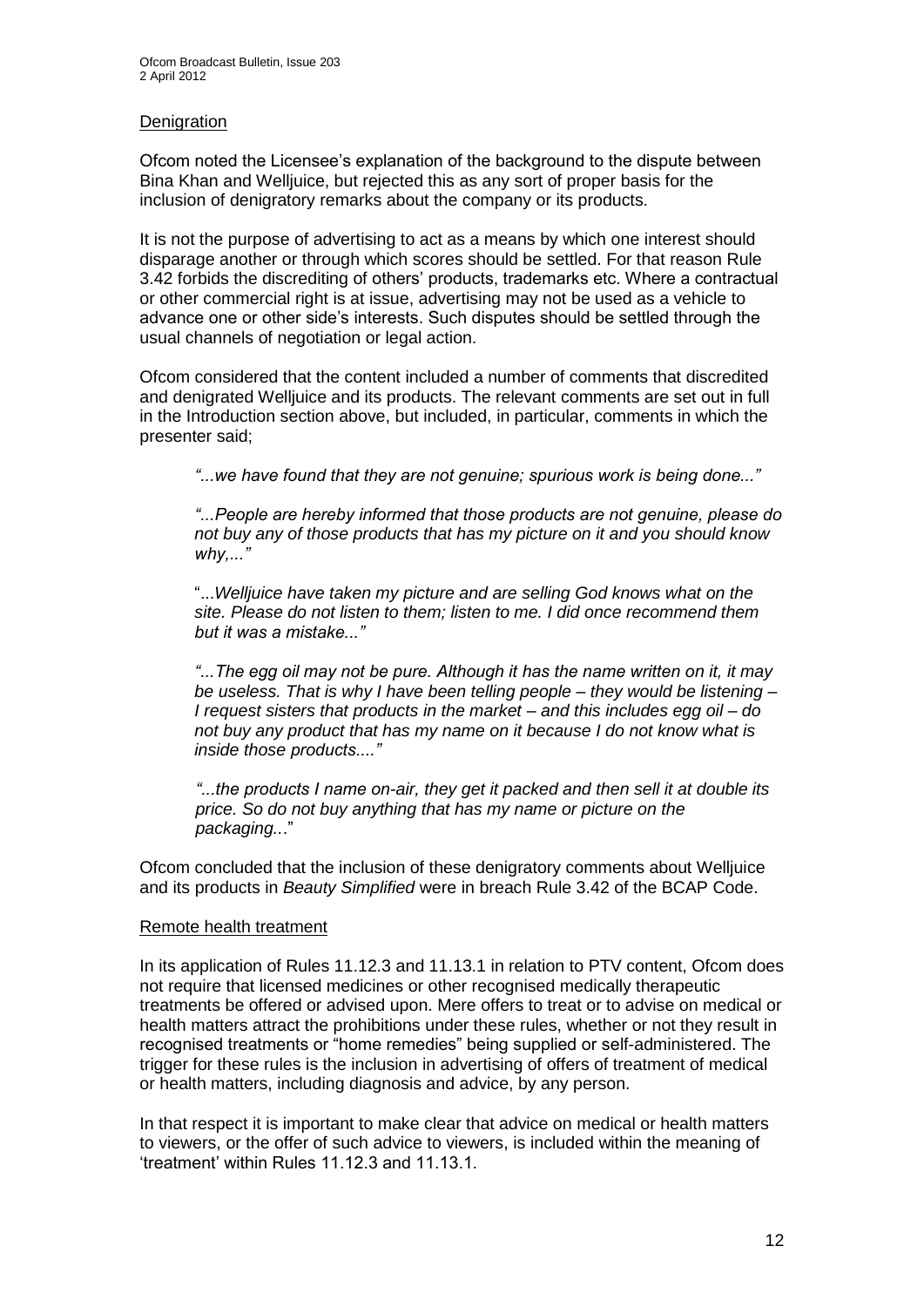Denigration

Ofcom noted the Licensee's explanation of the background to the dispute between Bina Khan and Welljuice, but rejected this as any sort of proper basis for the inclusion of denigratory remarks about the company or its products.

It is not the purpose of advertising to act as a means by which one interest should disparage another or through which scores should be settled. For that reason Rule 3.42 forbids the discrediting of others' products, trademarks etc. Where a contractual or other commercial right is at issue, advertising may not be used as a vehicle to advance one or other side's interests. Such disputes should be settled through the usual channels of negotiation or legal action.

Ofcom considered that the content included a number of comments that discredited and denigrated Welljuice and its products. The relevant comments are set out in full in the Introduction section above, but included, in particular, comments in which the presenter said;

> *"...we have found that they are not genuine; spurious work is being done..."*
>
> *"...People are hereby informed that those products are not genuine, please do not buy any of those products that has my picture on it and you should know why,..."*
>
> "*...Welljuice have taken my picture and are selling God knows what on the site. Please do not listen to them; listen to me. I did once recommend them but it was a mistake..."*
>
> *"...The egg oil may not be pure. Although it has the name written on it, it may be useless. That is why I have been telling people – they would be listening – I request sisters that products in the market – and this includes egg oil – do not buy any product that has my name on it because I do not know what is inside those products...."*
>
> *"...the products I name on-air, they get it packed and then sell it at double its price. So do not buy anything that has my name or picture on the packaging..*."

Ofcom concluded that the inclusion of these denigratory comments about Welljuice and its products in *Beauty Simplified* were in breach Rule 3.42 of the BCAP Code.

Remote health treatment

In its application of Rules 11.12.3 and 11.13.1 in relation to PTV content, Ofcom does not require that licensed medicines or other recognised medically therapeutic treatments be offered or advised upon. Mere offers to treat or to advise on medical or health matters attract the prohibitions under these rules, whether or not they result in recognised treatments or "home remedies" being supplied or self-administered. The trigger for these rules is the inclusion in advertising of offers of treatment of medical or health matters, including diagnosis and advice, by any person.

In that respect it is important to make clear that advice on medical or health matters to viewers, or the offer of such advice to viewers, is included within the meaning of 'treatment' within Rules 11.12.3 and 11.13.1.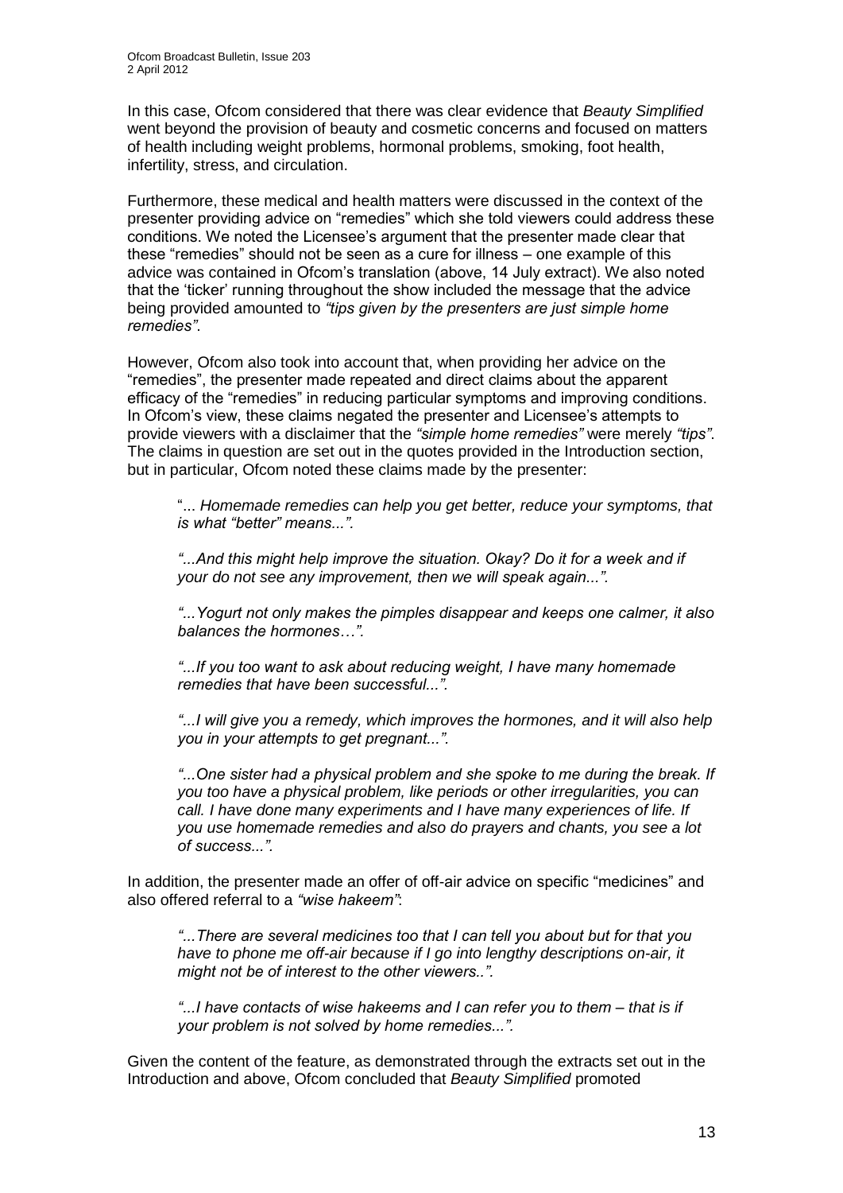In this case, Ofcom considered that there was clear evidence that *Beauty Simplified* went beyond the provision of beauty and cosmetic concerns and focused on matters of health including weight problems, hormonal problems, smoking, foot health, infertility, stress, and circulation.

Furthermore, these medical and health matters were discussed in the context of the presenter providing advice on "remedies" which she told viewers could address these conditions. We noted the Licensee's argument that the presenter made clear that these "remedies" should not be seen as a cure for illness – one example of this advice was contained in Ofcom's translation (above, 14 July extract). We also noted that the 'ticker' running throughout the show included the message that the advice being provided amounted to *"tips given by the presenters are just simple home remedies"*.

However, Ofcom also took into account that, when providing her advice on the "remedies", the presenter made repeated and direct claims about the apparent efficacy of the "remedies" in reducing particular symptoms and improving conditions. In Ofcom's view, these claims negated the presenter and Licensee's attempts to provide viewers with a disclaimer that the *"simple home remedies"* were merely *"tips"*. The claims in question are set out in the quotes provided in the Introduction section, but in particular, Ofcom noted these claims made by the presenter:

> "*... Homemade remedies can help you get better, reduce your symptoms, that is what "better" means...".*
>
> *"...And this might help improve the situation. Okay? Do it for a week and if your do not see any improvement, then we will speak again...".*
>
> *"...Yogurt not only makes the pimples disappear and keeps one calmer, it also balances the hormones…".*
>
> *"...If you too want to ask about reducing weight, I have many homemade remedies that have been successful...".*
>
> *"...I will give you a remedy, which improves the hormones, and it will also help you in your attempts to get pregnant...".*
>
> *"...One sister had a physical problem and she spoke to me during the break. If you too have a physical problem, like periods or other irregularities, you can call. I have done many experiments and I have many experiences of life. If you use homemade remedies and also do prayers and chants, you see a lot of success...".*

In addition, the presenter made an offer of off-air advice on specific "medicines" and also offered referral to a *"wise hakeem"*:

> *"...There are several medicines too that I can tell you about but for that you have to phone me off-air because if I go into lengthy descriptions on-air, it might not be of interest to the other viewers..".*
>
> *"...I have contacts of wise hakeems and I can refer you to them – that is if your problem is not solved by home remedies...".*

Given the content of the feature, as demonstrated through the extracts set out in the Introduction and above, Ofcom concluded that *Beauty Simplified* promoted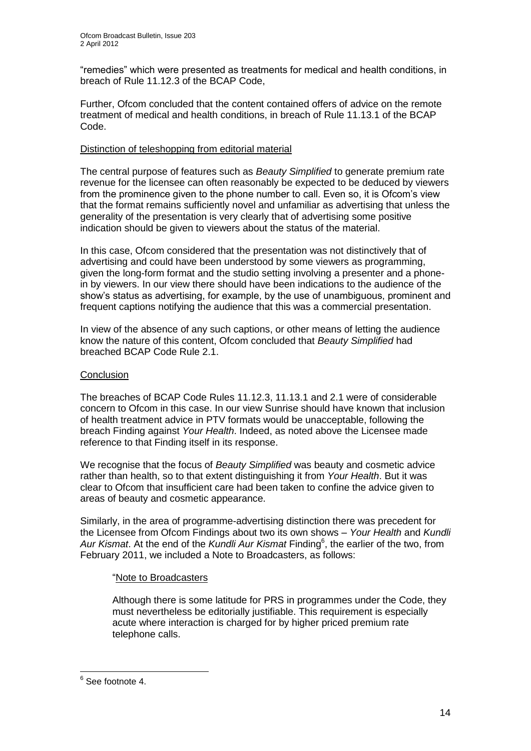"remedies" which were presented as treatments for medical and health conditions, in breach of Rule 11.12.3 of the BCAP Code,

Further, Ofcom concluded that the content contained offers of advice on the remote treatment of medical and health conditions, in breach of Rule 11.13.1 of the BCAP Code.

<u>Distinction of teleshopping from editorial material</u>

The central purpose of features such as *Beauty Simplified* to generate premium rate revenue for the licensee can often reasonably be expected to be deduced by viewers from the prominence given to the phone number to call. Even so, it is Ofcom's view that the format remains sufficiently novel and unfamiliar as advertising that unless the generality of the presentation is very clearly that of advertising some positive indication should be given to viewers about the status of the material.

In this case, Ofcom considered that the presentation was not distinctively that of advertising and could have been understood by some viewers as programming, given the long-form format and the studio setting involving a presenter and a phone-in by viewers. In our view there should have been indications to the audience of the show's status as advertising, for example, by the use of unambiguous, prominent and frequent captions notifying the audience that this was a commercial presentation.

In view of the absence of any such captions, or other means of letting the audience know the nature of this content, Ofcom concluded that *Beauty Simplified* had breached BCAP Code Rule 2.1.

<u>Conclusion</u>

The breaches of BCAP Code Rules 11.12.3, 11.13.1 and 2.1 were of considerable concern to Ofcom in this case. In our view Sunrise should have known that inclusion of health treatment advice in PTV formats would be unacceptable, following the breach Finding against *Your Health*. Indeed, as noted above the Licensee made reference to that Finding itself in its response.

We recognise that the focus of *Beauty Simplified* was beauty and cosmetic advice rather than health, so to that extent distinguishing it from *Your Health*. But it was clear to Ofcom that insufficient care had been taken to confine the advice given to areas of beauty and cosmetic appearance.

Similarly, in the area of programme-advertising distinction there was precedent for the Licensee from Ofcom Findings about two its own shows – *Your Health* and *Kundli Aur Kismat*. At the end of the *Kundli Aur Kismat* Finding[6], the earlier of the two, from February 2011, we included a Note to Broadcasters, as follows:

> "<u>Note to Broadcasters</u>
>
> Although there is some latitude for PRS in programmes under the Code, they must nevertheless be editorially justifiable. This requirement is especially acute where interaction is charged for by higher priced premium rate telephone calls.

---

[6] See footnote 4.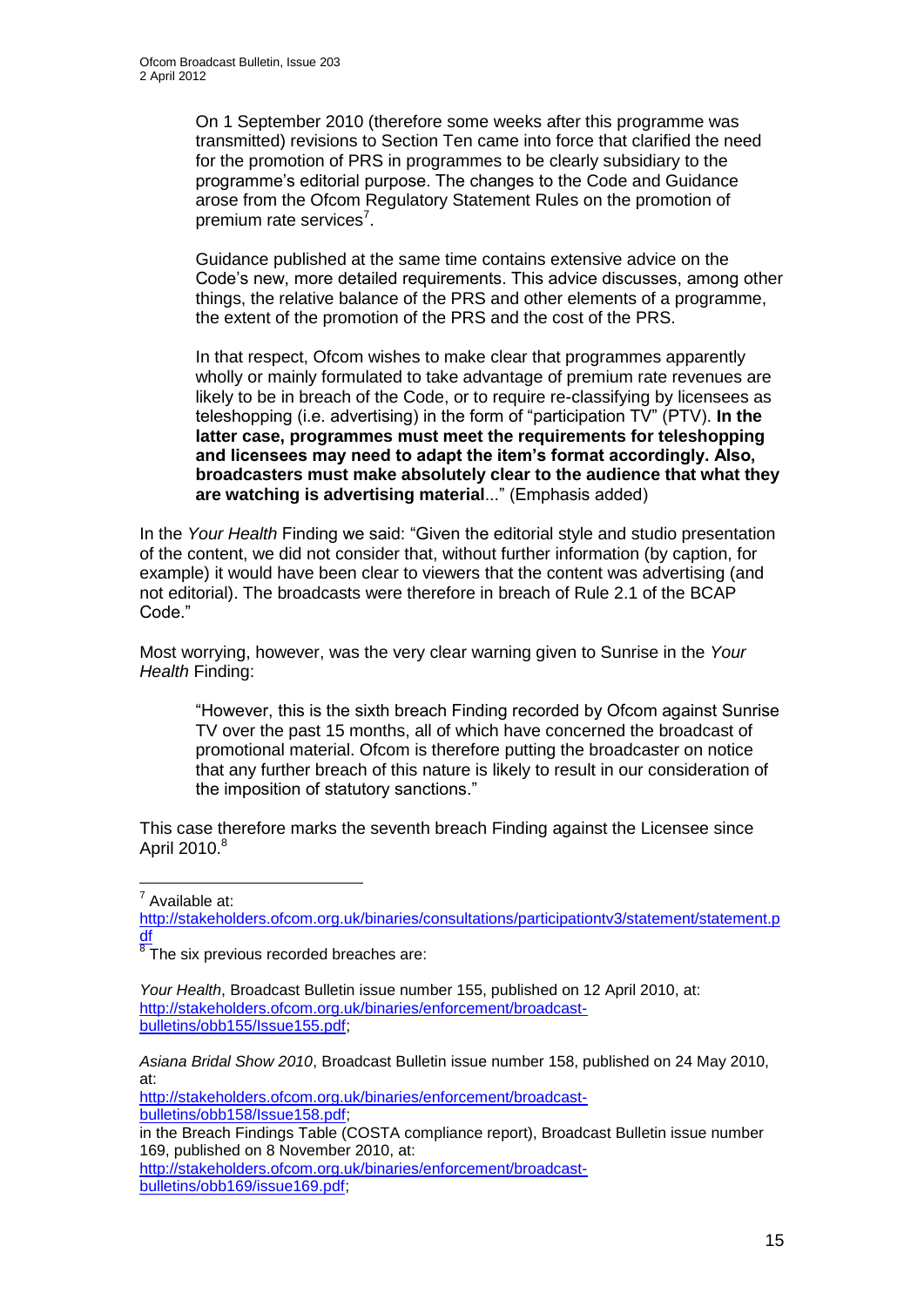> On 1 September 2010 (therefore some weeks after this programme was transmitted) revisions to Section Ten came into force that clarified the need for the promotion of PRS in programmes to be clearly subsidiary to the programme's editorial purpose. The changes to the Code and Guidance arose from the Ofcom Regulatory Statement Rules on the promotion of premium rate services[7].
>
> Guidance published at the same time contains extensive advice on the Code's new, more detailed requirements. This advice discusses, among other things, the relative balance of the PRS and other elements of a programme, the extent of the promotion of the PRS and the cost of the PRS.
>
> In that respect, Ofcom wishes to make clear that programmes apparently wholly or mainly formulated to take advantage of premium rate revenues are likely to be in breach of the Code, or to require re-classifying by licensees as teleshopping (i.e. advertising) in the form of "participation TV" (PTV). **In the latter case, programmes must meet the requirements for teleshopping and licensees may need to adapt the item's format accordingly. Also, broadcasters must make absolutely clear to the audience that what they are watching is advertising material**..." (Emphasis added)

In the *Your Health* Finding we said: "Given the editorial style and studio presentation of the content, we did not consider that, without further information (by caption, for example) it would have been clear to viewers that the content was advertising (and not editorial). The broadcasts were therefore in breach of Rule 2.1 of the BCAP Code."

Most worrying, however, was the very clear warning given to Sunrise in the *Your Health* Finding:

> "However, this is the sixth breach Finding recorded by Ofcom against Sunrise TV over the past 15 months, all of which have concerned the broadcast of promotional material. Ofcom is therefore putting the broadcaster on notice that any further breach of this nature is likely to result in our consideration of the imposition of statutory sanctions."

This case therefore marks the seventh breach Finding against the Licensee since April 2010.[8]

---

[7] Available at: http://stakeholders.ofcom.org.uk/binaries/consultations/participationtv3/statement/statement.pdf

[8] The six previous recorded breaches are:

*Your Health*, Broadcast Bulletin issue number 155, published on 12 April 2010, at: http://stakeholders.ofcom.org.uk/binaries/enforcement/broadcast-bulletins/obb155/Issue155.pdf;

*Asiana Bridal Show 2010*, Broadcast Bulletin issue number 158, published on 24 May 2010, at:
http://stakeholders.ofcom.org.uk/binaries/enforcement/broadcast-bulletins/obb158/Issue158.pdf;
in the Breach Findings Table (COSTA compliance report), Broadcast Bulletin issue number 169, published on 8 November 2010, at:
http://stakeholders.ofcom.org.uk/binaries/enforcement/broadcast-bulletins/obb169/issue169.pdf;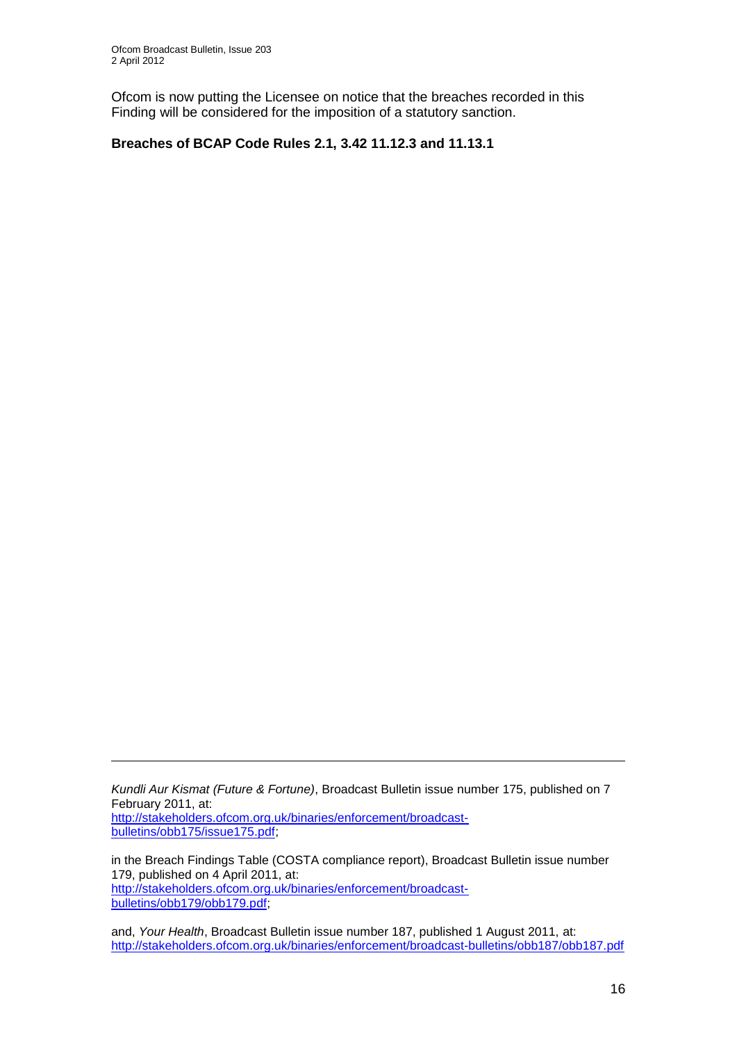Ofcom is now putting the Licensee on notice that the breaches recorded in this Finding will be considered for the imposition of a statutory sanction.

**Breaches of BCAP Code Rules 2.1, 3.42 11.12.3 and 11.13.1**

---

*Kundli Aur Kismat (Future & Fortune)*, Broadcast Bulletin issue number 175, published on 7 February 2011, at: http://stakeholders.ofcom.org.uk/binaries/enforcement/broadcast-bulletins/obb175/issue175.pdf;

in the Breach Findings Table (COSTA compliance report), Broadcast Bulletin issue number 179, published on 4 April 2011, at: http://stakeholders.ofcom.org.uk/binaries/enforcement/broadcast-bulletins/obb179/obb179.pdf;

and, *Your Health*, Broadcast Bulletin issue number 187, published 1 August 2011, at: http://stakeholders.ofcom.org.uk/binaries/enforcement/broadcast-bulletins/obb187/obb187.pdf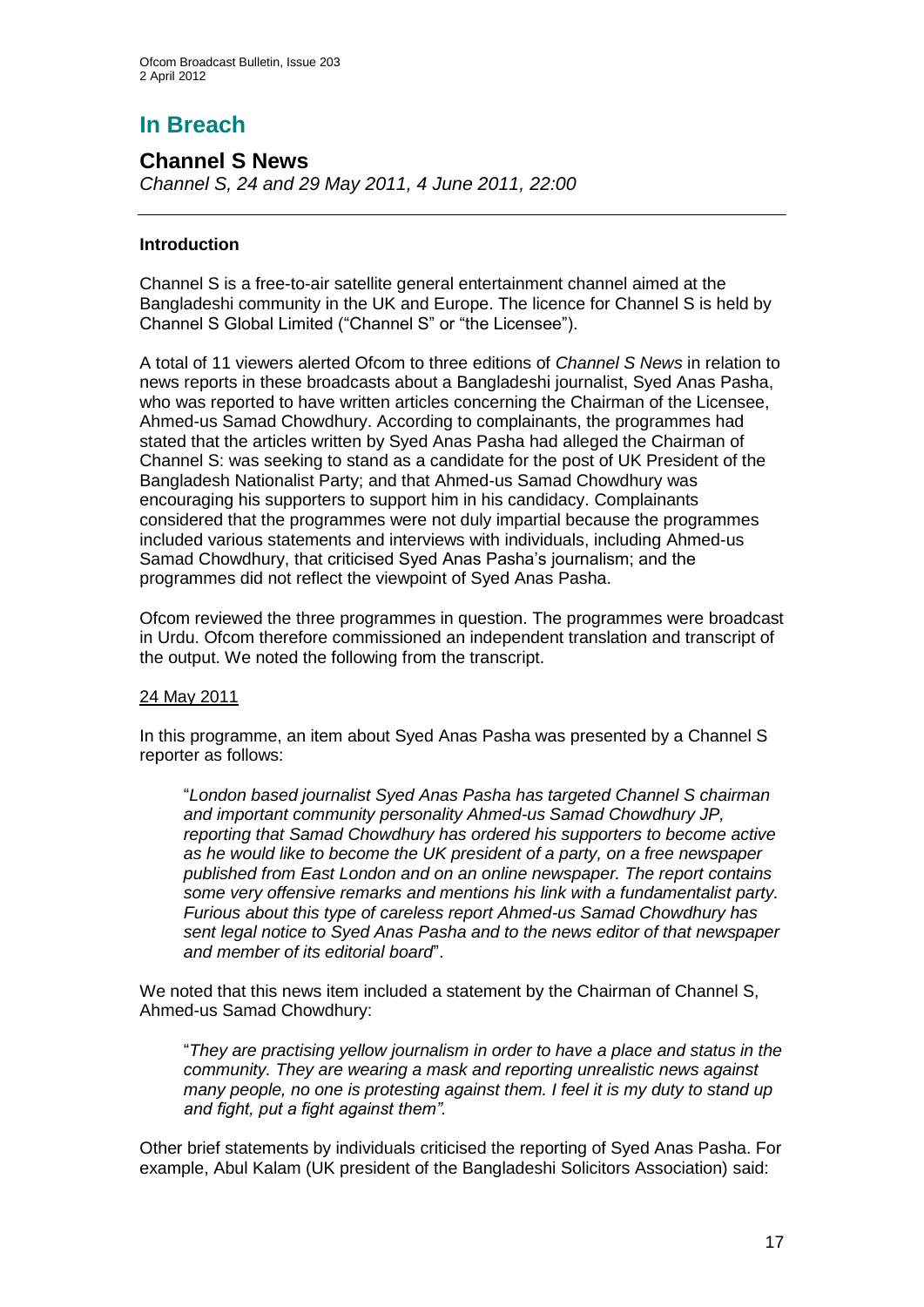# In Breach

## Channel S News

*Channel S, 24 and 29 May 2011, 4 June 2011, 22:00*

---

### Introduction

Channel S is a free-to-air satellite general entertainment channel aimed at the Bangladeshi community in the UK and Europe. The licence for Channel S is held by Channel S Global Limited ("Channel S" or "the Licensee").

A total of 11 viewers alerted Ofcom to three editions of *Channel S News* in relation to news reports in these broadcasts about a Bangladeshi journalist, Syed Anas Pasha, who was reported to have written articles concerning the Chairman of the Licensee, Ahmed-us Samad Chowdhury. According to complainants, the programmes had stated that the articles written by Syed Anas Pasha had alleged the Chairman of Channel S: was seeking to stand as a candidate for the post of UK President of the Bangladesh Nationalist Party; and that Ahmed-us Samad Chowdhury was encouraging his supporters to support him in his candidacy. Complainants considered that the programmes were not duly impartial because the programmes included various statements and interviews with individuals, including Ahmed-us Samad Chowdhury, that criticised Syed Anas Pasha's journalism; and the programmes did not reflect the viewpoint of Syed Anas Pasha.

Ofcom reviewed the three programmes in question. The programmes were broadcast in Urdu. Ofcom therefore commissioned an independent translation and transcript of the output. We noted the following from the transcript.

<u>24 May 2011</u>

In this programme, an item about Syed Anas Pasha was presented by a Channel S reporter as follows:

> "*London based journalist Syed Anas Pasha has targeted Channel S chairman and important community personality Ahmed-us Samad Chowdhury JP, reporting that Samad Chowdhury has ordered his supporters to become active as he would like to become the UK president of a party, on a free newspaper published from East London and on an online newspaper. The report contains some very offensive remarks and mentions his link with a fundamentalist party. Furious about this type of careless report Ahmed-us Samad Chowdhury has sent legal notice to Syed Anas Pasha and to the news editor of that newspaper and member of its editorial board*".

We noted that this news item included a statement by the Chairman of Channel S, Ahmed-us Samad Chowdhury:

> "*They are practising yellow journalism in order to have a place and status in the community. They are wearing a mask and reporting unrealistic news against many people, no one is protesting against them. I feel it is my duty to stand up and fight, put a fight against them"*.

Other brief statements by individuals criticised the reporting of Syed Anas Pasha. For example, Abul Kalam (UK president of the Bangladeshi Solicitors Association) said: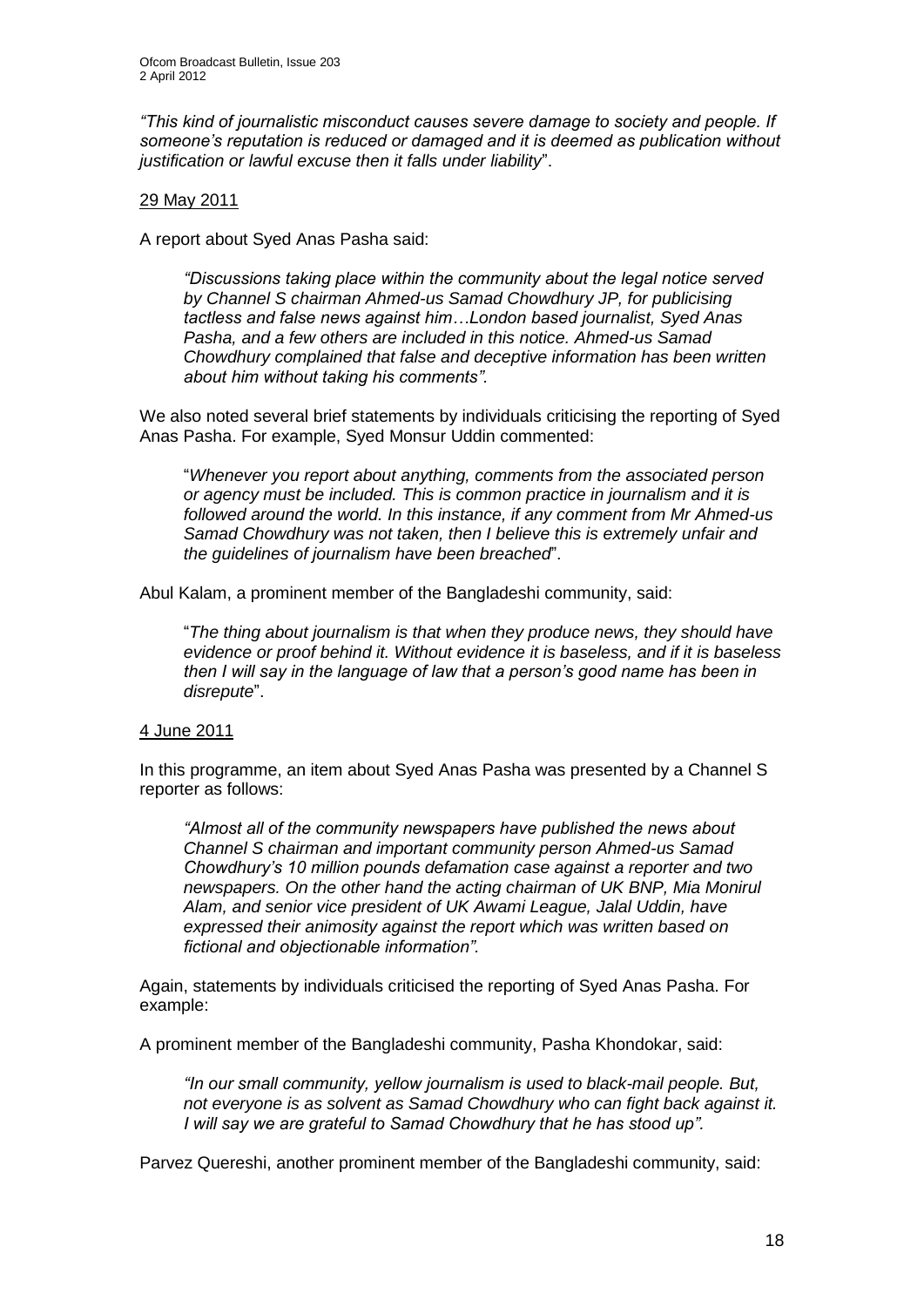*"This kind of journalistic misconduct causes severe damage to society and people. If someone's reputation is reduced or damaged and it is deemed as publication without justification or lawful excuse then it falls under liability*".

29 May 2011

A report about Syed Anas Pasha said:

> *"Discussions taking place within the community about the legal notice served by Channel S chairman Ahmed-us Samad Chowdhury JP, for publicising tactless and false news against him…London based journalist, Syed Anas Pasha, and a few others are included in this notice. Ahmed-us Samad Chowdhury complained that false and deceptive information has been written about him without taking his comments".*

We also noted several brief statements by individuals criticising the reporting of Syed Anas Pasha. For example, Syed Monsur Uddin commented:

> "*Whenever you report about anything, comments from the associated person or agency must be included. This is common practice in journalism and it is followed around the world. In this instance, if any comment from Mr Ahmed-us Samad Chowdhury was not taken, then I believe this is extremely unfair and the guidelines of journalism have been breached*".

Abul Kalam, a prominent member of the Bangladeshi community, said:

> "*The thing about journalism is that when they produce news, they should have evidence or proof behind it. Without evidence it is baseless, and if it is baseless then I will say in the language of law that a person's good name has been in disrepute*".

4 June 2011

In this programme, an item about Syed Anas Pasha was presented by a Channel S reporter as follows:

> *"Almost all of the community newspapers have published the news about Channel S chairman and important community person Ahmed-us Samad Chowdhury's 10 million pounds defamation case against a reporter and two newspapers. On the other hand the acting chairman of UK BNP, Mia Monirul Alam, and senior vice president of UK Awami League, Jalal Uddin, have expressed their animosity against the report which was written based on fictional and objectionable information".*

Again, statements by individuals criticised the reporting of Syed Anas Pasha. For example:

A prominent member of the Bangladeshi community, Pasha Khondokar, said:

> *"In our small community, yellow journalism is used to black-mail people. But, not everyone is as solvent as Samad Chowdhury who can fight back against it. I will say we are grateful to Samad Chowdhury that he has stood up".*

Parvez Quereshi, another prominent member of the Bangladeshi community, said: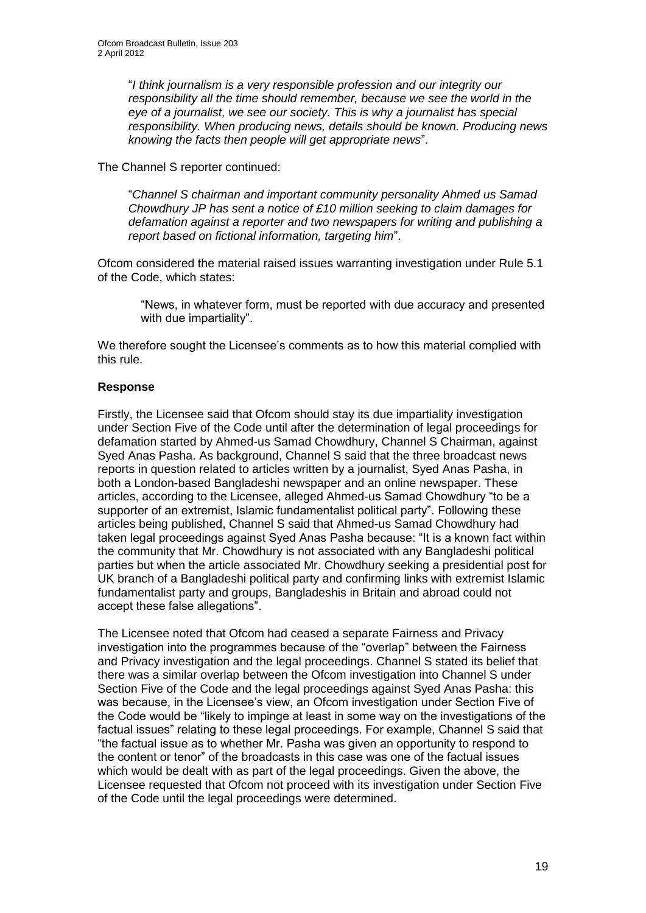"*I think journalism is a very responsible profession and our integrity our responsibility all the time should remember, because we see the world in the eye of a journalist, we see our society. This is why a journalist has special responsibility. When producing news, details should be known. Producing news knowing the facts then people will get appropriate news*".

The Channel S reporter continued:

"*Channel S chairman and important community personality Ahmed us Samad Chowdhury JP has sent a notice of £10 million seeking to claim damages for defamation against a reporter and two newspapers for writing and publishing a report based on fictional information, targeting him*".

Ofcom considered the material raised issues warranting investigation under Rule 5.1 of the Code, which states:

> "News, in whatever form, must be reported with due accuracy and presented with due impartiality".

We therefore sought the Licensee's comments as to how this material complied with this rule.

**Response**

Firstly, the Licensee said that Ofcom should stay its due impartiality investigation under Section Five of the Code until after the determination of legal proceedings for defamation started by Ahmed-us Samad Chowdhury, Channel S Chairman, against Syed Anas Pasha. As background, Channel S said that the three broadcast news reports in question related to articles written by a journalist, Syed Anas Pasha, in both a London-based Bangladeshi newspaper and an online newspaper. These articles, according to the Licensee, alleged Ahmed-us Samad Chowdhury "to be a supporter of an extremist, Islamic fundamentalist political party". Following these articles being published, Channel S said that Ahmed-us Samad Chowdhury had taken legal proceedings against Syed Anas Pasha because: "It is a known fact within the community that Mr. Chowdhury is not associated with any Bangladeshi political parties but when the article associated Mr. Chowdhury seeking a presidential post for UK branch of a Bangladeshi political party and confirming links with extremist Islamic fundamentalist party and groups, Bangladeshis in Britain and abroad could not accept these false allegations".

The Licensee noted that Ofcom had ceased a separate Fairness and Privacy investigation into the programmes because of the "overlap" between the Fairness and Privacy investigation and the legal proceedings. Channel S stated its belief that there was a similar overlap between the Ofcom investigation into Channel S under Section Five of the Code and the legal proceedings against Syed Anas Pasha: this was because, in the Licensee's view, an Ofcom investigation under Section Five of the Code would be "likely to impinge at least in some way on the investigations of the factual issues" relating to these legal proceedings. For example, Channel S said that "the factual issue as to whether Mr. Pasha was given an opportunity to respond to the content or tenor" of the broadcasts in this case was one of the factual issues which would be dealt with as part of the legal proceedings. Given the above, the Licensee requested that Ofcom not proceed with its investigation under Section Five of the Code until the legal proceedings were determined.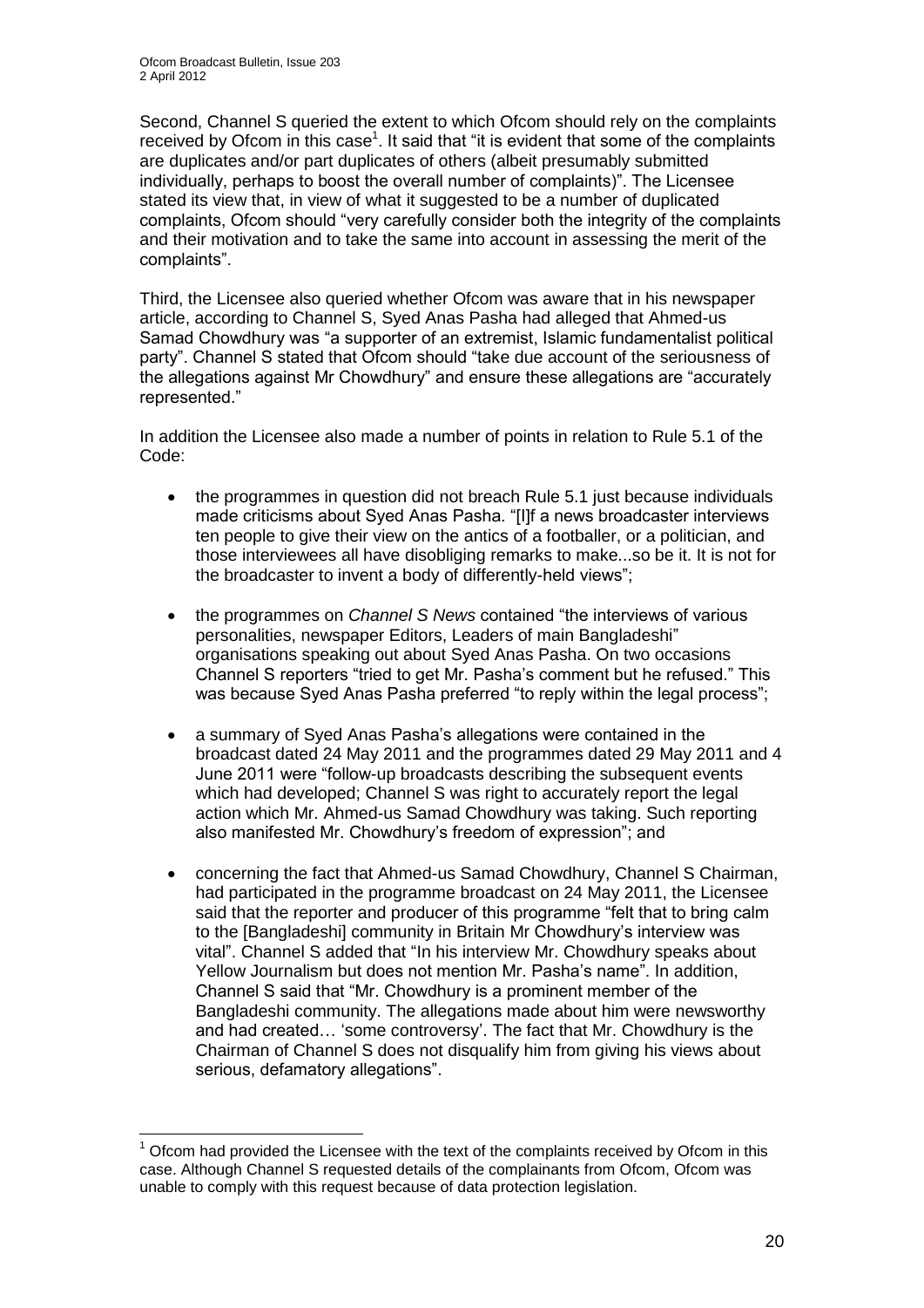Second, Channel S queried the extent to which Ofcom should rely on the complaints received by Ofcom in this case[1]. It said that "it is evident that some of the complaints are duplicates and/or part duplicates of others (albeit presumably submitted individually, perhaps to boost the overall number of complaints)". The Licensee stated its view that, in view of what it suggested to be a number of duplicated complaints, Ofcom should "very carefully consider both the integrity of the complaints and their motivation and to take the same into account in assessing the merit of the complaints".

Third, the Licensee also queried whether Ofcom was aware that in his newspaper article, according to Channel S, Syed Anas Pasha had alleged that Ahmed-us Samad Chowdhury was "a supporter of an extremist, Islamic fundamentalist political party". Channel S stated that Ofcom should "take due account of the seriousness of the allegations against Mr Chowdhury" and ensure these allegations are "accurately represented."

In addition the Licensee also made a number of points in relation to Rule 5.1 of the Code:

- the programmes in question did not breach Rule 5.1 just because individuals made criticisms about Syed Anas Pasha. "[I]f a news broadcaster interviews ten people to give their view on the antics of a footballer, or a politician, and those interviewees all have disobliging remarks to make...so be it. It is not for the broadcaster to invent a body of differently-held views";
- the programmes on *Channel S News* contained "the interviews of various personalities, newspaper Editors, Leaders of main Bangladeshi" organisations speaking out about Syed Anas Pasha. On two occasions Channel S reporters "tried to get Mr. Pasha's comment but he refused." This was because Syed Anas Pasha preferred "to reply within the legal process";
- a summary of Syed Anas Pasha's allegations were contained in the broadcast dated 24 May 2011 and the programmes dated 29 May 2011 and 4 June 2011 were "follow-up broadcasts describing the subsequent events which had developed; Channel S was right to accurately report the legal action which Mr. Ahmed-us Samad Chowdhury was taking. Such reporting also manifested Mr. Chowdhury's freedom of expression"; and
- concerning the fact that Ahmed-us Samad Chowdhury, Channel S Chairman, had participated in the programme broadcast on 24 May 2011, the Licensee said that the reporter and producer of this programme "felt that to bring calm to the [Bangladeshi] community in Britain Mr Chowdhury's interview was vital". Channel S added that "In his interview Mr. Chowdhury speaks about Yellow Journalism but does not mention Mr. Pasha's name". In addition, Channel S said that "Mr. Chowdhury is a prominent member of the Bangladeshi community. The allegations made about him were newsworthy and had created… 'some controversy'. The fact that Mr. Chowdhury is the Chairman of Channel S does not disqualify him from giving his views about serious, defamatory allegations".

[1] Ofcom had provided the Licensee with the text of the complaints received by Ofcom in this case. Although Channel S requested details of the complainants from Ofcom, Ofcom was unable to comply with this request because of data protection legislation.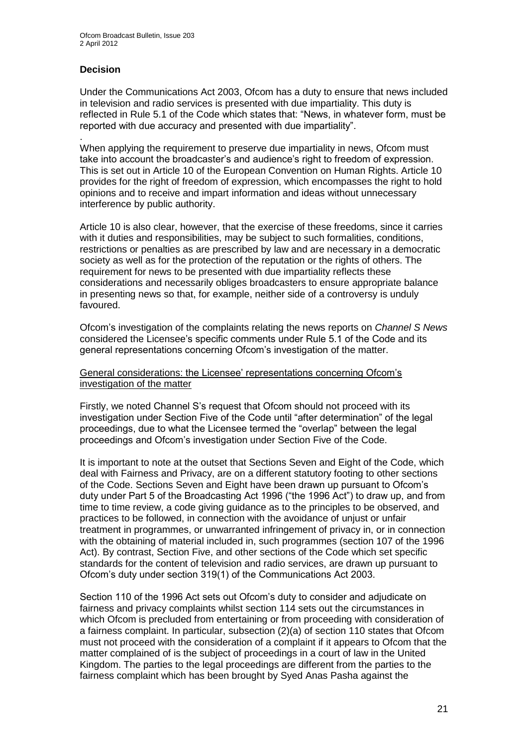## Decision

Under the Communications Act 2003, Ofcom has a duty to ensure that news included in television and radio services is presented with due impartiality. This duty is reflected in Rule 5.1 of the Code which states that: "News, in whatever form, must be reported with due accuracy and presented with due impartiality".

When applying the requirement to preserve due impartiality in news, Ofcom must take into account the broadcaster's and audience's right to freedom of expression. This is set out in Article 10 of the European Convention on Human Rights. Article 10 provides for the right of freedom of expression, which encompasses the right to hold opinions and to receive and impart information and ideas without unnecessary interference by public authority.

Article 10 is also clear, however, that the exercise of these freedoms, since it carries with it duties and responsibilities, may be subject to such formalities, conditions, restrictions or penalties as are prescribed by law and are necessary in a democratic society as well as for the protection of the reputation or the rights of others. The requirement for news to be presented with due impartiality reflects these considerations and necessarily obliges broadcasters to ensure appropriate balance in presenting news so that, for example, neither side of a controversy is unduly favoured.

Ofcom's investigation of the complaints relating the news reports on *Channel S News* considered the Licensee's specific comments under Rule 5.1 of the Code and its general representations concerning Ofcom's investigation of the matter.

General considerations: the Licensee' representations concerning Ofcom's investigation of the matter

Firstly, we noted Channel S's request that Ofcom should not proceed with its investigation under Section Five of the Code until "after determination" of the legal proceedings, due to what the Licensee termed the "overlap" between the legal proceedings and Ofcom's investigation under Section Five of the Code.

It is important to note at the outset that Sections Seven and Eight of the Code, which deal with Fairness and Privacy, are on a different statutory footing to other sections of the Code. Sections Seven and Eight have been drawn up pursuant to Ofcom's duty under Part 5 of the Broadcasting Act 1996 ("the 1996 Act") to draw up, and from time to time review, a code giving guidance as to the principles to be observed, and practices to be followed, in connection with the avoidance of unjust or unfair treatment in programmes, or unwarranted infringement of privacy in, or in connection with the obtaining of material included in, such programmes (section 107 of the 1996 Act). By contrast, Section Five, and other sections of the Code which set specific standards for the content of television and radio services, are drawn up pursuant to Ofcom's duty under section 319(1) of the Communications Act 2003.

Section 110 of the 1996 Act sets out Ofcom's duty to consider and adjudicate on fairness and privacy complaints whilst section 114 sets out the circumstances in which Ofcom is precluded from entertaining or from proceeding with consideration of a fairness complaint. In particular, subsection (2)(a) of section 110 states that Ofcom must not proceed with the consideration of a complaint if it appears to Ofcom that the matter complained of is the subject of proceedings in a court of law in the United Kingdom. The parties to the legal proceedings are different from the parties to the fairness complaint which has been brought by Syed Anas Pasha against the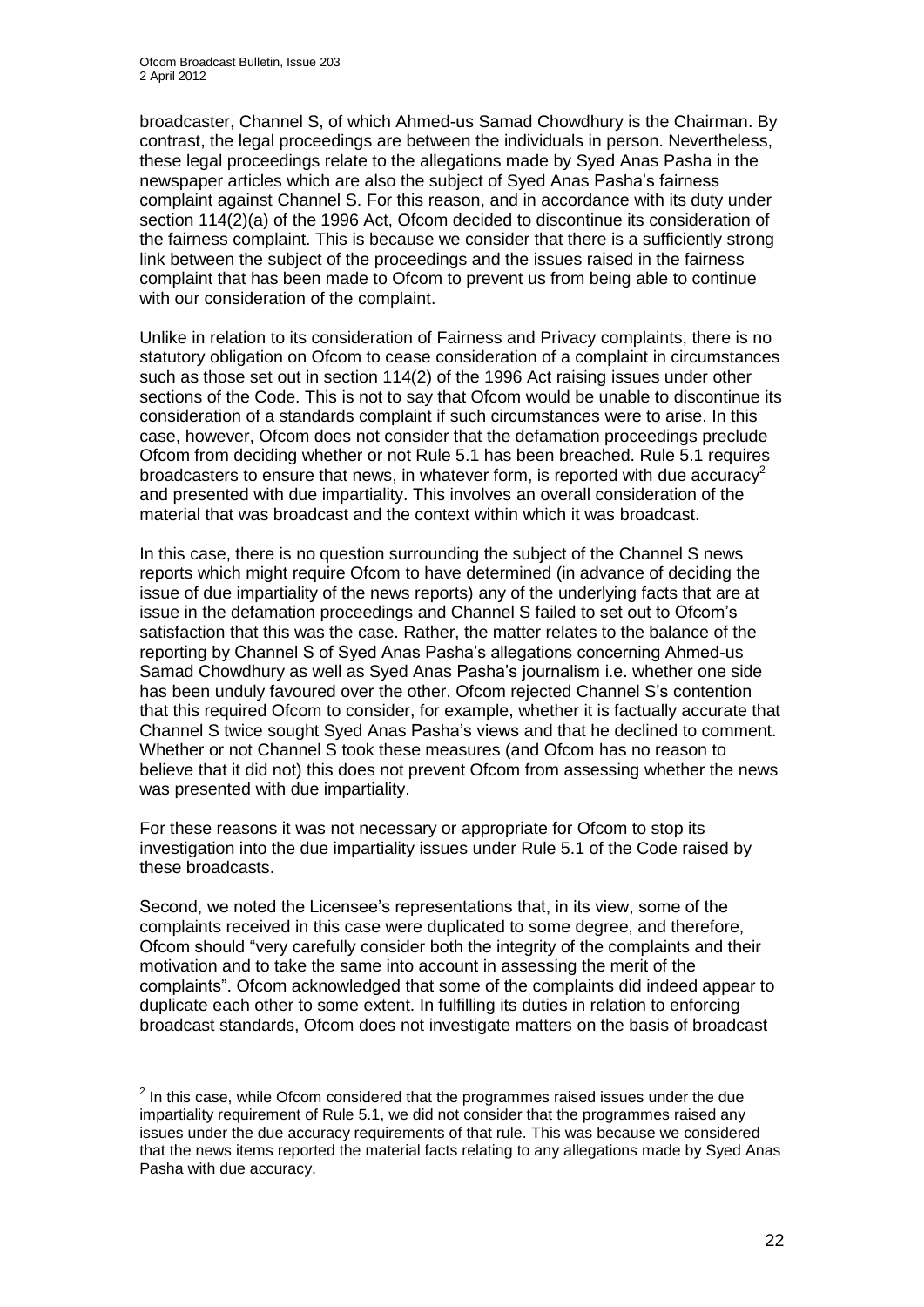broadcaster, Channel S, of which Ahmed-us Samad Chowdhury is the Chairman. By contrast, the legal proceedings are between the individuals in person. Nevertheless, these legal proceedings relate to the allegations made by Syed Anas Pasha in the newspaper articles which are also the subject of Syed Anas Pasha's fairness complaint against Channel S. For this reason, and in accordance with its duty under section 114(2)(a) of the 1996 Act, Ofcom decided to discontinue its consideration of the fairness complaint. This is because we consider that there is a sufficiently strong link between the subject of the proceedings and the issues raised in the fairness complaint that has been made to Ofcom to prevent us from being able to continue with our consideration of the complaint.

Unlike in relation to its consideration of Fairness and Privacy complaints, there is no statutory obligation on Ofcom to cease consideration of a complaint in circumstances such as those set out in section 114(2) of the 1996 Act raising issues under other sections of the Code. This is not to say that Ofcom would be unable to discontinue its consideration of a standards complaint if such circumstances were to arise. In this case, however, Ofcom does not consider that the defamation proceedings preclude Ofcom from deciding whether or not Rule 5.1 has been breached. Rule 5.1 requires broadcasters to ensure that news, in whatever form, is reported with due accuracy[2] and presented with due impartiality. This involves an overall consideration of the material that was broadcast and the context within which it was broadcast.

In this case, there is no question surrounding the subject of the Channel S news reports which might require Ofcom to have determined (in advance of deciding the issue of due impartiality of the news reports) any of the underlying facts that are at issue in the defamation proceedings and Channel S failed to set out to Ofcom's satisfaction that this was the case. Rather, the matter relates to the balance of the reporting by Channel S of Syed Anas Pasha's allegations concerning Ahmed-us Samad Chowdhury as well as Syed Anas Pasha's journalism i.e. whether one side has been unduly favoured over the other. Ofcom rejected Channel S's contention that this required Ofcom to consider, for example, whether it is factually accurate that Channel S twice sought Syed Anas Pasha's views and that he declined to comment. Whether or not Channel S took these measures (and Ofcom has no reason to believe that it did not) this does not prevent Ofcom from assessing whether the news was presented with due impartiality.

For these reasons it was not necessary or appropriate for Ofcom to stop its investigation into the due impartiality issues under Rule 5.1 of the Code raised by these broadcasts.

Second, we noted the Licensee's representations that, in its view, some of the complaints received in this case were duplicated to some degree, and therefore, Ofcom should "very carefully consider both the integrity of the complaints and their motivation and to take the same into account in assessing the merit of the complaints". Ofcom acknowledged that some of the complaints did indeed appear to duplicate each other to some extent. In fulfilling its duties in relation to enforcing broadcast standards, Ofcom does not investigate matters on the basis of broadcast

[2] In this case, while Ofcom considered that the programmes raised issues under the due impartiality requirement of Rule 5.1, we did not consider that the programmes raised any issues under the due accuracy requirements of that rule. This was because we considered that the news items reported the material facts relating to any allegations made by Syed Anas Pasha with due accuracy.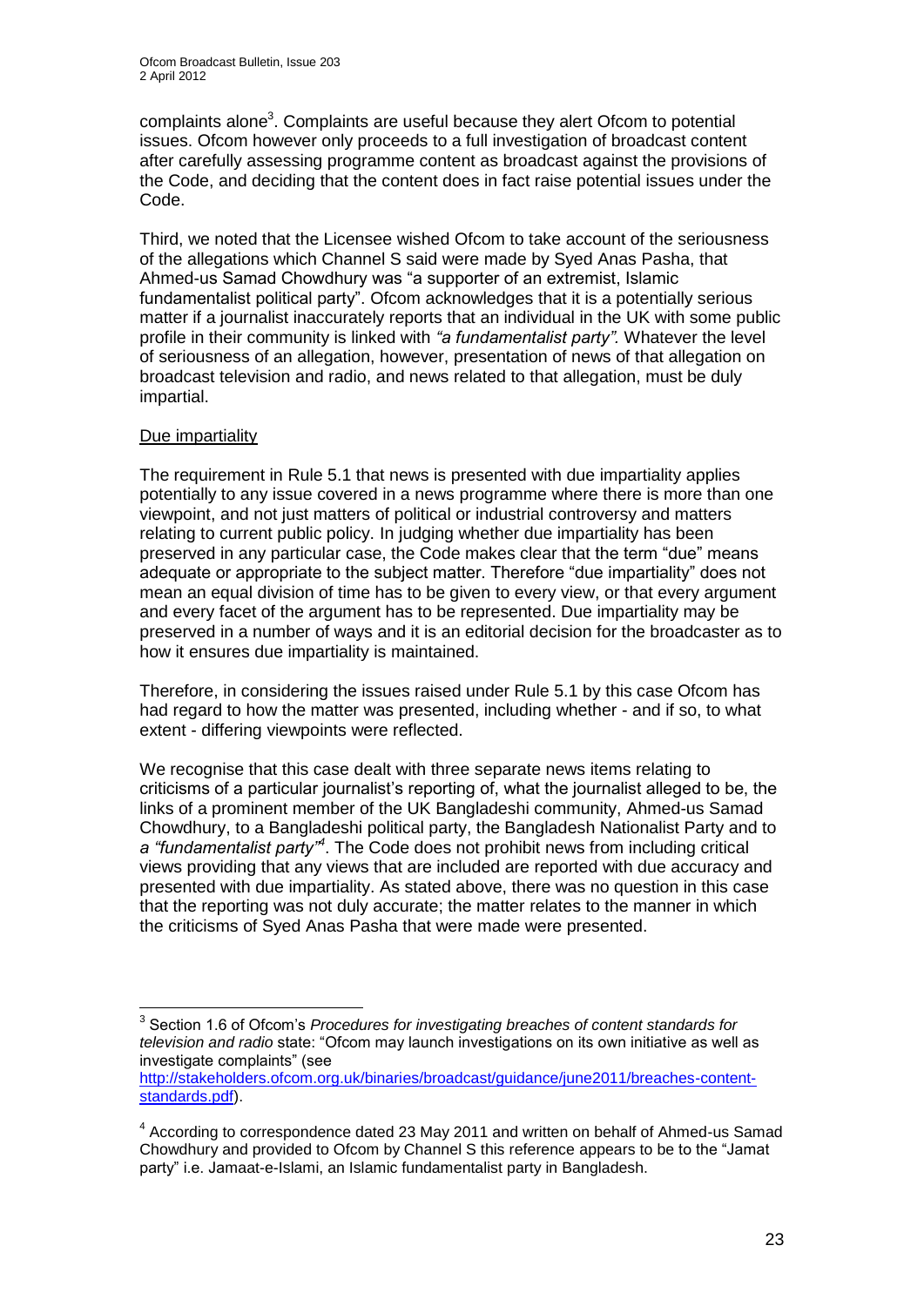complaints alone[3]. Complaints are useful because they alert Ofcom to potential issues. Ofcom however only proceeds to a full investigation of broadcast content after carefully assessing programme content as broadcast against the provisions of the Code, and deciding that the content does in fact raise potential issues under the Code.

Third, we noted that the Licensee wished Ofcom to take account of the seriousness of the allegations which Channel S said were made by Syed Anas Pasha, that Ahmed-us Samad Chowdhury was "a supporter of an extremist, Islamic fundamentalist political party". Ofcom acknowledges that it is a potentially serious matter if a journalist inaccurately reports that an individual in the UK with some public profile in their community is linked with *"a fundamentalist party".* Whatever the level of seriousness of an allegation, however, presentation of news of that allegation on broadcast television and radio, and news related to that allegation, must be duly impartial.

Due impartiality

The requirement in Rule 5.1 that news is presented with due impartiality applies potentially to any issue covered in a news programme where there is more than one viewpoint, and not just matters of political or industrial controversy and matters relating to current public policy. In judging whether due impartiality has been preserved in any particular case, the Code makes clear that the term "due" means adequate or appropriate to the subject matter. Therefore "due impartiality" does not mean an equal division of time has to be given to every view, or that every argument and every facet of the argument has to be represented. Due impartiality may be preserved in a number of ways and it is an editorial decision for the broadcaster as to how it ensures due impartiality is maintained.

Therefore, in considering the issues raised under Rule 5.1 by this case Ofcom has had regard to how the matter was presented, including whether - and if so, to what extent - differing viewpoints were reflected.

We recognise that this case dealt with three separate news items relating to criticisms of a particular journalist's reporting of, what the journalist alleged to be, the links of a prominent member of the UK Bangladeshi community, Ahmed-us Samad Chowdhury, to a Bangladeshi political party, the Bangladesh Nationalist Party and to *a "fundamentalist party"*[4]. The Code does not prohibit news from including critical views providing that any views that are included are reported with due accuracy and presented with due impartiality. As stated above, there was no question in this case that the reporting was not duly accurate; the matter relates to the manner in which the criticisms of Syed Anas Pasha that were made were presented.

---

[3] Section 1.6 of Ofcom's *Procedures for investigating breaches of content standards for television and radio* state: "Ofcom may launch investigations on its own initiative as well as investigate complaints" (see http://stakeholders.ofcom.org.uk/binaries/broadcast/guidance/june2011/breaches-content-standards.pdf).

[4] According to correspondence dated 23 May 2011 and written on behalf of Ahmed-us Samad Chowdhury and provided to Ofcom by Channel S this reference appears to be to the "Jamat party" i.e. Jamaat-e-Islami, an Islamic fundamentalist party in Bangladesh.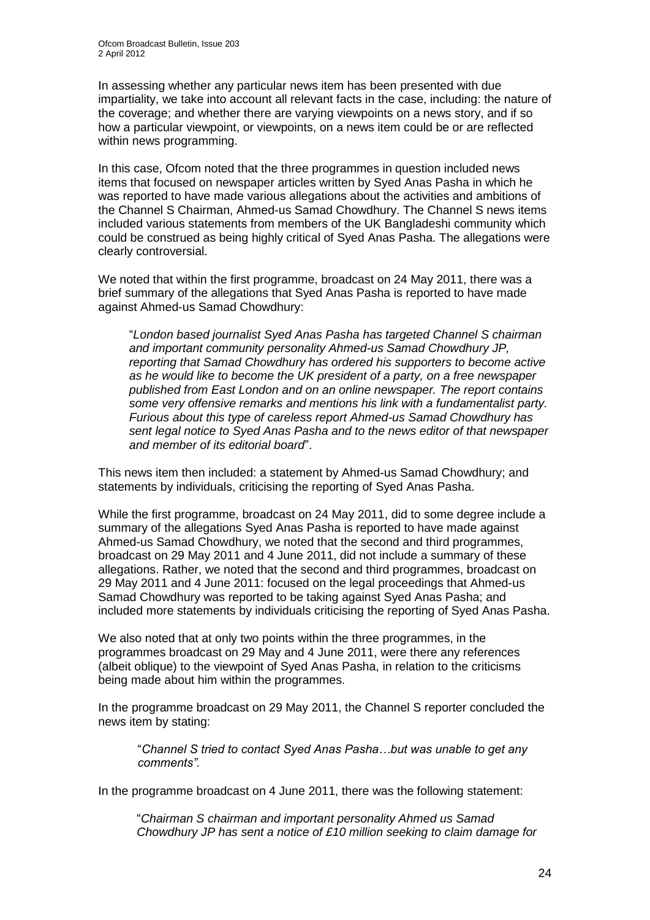In assessing whether any particular news item has been presented with due impartiality, we take into account all relevant facts in the case, including: the nature of the coverage; and whether there are varying viewpoints on a news story, and if so how a particular viewpoint, or viewpoints, on a news item could be or are reflected within news programming.

In this case, Ofcom noted that the three programmes in question included news items that focused on newspaper articles written by Syed Anas Pasha in which he was reported to have made various allegations about the activities and ambitions of the Channel S Chairman, Ahmed-us Samad Chowdhury. The Channel S news items included various statements from members of the UK Bangladeshi community which could be construed as being highly critical of Syed Anas Pasha. The allegations were clearly controversial.

We noted that within the first programme, broadcast on 24 May 2011, there was a brief summary of the allegations that Syed Anas Pasha is reported to have made against Ahmed-us Samad Chowdhury:

> "*London based journalist Syed Anas Pasha has targeted Channel S chairman and important community personality Ahmed-us Samad Chowdhury JP, reporting that Samad Chowdhury has ordered his supporters to become active as he would like to become the UK president of a party, on a free newspaper published from East London and on an online newspaper. The report contains some very offensive remarks and mentions his link with a fundamentalist party. Furious about this type of careless report Ahmed-us Samad Chowdhury has sent legal notice to Syed Anas Pasha and to the news editor of that newspaper and member of its editorial board*".

This news item then included: a statement by Ahmed-us Samad Chowdhury; and statements by individuals, criticising the reporting of Syed Anas Pasha.

While the first programme, broadcast on 24 May 2011, did to some degree include a summary of the allegations Syed Anas Pasha is reported to have made against Ahmed-us Samad Chowdhury, we noted that the second and third programmes, broadcast on 29 May 2011 and 4 June 2011, did not include a summary of these allegations. Rather, we noted that the second and third programmes, broadcast on 29 May 2011 and 4 June 2011: focused on the legal proceedings that Ahmed-us Samad Chowdhury was reported to be taking against Syed Anas Pasha; and included more statements by individuals criticising the reporting of Syed Anas Pasha.

We also noted that at only two points within the three programmes, in the programmes broadcast on 29 May and 4 June 2011, were there any references (albeit oblique) to the viewpoint of Syed Anas Pasha, in relation to the criticisms being made about him within the programmes.

In the programme broadcast on 29 May 2011, the Channel S reporter concluded the news item by stating:

> "*Channel S tried to contact Syed Anas Pasha…but was unable to get any comments".*

In the programme broadcast on 4 June 2011, there was the following statement:

> "*Chairman S chairman and important personality Ahmed us Samad Chowdhury JP has sent a notice of £10 million seeking to claim damage for*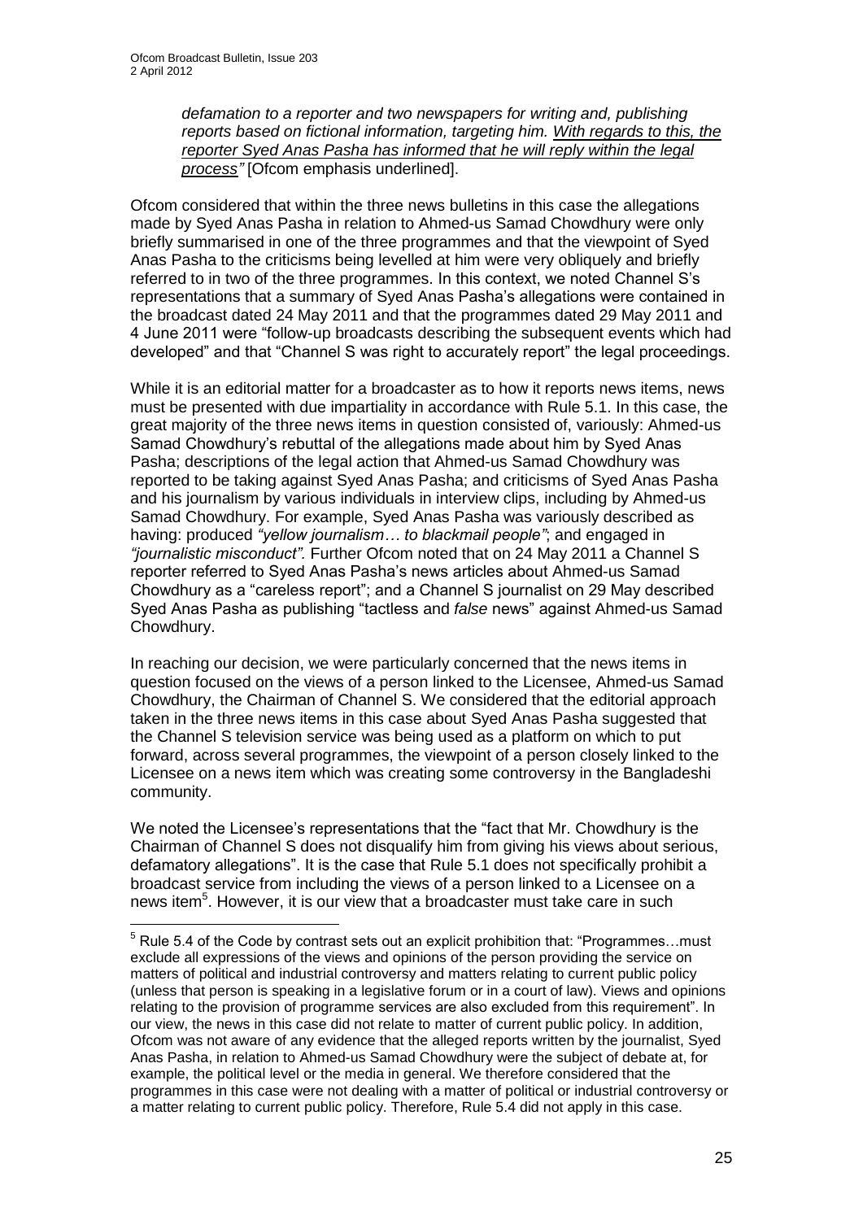> *defamation to a reporter and two newspapers for writing and, publishing reports based on fictional information, targeting him. With regards to this, the reporter Syed Anas Pasha has informed that he will reply within the legal process"* [Ofcom emphasis underlined].

Ofcom considered that within the three news bulletins in this case the allegations made by Syed Anas Pasha in relation to Ahmed-us Samad Chowdhury were only briefly summarised in one of the three programmes and that the viewpoint of Syed Anas Pasha to the criticisms being levelled at him were very obliquely and briefly referred to in two of the three programmes. In this context, we noted Channel S's representations that a summary of Syed Anas Pasha's allegations were contained in the broadcast dated 24 May 2011 and that the programmes dated 29 May 2011 and 4 June 2011 were "follow-up broadcasts describing the subsequent events which had developed" and that "Channel S was right to accurately report" the legal proceedings.

While it is an editorial matter for a broadcaster as to how it reports news items, news must be presented with due impartiality in accordance with Rule 5.1. In this case, the great majority of the three news items in question consisted of, variously: Ahmed-us Samad Chowdhury's rebuttal of the allegations made about him by Syed Anas Pasha; descriptions of the legal action that Ahmed-us Samad Chowdhury was reported to be taking against Syed Anas Pasha; and criticisms of Syed Anas Pasha and his journalism by various individuals in interview clips, including by Ahmed-us Samad Chowdhury. For example, Syed Anas Pasha was variously described as having: produced *"yellow journalism… to blackmail people"*; and engaged in *"journalistic misconduct"*. Further Ofcom noted that on 24 May 2011 a Channel S reporter referred to Syed Anas Pasha's news articles about Ahmed-us Samad Chowdhury as a "careless report"; and a Channel S journalist on 29 May described Syed Anas Pasha as publishing "tactless and *false* news" against Ahmed-us Samad Chowdhury.

In reaching our decision, we were particularly concerned that the news items in question focused on the views of a person linked to the Licensee, Ahmed-us Samad Chowdhury, the Chairman of Channel S. We considered that the editorial approach taken in the three news items in this case about Syed Anas Pasha suggested that the Channel S television service was being used as a platform on which to put forward, across several programmes, the viewpoint of a person closely linked to the Licensee on a news item which was creating some controversy in the Bangladeshi community.

We noted the Licensee's representations that the "fact that Mr. Chowdhury is the Chairman of Channel S does not disqualify him from giving his views about serious, defamatory allegations". It is the case that Rule 5.1 does not specifically prohibit a broadcast service from including the views of a person linked to a Licensee on a news item[5]. However, it is our view that a broadcaster must take care in such

---

[5] Rule 5.4 of the Code by contrast sets out an explicit prohibition that: "Programmes…must exclude all expressions of the views and opinions of the person providing the service on matters of political and industrial controversy and matters relating to current public policy (unless that person is speaking in a legislative forum or in a court of law). Views and opinions relating to the provision of programme services are also excluded from this requirement". In our view, the news in this case did not relate to matter of current public policy. In addition, Ofcom was not aware of any evidence that the alleged reports written by the journalist, Syed Anas Pasha, in relation to Ahmed-us Samad Chowdhury were the subject of debate at, for example, the political level or the media in general. We therefore considered that the programmes in this case were not dealing with a matter of political or industrial controversy or a matter relating to current public policy. Therefore, Rule 5.4 did not apply in this case.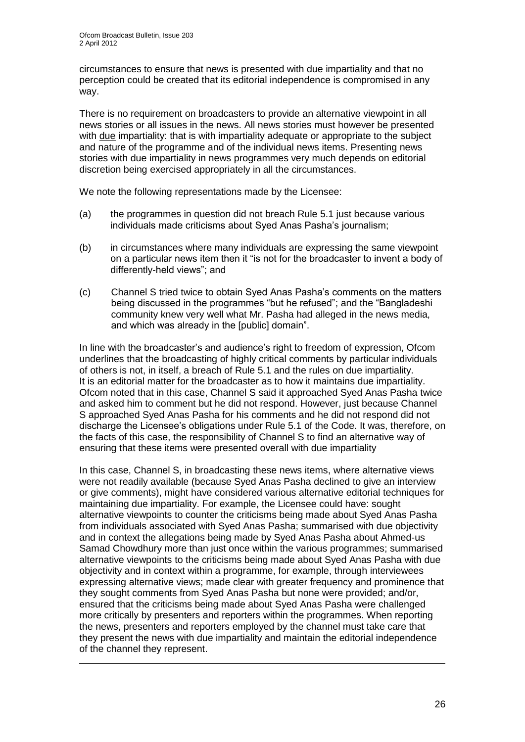circumstances to ensure that news is presented with due impartiality and that no perception could be created that its editorial independence is compromised in any way.

There is no requirement on broadcasters to provide an alternative viewpoint in all news stories or all issues in the news. All news stories must however be presented with <u>due</u> impartiality: that is with impartiality adequate or appropriate to the subject and nature of the programme and of the individual news items. Presenting news stories with due impartiality in news programmes very much depends on editorial discretion being exercised appropriately in all the circumstances.

We note the following representations made by the Licensee:

(a) the programmes in question did not breach Rule 5.1 just because various individuals made criticisms about Syed Anas Pasha's journalism;

(b) in circumstances where many individuals are expressing the same viewpoint on a particular news item then it "is not for the broadcaster to invent a body of differently-held views"; and

(c) Channel S tried twice to obtain Syed Anas Pasha's comments on the matters being discussed in the programmes "but he refused"; and the "Bangladeshi community knew very well what Mr. Pasha had alleged in the news media, and which was already in the [public] domain".

In line with the broadcaster's and audience's right to freedom of expression, Ofcom underlines that the broadcasting of highly critical comments by particular individuals of others is not, in itself, a breach of Rule 5.1 and the rules on due impartiality. It is an editorial matter for the broadcaster as to how it maintains due impartiality. Ofcom noted that in this case, Channel S said it approached Syed Anas Pasha twice and asked him to comment but he did not respond. However, just because Channel S approached Syed Anas Pasha for his comments and he did not respond did not discharge the Licensee's obligations under Rule 5.1 of the Code. It was, therefore, on the facts of this case, the responsibility of Channel S to find an alternative way of ensuring that these items were presented overall with due impartiality

In this case, Channel S, in broadcasting these news items, where alternative views were not readily available (because Syed Anas Pasha declined to give an interview or give comments), might have considered various alternative editorial techniques for maintaining due impartiality. For example, the Licensee could have: sought alternative viewpoints to counter the criticisms being made about Syed Anas Pasha from individuals associated with Syed Anas Pasha; summarised with due objectivity and in context the allegations being made by Syed Anas Pasha about Ahmed-us Samad Chowdhury more than just once within the various programmes; summarised alternative viewpoints to the criticisms being made about Syed Anas Pasha with due objectivity and in context within a programme, for example, through interviewees expressing alternative views; made clear with greater frequency and prominence that they sought comments from Syed Anas Pasha but none were provided; and/or, ensured that the criticisms being made about Syed Anas Pasha were challenged more critically by presenters and reporters within the programmes. When reporting the news, presenters and reporters employed by the channel must take care that they present the news with due impartiality and maintain the editorial independence of the channel they represent.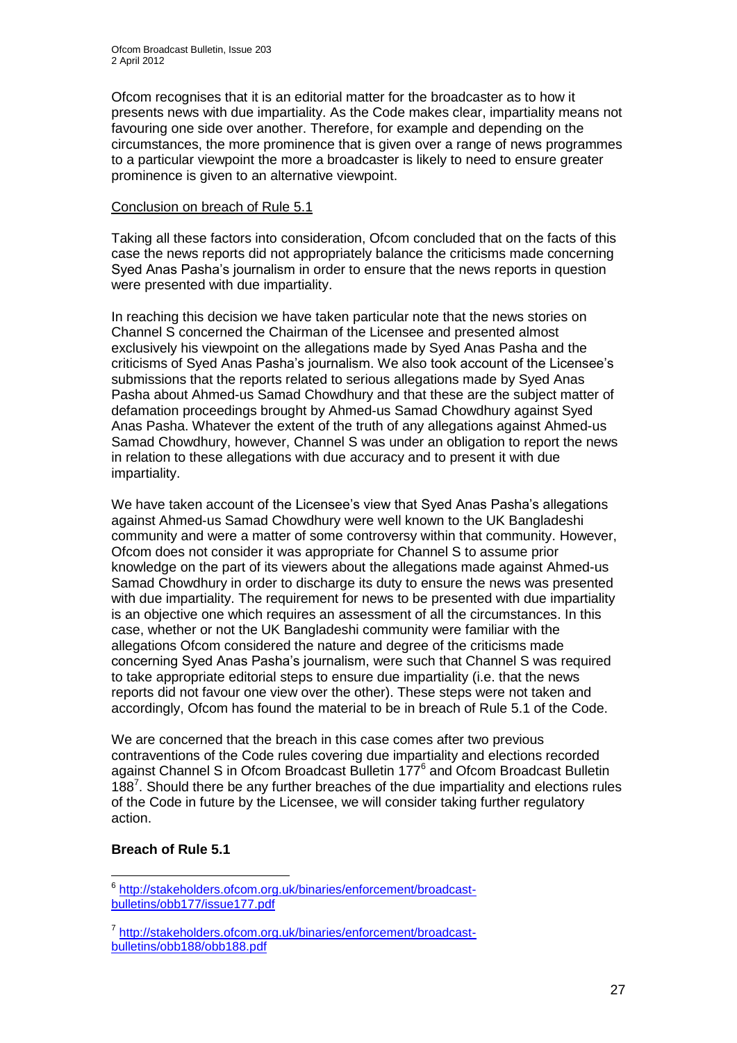Ofcom recognises that it is an editorial matter for the broadcaster as to how it presents news with due impartiality. As the Code makes clear, impartiality means not favouring one side over another. Therefore, for example and depending on the circumstances, the more prominence that is given over a range of news programmes to a particular viewpoint the more a broadcaster is likely to need to ensure greater prominence is given to an alternative viewpoint.

Conclusion on breach of Rule 5.1

Taking all these factors into consideration, Ofcom concluded that on the facts of this case the news reports did not appropriately balance the criticisms made concerning Syed Anas Pasha's journalism in order to ensure that the news reports in question were presented with due impartiality.

In reaching this decision we have taken particular note that the news stories on Channel S concerned the Chairman of the Licensee and presented almost exclusively his viewpoint on the allegations made by Syed Anas Pasha and the criticisms of Syed Anas Pasha's journalism. We also took account of the Licensee's submissions that the reports related to serious allegations made by Syed Anas Pasha about Ahmed-us Samad Chowdhury and that these are the subject matter of defamation proceedings brought by Ahmed-us Samad Chowdhury against Syed Anas Pasha. Whatever the extent of the truth of any allegations against Ahmed-us Samad Chowdhury, however, Channel S was under an obligation to report the news in relation to these allegations with due accuracy and to present it with due impartiality.

We have taken account of the Licensee's view that Syed Anas Pasha's allegations against Ahmed-us Samad Chowdhury were well known to the UK Bangladeshi community and were a matter of some controversy within that community. However, Ofcom does not consider it was appropriate for Channel S to assume prior knowledge on the part of its viewers about the allegations made against Ahmed-us Samad Chowdhury in order to discharge its duty to ensure the news was presented with due impartiality. The requirement for news to be presented with due impartiality is an objective one which requires an assessment of all the circumstances. In this case, whether or not the UK Bangladeshi community were familiar with the allegations Ofcom considered the nature and degree of the criticisms made concerning Syed Anas Pasha's journalism, were such that Channel S was required to take appropriate editorial steps to ensure due impartiality (i.e. that the news reports did not favour one view over the other). These steps were not taken and accordingly, Ofcom has found the material to be in breach of Rule 5.1 of the Code.

We are concerned that the breach in this case comes after two previous contraventions of the Code rules covering due impartiality and elections recorded against Channel S in Ofcom Broadcast Bulletin 177[6] and Ofcom Broadcast Bulletin 188[7]. Should there be any further breaches of the due impartiality and elections rules of the Code in future by the Licensee, we will consider taking further regulatory action.

**Breach of Rule 5.1**

[6] http://stakeholders.ofcom.org.uk/binaries/enforcement/broadcast-bulletins/obb177/issue177.pdf

[7] http://stakeholders.ofcom.org.uk/binaries/enforcement/broadcast-bulletins/obb188/obb188.pdf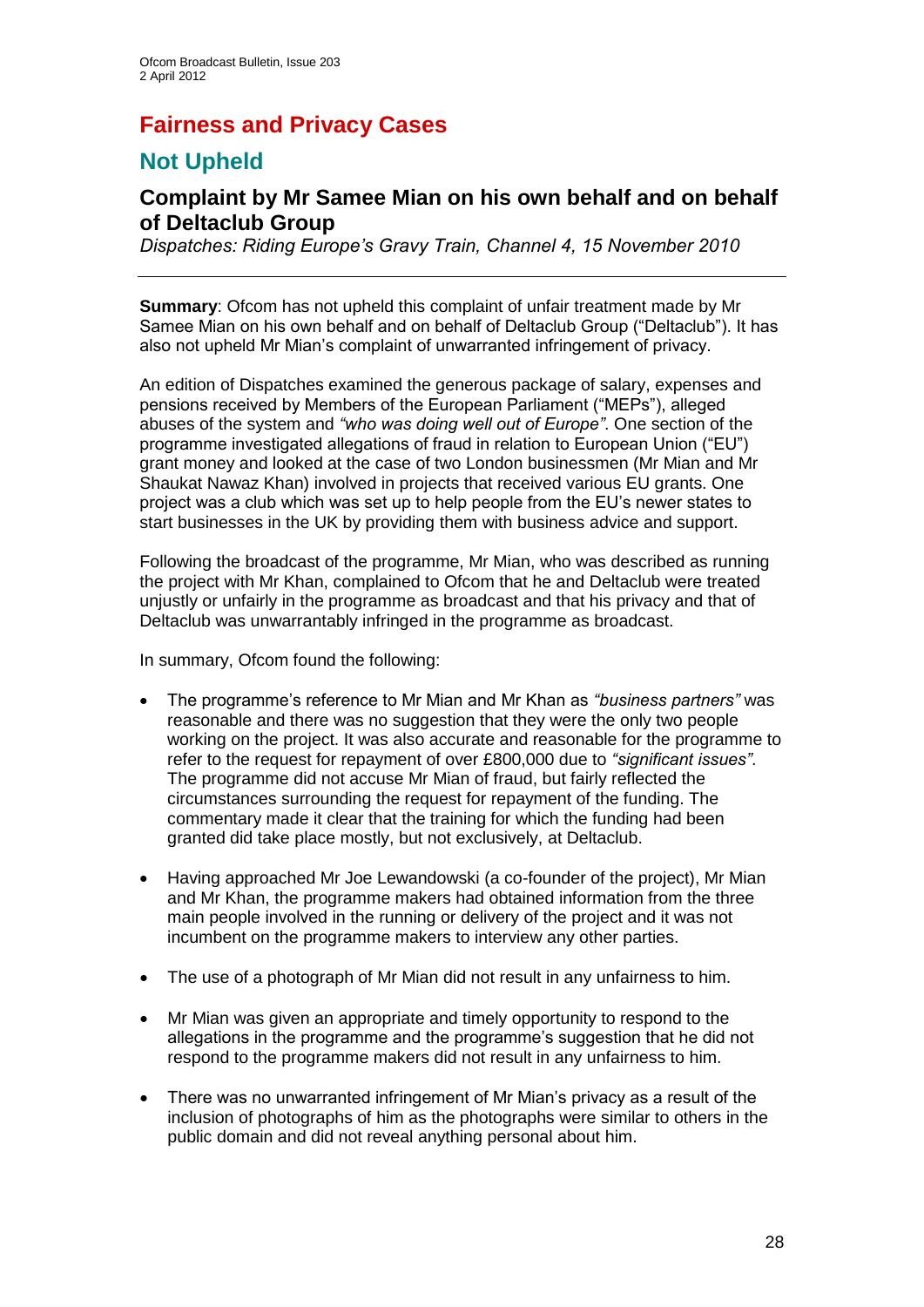# Fairness and Privacy Cases

## Not Upheld

### Complaint by Mr Samee Mian on his own behalf and on behalf of Deltaclub Group

*Dispatches: Riding Europe's Gravy Train, Channel 4, 15 November 2010*

---

**Summary**: Ofcom has not upheld this complaint of unfair treatment made by Mr Samee Mian on his own behalf and on behalf of Deltaclub Group ("Deltaclub"). It has also not upheld Mr Mian's complaint of unwarranted infringement of privacy.

An edition of Dispatches examined the generous package of salary, expenses and pensions received by Members of the European Parliament ("MEPs"), alleged abuses of the system and *"who was doing well out of Europe"*. One section of the programme investigated allegations of fraud in relation to European Union ("EU") grant money and looked at the case of two London businessmen (Mr Mian and Mr Shaukat Nawaz Khan) involved in projects that received various EU grants. One project was a club which was set up to help people from the EU's newer states to start businesses in the UK by providing them with business advice and support.

Following the broadcast of the programme, Mr Mian, who was described as running the project with Mr Khan, complained to Ofcom that he and Deltaclub were treated unjustly or unfairly in the programme as broadcast and that his privacy and that of Deltaclub was unwarrantably infringed in the programme as broadcast.

In summary, Ofcom found the following:

- The programme's reference to Mr Mian and Mr Khan as *"business partners"* was reasonable and there was no suggestion that they were the only two people working on the project. It was also accurate and reasonable for the programme to refer to the request for repayment of over £800,000 due to *"significant issues"*. The programme did not accuse Mr Mian of fraud, but fairly reflected the circumstances surrounding the request for repayment of the funding. The commentary made it clear that the training for which the funding had been granted did take place mostly, but not exclusively, at Deltaclub.

- Having approached Mr Joe Lewandowski (a co-founder of the project), Mr Mian and Mr Khan, the programme makers had obtained information from the three main people involved in the running or delivery of the project and it was not incumbent on the programme makers to interview any other parties.

- The use of a photograph of Mr Mian did not result in any unfairness to him.

- Mr Mian was given an appropriate and timely opportunity to respond to the allegations in the programme and the programme's suggestion that he did not respond to the programme makers did not result in any unfairness to him.

- There was no unwarranted infringement of Mr Mian's privacy as a result of the inclusion of photographs of him as the photographs were similar to others in the public domain and did not reveal anything personal about him.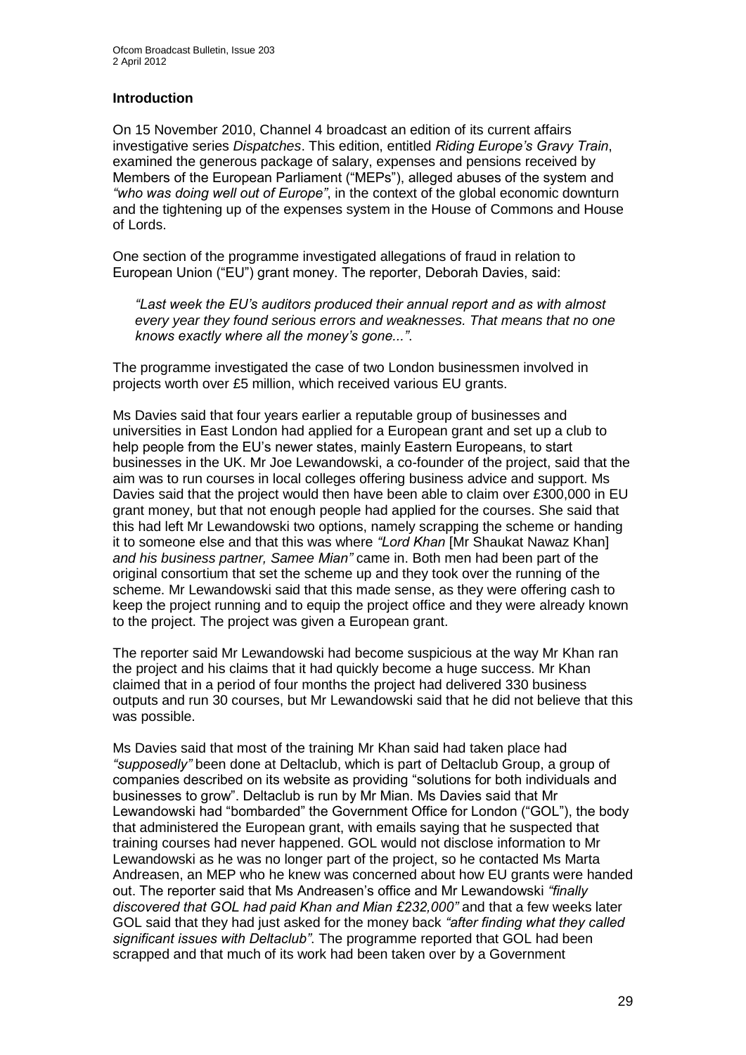**Introduction**

On 15 November 2010, Channel 4 broadcast an edition of its current affairs investigative series *Dispatches*. This edition, entitled *Riding Europe's Gravy Train*, examined the generous package of salary, expenses and pensions received by Members of the European Parliament ("MEPs"), alleged abuses of the system and *"who was doing well out of Europe"*, in the context of the global economic downturn and the tightening up of the expenses system in the House of Commons and House of Lords.

One section of the programme investigated allegations of fraud in relation to European Union ("EU") grant money. The reporter, Deborah Davies, said:

> *"Last week the EU's auditors produced their annual report and as with almost every year they found serious errors and weaknesses. That means that no one knows exactly where all the money's gone..."*.

The programme investigated the case of two London businessmen involved in projects worth over £5 million, which received various EU grants.

Ms Davies said that four years earlier a reputable group of businesses and universities in East London had applied for a European grant and set up a club to help people from the EU's newer states, mainly Eastern Europeans, to start businesses in the UK. Mr Joe Lewandowski, a co-founder of the project, said that the aim was to run courses in local colleges offering business advice and support. Ms Davies said that the project would then have been able to claim over £300,000 in EU grant money, but that not enough people had applied for the courses. She said that this had left Mr Lewandowski two options, namely scrapping the scheme or handing it to someone else and that this was where *"Lord Khan* [Mr Shaukat Nawaz Khan] *and his business partner, Samee Mian"* came in. Both men had been part of the original consortium that set the scheme up and they took over the running of the scheme. Mr Lewandowski said that this made sense, as they were offering cash to keep the project running and to equip the project office and they were already known to the project. The project was given a European grant.

The reporter said Mr Lewandowski had become suspicious at the way Mr Khan ran the project and his claims that it had quickly become a huge success. Mr Khan claimed that in a period of four months the project had delivered 330 business outputs and run 30 courses, but Mr Lewandowski said that he did not believe that this was possible.

Ms Davies said that most of the training Mr Khan said had taken place had *"supposedly"* been done at Deltaclub, which is part of Deltaclub Group, a group of companies described on its website as providing "solutions for both individuals and businesses to grow". Deltaclub is run by Mr Mian. Ms Davies said that Mr Lewandowski had "bombarded" the Government Office for London ("GOL"), the body that administered the European grant, with emails saying that he suspected that training courses had never happened. GOL would not disclose information to Mr Lewandowski as he was no longer part of the project, so he contacted Ms Marta Andreasen, an MEP who he knew was concerned about how EU grants were handed out. The reporter said that Ms Andreasen's office and Mr Lewandowski *"finally discovered that GOL had paid Khan and Mian £232,000"* and that a few weeks later GOL said that they had just asked for the money back *"after finding what they called significant issues with Deltaclub"*. The programme reported that GOL had been scrapped and that much of its work had been taken over by a Government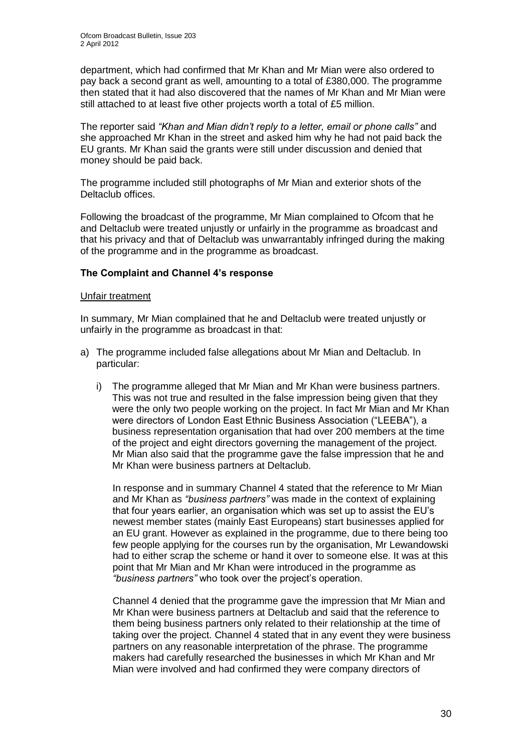department, which had confirmed that Mr Khan and Mr Mian were also ordered to pay back a second grant as well, amounting to a total of £380,000. The programme then stated that it had also discovered that the names of Mr Khan and Mr Mian were still attached to at least five other projects worth a total of £5 million.

The reporter said *"Khan and Mian didn't reply to a letter, email or phone calls"* and she approached Mr Khan in the street and asked him why he had not paid back the EU grants. Mr Khan said the grants were still under discussion and denied that money should be paid back.

The programme included still photographs of Mr Mian and exterior shots of the Deltaclub offices.

Following the broadcast of the programme, Mr Mian complained to Ofcom that he and Deltaclub were treated unjustly or unfairly in the programme as broadcast and that his privacy and that of Deltaclub was unwarrantably infringed during the making of the programme and in the programme as broadcast.

### The Complaint and Channel 4's response

Unfair treatment

In summary, Mr Mian complained that he and Deltaclub were treated unjustly or unfairly in the programme as broadcast in that:

a) The programme included false allegations about Mr Mian and Deltaclub. In particular:

   i) The programme alleged that Mr Mian and Mr Khan were business partners. This was not true and resulted in the false impression being given that they were the only two people working on the project. In fact Mr Mian and Mr Khan were directors of London East Ethnic Business Association ("LEEBA"), a business representation organisation that had over 200 members at the time of the project and eight directors governing the management of the project. Mr Mian also said that the programme gave the false impression that he and Mr Khan were business partners at Deltaclub.

   In response and in summary Channel 4 stated that the reference to Mr Mian and Mr Khan as *"business partners"* was made in the context of explaining that four years earlier, an organisation which was set up to assist the EU's newest member states (mainly East Europeans) start businesses applied for an EU grant. However as explained in the programme, due to there being too few people applying for the courses run by the organisation, Mr Lewandowski had to either scrap the scheme or hand it over to someone else. It was at this point that Mr Mian and Mr Khan were introduced in the programme as *"business partners"* who took over the project's operation.

   Channel 4 denied that the programme gave the impression that Mr Mian and Mr Khan were business partners at Deltaclub and said that the reference to them being business partners only related to their relationship at the time of taking over the project. Channel 4 stated that in any event they were business partners on any reasonable interpretation of the phrase. The programme makers had carefully researched the businesses in which Mr Khan and Mr Mian were involved and had confirmed they were company directors of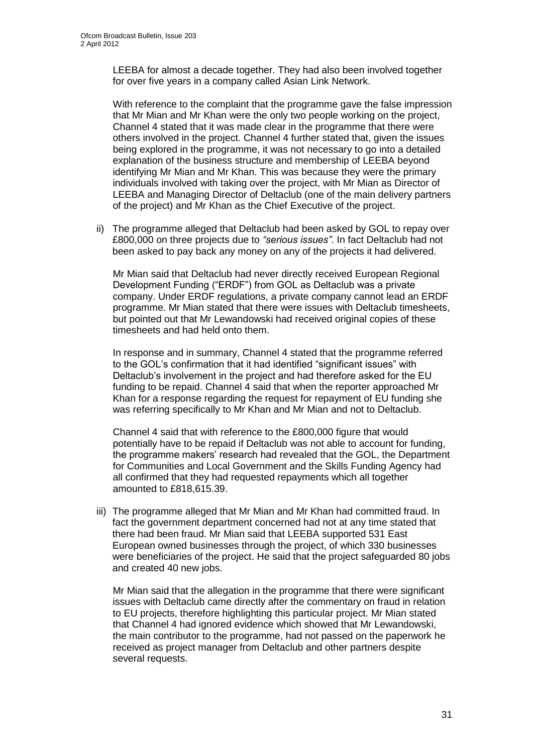LEEBA for almost a decade together. They had also been involved together for over five years in a company called Asian Link Network.

With reference to the complaint that the programme gave the false impression that Mr Mian and Mr Khan were the only two people working on the project, Channel 4 stated that it was made clear in the programme that there were others involved in the project. Channel 4 further stated that, given the issues being explored in the programme, it was not necessary to go into a detailed explanation of the business structure and membership of LEEBA beyond identifying Mr Mian and Mr Khan. This was because they were the primary individuals involved with taking over the project, with Mr Mian as Director of LEEBA and Managing Director of Deltaclub (one of the main delivery partners of the project) and Mr Khan as the Chief Executive of the project.

ii) The programme alleged that Deltaclub had been asked by GOL to repay over £800,000 on three projects due to *"serious issues"*. In fact Deltaclub had not been asked to pay back any money on any of the projects it had delivered.

   Mr Mian said that Deltaclub had never directly received European Regional Development Funding ("ERDF") from GOL as Deltaclub was a private company. Under ERDF regulations, a private company cannot lead an ERDF programme. Mr Mian stated that there were issues with Deltaclub timesheets, but pointed out that Mr Lewandowski had received original copies of these timesheets and had held onto them.

   In response and in summary, Channel 4 stated that the programme referred to the GOL's confirmation that it had identified "significant issues" with Deltaclub's involvement in the project and had therefore asked for the EU funding to be repaid. Channel 4 said that when the reporter approached Mr Khan for a response regarding the request for repayment of EU funding she was referring specifically to Mr Khan and Mr Mian and not to Deltaclub.

   Channel 4 said that with reference to the £800,000 figure that would potentially have to be repaid if Deltaclub was not able to account for funding, the programme makers' research had revealed that the GOL, the Department for Communities and Local Government and the Skills Funding Agency had all confirmed that they had requested repayments which all together amounted to £818,615.39.

iii) The programme alleged that Mr Mian and Mr Khan had committed fraud. In fact the government department concerned had not at any time stated that there had been fraud. Mr Mian said that LEEBA supported 531 East European owned businesses through the project, of which 330 businesses were beneficiaries of the project. He said that the project safeguarded 80 jobs and created 40 new jobs.

   Mr Mian said that the allegation in the programme that there were significant issues with Deltaclub came directly after the commentary on fraud in relation to EU projects, therefore highlighting this particular project. Mr Mian stated that Channel 4 had ignored evidence which showed that Mr Lewandowski, the main contributor to the programme, had not passed on the paperwork he received as project manager from Deltaclub and other partners despite several requests.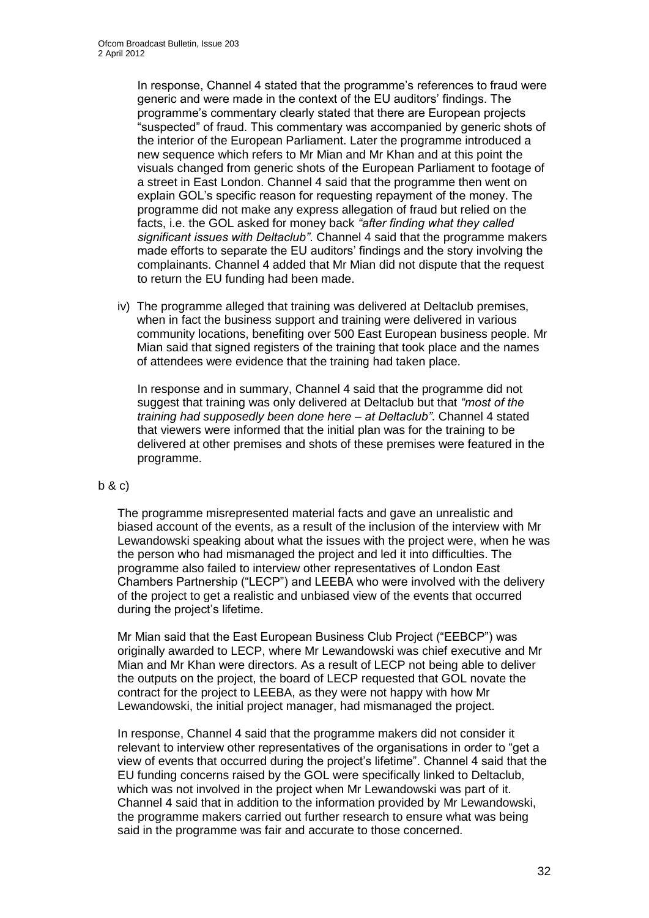In response, Channel 4 stated that the programme's references to fraud were generic and were made in the context of the EU auditors' findings. The programme's commentary clearly stated that there are European projects "suspected" of fraud. This commentary was accompanied by generic shots of the interior of the European Parliament. Later the programme introduced a new sequence which refers to Mr Mian and Mr Khan and at this point the visuals changed from generic shots of the European Parliament to footage of a street in East London. Channel 4 said that the programme then went on explain GOL's specific reason for requesting repayment of the money. The programme did not make any express allegation of fraud but relied on the facts, i.e. the GOL asked for money back *"after finding what they called significant issues with Deltaclub"*. Channel 4 said that the programme makers made efforts to separate the EU auditors' findings and the story involving the complainants. Channel 4 added that Mr Mian did not dispute that the request to return the EU funding had been made.

iv) The programme alleged that training was delivered at Deltaclub premises, when in fact the business support and training were delivered in various community locations, benefiting over 500 East European business people. Mr Mian said that signed registers of the training that took place and the names of attendees were evidence that the training had taken place.

In response and in summary, Channel 4 said that the programme did not suggest that training was only delivered at Deltaclub but that *"most of the training had supposedly been done here – at Deltaclub"*. Channel 4 stated that viewers were informed that the initial plan was for the training to be delivered at other premises and shots of these premises were featured in the programme.

b & c)

The programme misrepresented material facts and gave an unrealistic and biased account of the events, as a result of the inclusion of the interview with Mr Lewandowski speaking about what the issues with the project were, when he was the person who had mismanaged the project and led it into difficulties. The programme also failed to interview other representatives of London East Chambers Partnership ("LECP") and LEEBA who were involved with the delivery of the project to get a realistic and unbiased view of the events that occurred during the project's lifetime.

Mr Mian said that the East European Business Club Project ("EEBCP") was originally awarded to LECP, where Mr Lewandowski was chief executive and Mr Mian and Mr Khan were directors. As a result of LECP not being able to deliver the outputs on the project, the board of LECP requested that GOL novate the contract for the project to LEEBA, as they were not happy with how Mr Lewandowski, the initial project manager, had mismanaged the project.

In response, Channel 4 said that the programme makers did not consider it relevant to interview other representatives of the organisations in order to "get a view of events that occurred during the project's lifetime". Channel 4 said that the EU funding concerns raised by the GOL were specifically linked to Deltaclub, which was not involved in the project when Mr Lewandowski was part of it. Channel 4 said that in addition to the information provided by Mr Lewandowski, the programme makers carried out further research to ensure what was being said in the programme was fair and accurate to those concerned.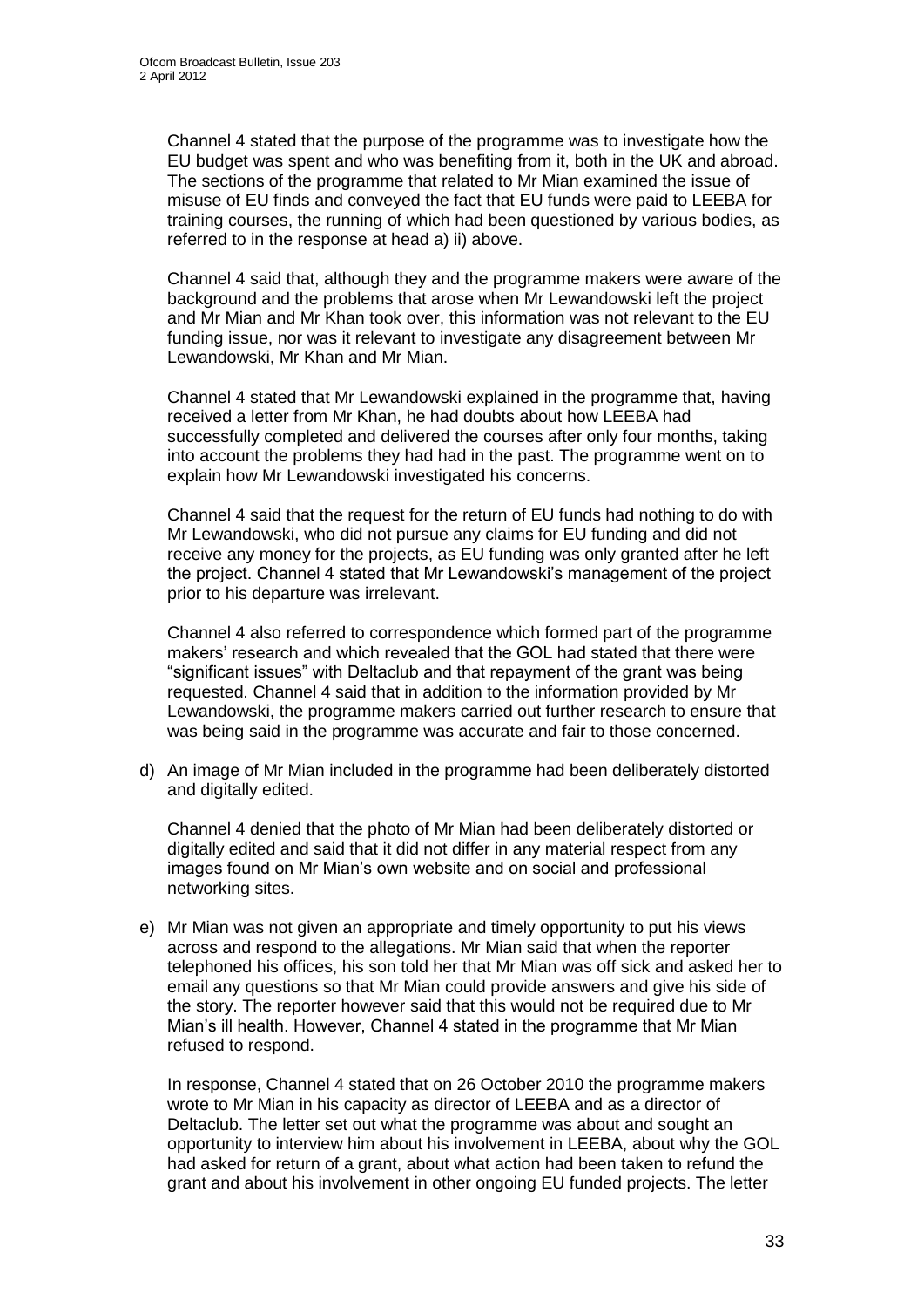Channel 4 stated that the purpose of the programme was to investigate how the EU budget was spent and who was benefiting from it, both in the UK and abroad. The sections of the programme that related to Mr Mian examined the issue of misuse of EU finds and conveyed the fact that EU funds were paid to LEEBA for training courses, the running of which had been questioned by various bodies, as referred to in the response at head a) ii) above.

Channel 4 said that, although they and the programme makers were aware of the background and the problems that arose when Mr Lewandowski left the project and Mr Mian and Mr Khan took over, this information was not relevant to the EU funding issue, nor was it relevant to investigate any disagreement between Mr Lewandowski, Mr Khan and Mr Mian.

Channel 4 stated that Mr Lewandowski explained in the programme that, having received a letter from Mr Khan, he had doubts about how LEEBA had successfully completed and delivered the courses after only four months, taking into account the problems they had had in the past. The programme went on to explain how Mr Lewandowski investigated his concerns.

Channel 4 said that the request for the return of EU funds had nothing to do with Mr Lewandowski, who did not pursue any claims for EU funding and did not receive any money for the projects, as EU funding was only granted after he left the project. Channel 4 stated that Mr Lewandowski's management of the project prior to his departure was irrelevant.

Channel 4 also referred to correspondence which formed part of the programme makers' research and which revealed that the GOL had stated that there were "significant issues" with Deltaclub and that repayment of the grant was being requested. Channel 4 said that in addition to the information provided by Mr Lewandowski, the programme makers carried out further research to ensure that was being said in the programme was accurate and fair to those concerned.

d) An image of Mr Mian included in the programme had been deliberately distorted and digitally edited.

   Channel 4 denied that the photo of Mr Mian had been deliberately distorted or digitally edited and said that it did not differ in any material respect from any images found on Mr Mian's own website and on social and professional networking sites.

e) Mr Mian was not given an appropriate and timely opportunity to put his views across and respond to the allegations. Mr Mian said that when the reporter telephoned his offices, his son told her that Mr Mian was off sick and asked her to email any questions so that Mr Mian could provide answers and give his side of the story. The reporter however said that this would not be required due to Mr Mian's ill health. However, Channel 4 stated in the programme that Mr Mian refused to respond.

   In response, Channel 4 stated that on 26 October 2010 the programme makers wrote to Mr Mian in his capacity as director of LEEBA and as a director of Deltaclub. The letter set out what the programme was about and sought an opportunity to interview him about his involvement in LEEBA, about why the GOL had asked for return of a grant, about what action had been taken to refund the grant and about his involvement in other ongoing EU funded projects. The letter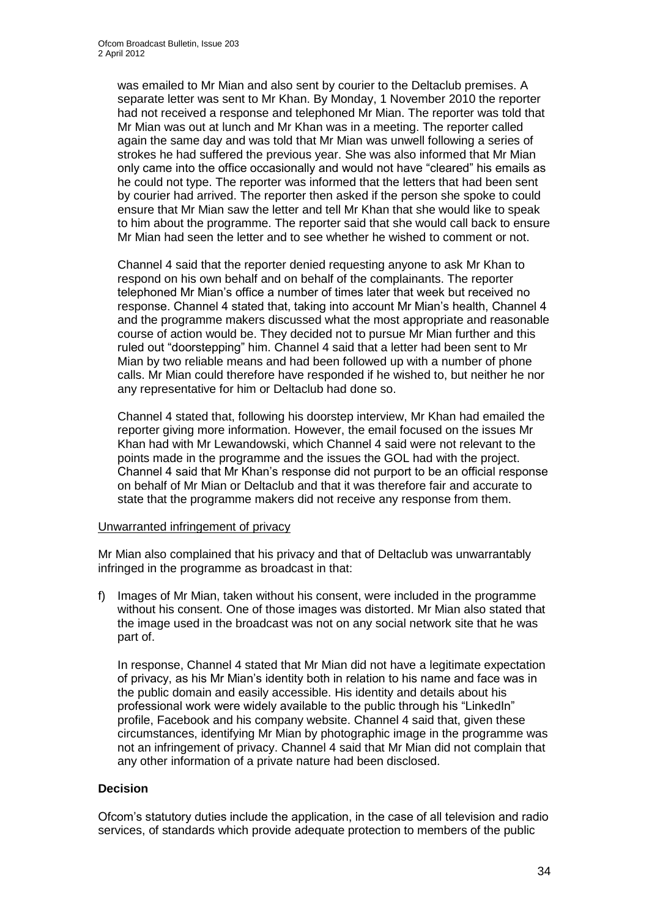was emailed to Mr Mian and also sent by courier to the Deltaclub premises. A separate letter was sent to Mr Khan. By Monday, 1 November 2010 the reporter had not received a response and telephoned Mr Mian. The reporter was told that Mr Mian was out at lunch and Mr Khan was in a meeting. The reporter called again the same day and was told that Mr Mian was unwell following a series of strokes he had suffered the previous year. She was also informed that Mr Mian only came into the office occasionally and would not have "cleared" his emails as he could not type. The reporter was informed that the letters that had been sent by courier had arrived. The reporter then asked if the person she spoke to could ensure that Mr Mian saw the letter and tell Mr Khan that she would like to speak to him about the programme. The reporter said that she would call back to ensure Mr Mian had seen the letter and to see whether he wished to comment or not.

Channel 4 said that the reporter denied requesting anyone to ask Mr Khan to respond on his own behalf and on behalf of the complainants. The reporter telephoned Mr Mian's office a number of times later that week but received no response. Channel 4 stated that, taking into account Mr Mian's health, Channel 4 and the programme makers discussed what the most appropriate and reasonable course of action would be. They decided not to pursue Mr Mian further and this ruled out "doorstepping" him. Channel 4 said that a letter had been sent to Mr Mian by two reliable means and had been followed up with a number of phone calls. Mr Mian could therefore have responded if he wished to, but neither he nor any representative for him or Deltaclub had done so.

Channel 4 stated that, following his doorstep interview, Mr Khan had emailed the reporter giving more information. However, the email focused on the issues Mr Khan had with Mr Lewandowski, which Channel 4 said were not relevant to the points made in the programme and the issues the GOL had with the project. Channel 4 said that Mr Khan's response did not purport to be an official response on behalf of Mr Mian or Deltaclub and that it was therefore fair and accurate to state that the programme makers did not receive any response from them.

Unwarranted infringement of privacy

Mr Mian also complained that his privacy and that of Deltaclub was unwarrantably infringed in the programme as broadcast in that:

f) Images of Mr Mian, taken without his consent, were included in the programme without his consent. One of those images was distorted. Mr Mian also stated that the image used in the broadcast was not on any social network site that he was part of.

   In response, Channel 4 stated that Mr Mian did not have a legitimate expectation of privacy, as his Mr Mian's identity both in relation to his name and face was in the public domain and easily accessible. His identity and details about his professional work were widely available to the public through his "LinkedIn" profile, Facebook and his company website. Channel 4 said that, given these circumstances, identifying Mr Mian by photographic image in the programme was not an infringement of privacy. Channel 4 said that Mr Mian did not complain that any other information of a private nature had been disclosed.

**Decision**

Ofcom's statutory duties include the application, in the case of all television and radio services, of standards which provide adequate protection to members of the public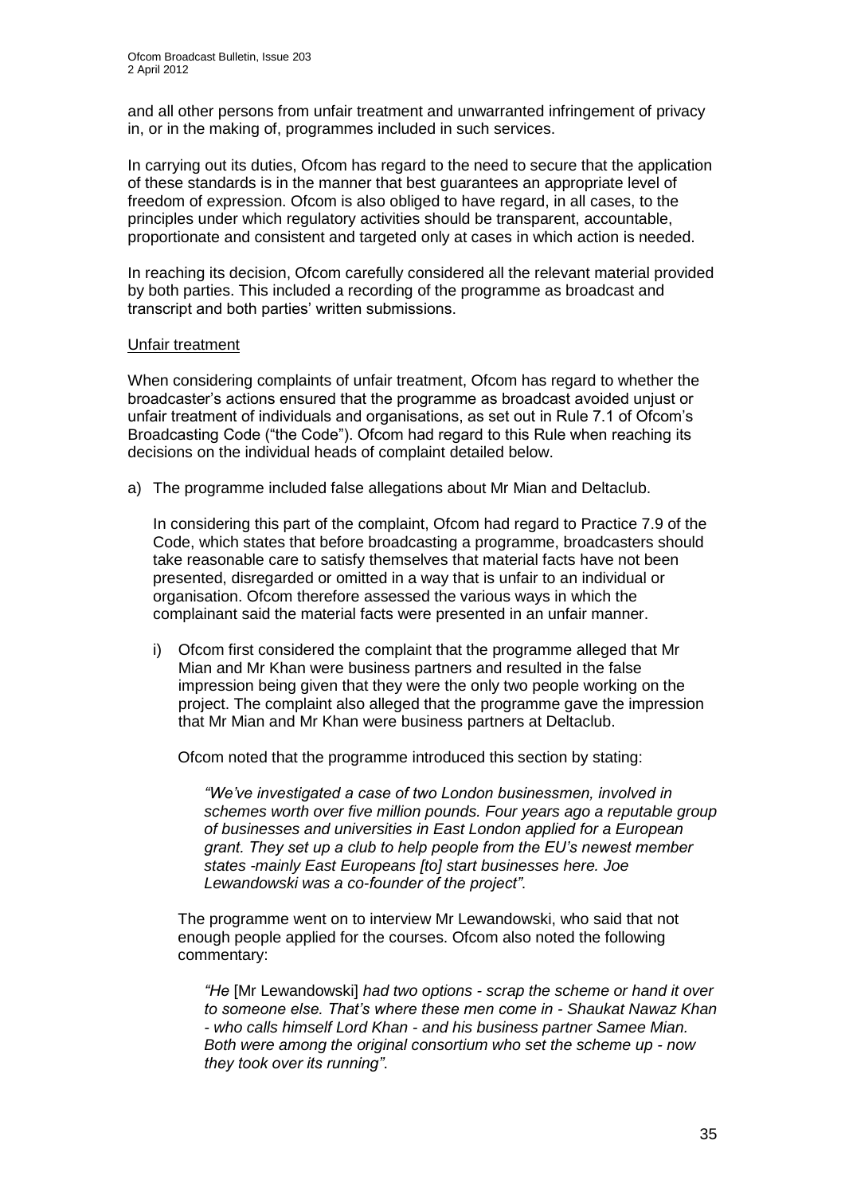and all other persons from unfair treatment and unwarranted infringement of privacy in, or in the making of, programmes included in such services.

In carrying out its duties, Ofcom has regard to the need to secure that the application of these standards is in the manner that best guarantees an appropriate level of freedom of expression. Ofcom is also obliged to have regard, in all cases, to the principles under which regulatory activities should be transparent, accountable, proportionate and consistent and targeted only at cases in which action is needed.

In reaching its decision, Ofcom carefully considered all the relevant material provided by both parties. This included a recording of the programme as broadcast and transcript and both parties' written submissions.

<u>Unfair treatment</u>

When considering complaints of unfair treatment, Ofcom has regard to whether the broadcaster's actions ensured that the programme as broadcast avoided unjust or unfair treatment of individuals and organisations, as set out in Rule 7.1 of Ofcom's Broadcasting Code ("the Code"). Ofcom had regard to this Rule when reaching its decisions on the individual heads of complaint detailed below.

a) The programme included false allegations about Mr Mian and Deltaclub.

   In considering this part of the complaint, Ofcom had regard to Practice 7.9 of the Code, which states that before broadcasting a programme, broadcasters should take reasonable care to satisfy themselves that material facts have not been presented, disregarded or omitted in a way that is unfair to an individual or organisation. Ofcom therefore assessed the various ways in which the complainant said the material facts were presented in an unfair manner.

   i) Ofcom first considered the complaint that the programme alleged that Mr Mian and Mr Khan were business partners and resulted in the false impression being given that they were the only two people working on the project. The complaint also alleged that the programme gave the impression that Mr Mian and Mr Khan were business partners at Deltaclub.

      Ofcom noted that the programme introduced this section by stating:

      *"We've investigated a case of two London businessmen, involved in schemes worth over five million pounds. Four years ago a reputable group of businesses and universities in East London applied for a European grant. They set up a club to help people from the EU's newest member states -mainly East Europeans [to] start businesses here. Joe Lewandowski was a co-founder of the project".*

      The programme went on to interview Mr Lewandowski, who said that not enough people applied for the courses. Ofcom also noted the following commentary:

      *"He* [Mr Lewandowski] *had two options - scrap the scheme or hand it over to someone else. That's where these men come in - Shaukat Nawaz Khan - who calls himself Lord Khan - and his business partner Samee Mian. Both were among the original consortium who set the scheme up - now they took over its running".*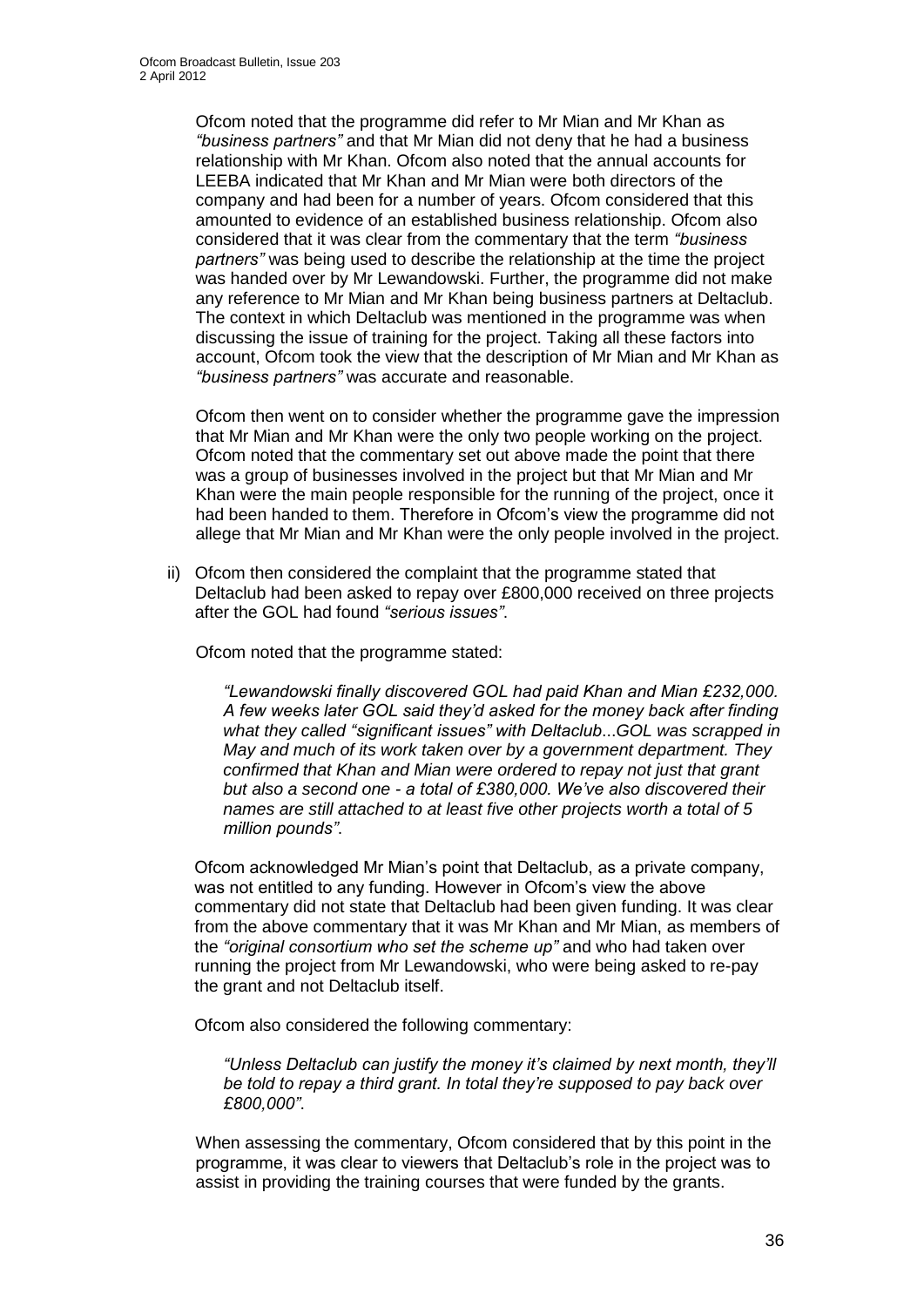Ofcom noted that the programme did refer to Mr Mian and Mr Khan as *"business partners"* and that Mr Mian did not deny that he had a business relationship with Mr Khan. Ofcom also noted that the annual accounts for LEEBA indicated that Mr Khan and Mr Mian were both directors of the company and had been for a number of years. Ofcom considered that this amounted to evidence of an established business relationship. Ofcom also considered that it was clear from the commentary that the term *"business partners"* was being used to describe the relationship at the time the project was handed over by Mr Lewandowski. Further, the programme did not make any reference to Mr Mian and Mr Khan being business partners at Deltaclub. The context in which Deltaclub was mentioned in the programme was when discussing the issue of training for the project. Taking all these factors into account, Ofcom took the view that the description of Mr Mian and Mr Khan as *"business partners"* was accurate and reasonable.

Ofcom then went on to consider whether the programme gave the impression that Mr Mian and Mr Khan were the only two people working on the project. Ofcom noted that the commentary set out above made the point that there was a group of businesses involved in the project but that Mr Mian and Mr Khan were the main people responsible for the running of the project, once it had been handed to them. Therefore in Ofcom's view the programme did not allege that Mr Mian and Mr Khan were the only people involved in the project.

ii) Ofcom then considered the complaint that the programme stated that Deltaclub had been asked to repay over £800,000 received on three projects after the GOL had found *"serious issues"*.

Ofcom noted that the programme stated:

> *"Lewandowski finally discovered GOL had paid Khan and Mian £232,000. A few weeks later GOL said they'd asked for the money back after finding what they called "significant issues" with Deltaclub...GOL was scrapped in May and much of its work taken over by a government department. They confirmed that Khan and Mian were ordered to repay not just that grant but also a second one - a total of £380,000. We've also discovered their names are still attached to at least five other projects worth a total of 5 million pounds".*

Ofcom acknowledged Mr Mian's point that Deltaclub, as a private company, was not entitled to any funding. However in Ofcom's view the above commentary did not state that Deltaclub had been given funding. It was clear from the above commentary that it was Mr Khan and Mr Mian, as members of the *"original consortium who set the scheme up"* and who had taken over running the project from Mr Lewandowski, who were being asked to re-pay the grant and not Deltaclub itself.

Ofcom also considered the following commentary:

> *"Unless Deltaclub can justify the money it's claimed by next month, they'll be told to repay a third grant. In total they're supposed to pay back over £800,000".*

When assessing the commentary, Ofcom considered that by this point in the programme, it was clear to viewers that Deltaclub's role in the project was to assist in providing the training courses that were funded by the grants.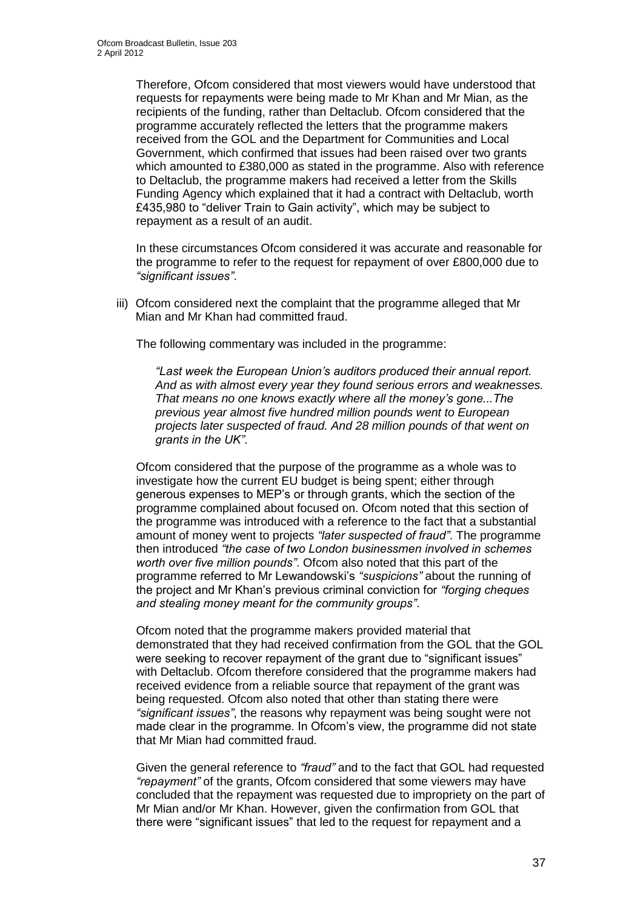Therefore, Ofcom considered that most viewers would have understood that requests for repayments were being made to Mr Khan and Mr Mian, as the recipients of the funding, rather than Deltaclub. Ofcom considered that the programme accurately reflected the letters that the programme makers received from the GOL and the Department for Communities and Local Government, which confirmed that issues had been raised over two grants which amounted to £380,000 as stated in the programme. Also with reference to Deltaclub, the programme makers had received a letter from the Skills Funding Agency which explained that it had a contract with Deltaclub, worth £435,980 to "deliver Train to Gain activity", which may be subject to repayment as a result of an audit.

In these circumstances Ofcom considered it was accurate and reasonable for the programme to refer to the request for repayment of over £800,000 due to *"significant issues"*.

iii) Ofcom considered next the complaint that the programme alleged that Mr Mian and Mr Khan had committed fraud.

The following commentary was included in the programme:

> *"Last week the European Union's auditors produced their annual report. And as with almost every year they found serious errors and weaknesses. That means no one knows exactly where all the money's gone...The previous year almost five hundred million pounds went to European projects later suspected of fraud. And 28 million pounds of that went on grants in the UK".*

Ofcom considered that the purpose of the programme as a whole was to investigate how the current EU budget is being spent; either through generous expenses to MEP's or through grants, which the section of the programme complained about focused on. Ofcom noted that this section of the programme was introduced with a reference to the fact that a substantial amount of money went to projects *"later suspected of fraud"*. The programme then introduced *"the case of two London businessmen involved in schemes worth over five million pounds"*. Ofcom also noted that this part of the programme referred to Mr Lewandowski's *"suspicions"* about the running of the project and Mr Khan's previous criminal conviction for *"forging cheques and stealing money meant for the community groups"*.

Ofcom noted that the programme makers provided material that demonstrated that they had received confirmation from the GOL that the GOL were seeking to recover repayment of the grant due to "significant issues" with Deltaclub. Ofcom therefore considered that the programme makers had received evidence from a reliable source that repayment of the grant was being requested. Ofcom also noted that other than stating there were *"significant issues"*, the reasons why repayment was being sought were not made clear in the programme. In Ofcom's view, the programme did not state that Mr Mian had committed fraud.

Given the general reference to *"fraud"* and to the fact that GOL had requested *"repayment"* of the grants, Ofcom considered that some viewers may have concluded that the repayment was requested due to impropriety on the part of Mr Mian and/or Mr Khan. However, given the confirmation from GOL that there were "significant issues" that led to the request for repayment and a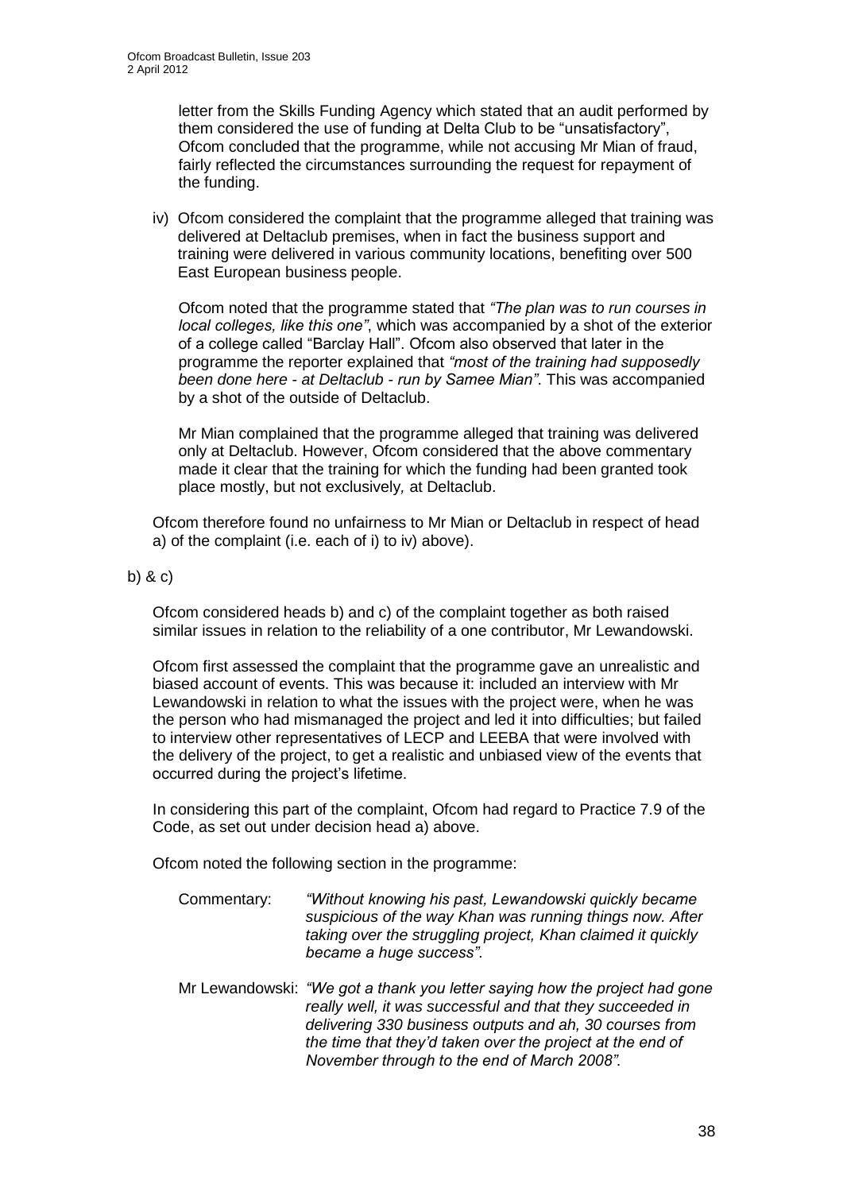letter from the Skills Funding Agency which stated that an audit performed by them considered the use of funding at Delta Club to be "unsatisfactory", Ofcom concluded that the programme, while not accusing Mr Mian of fraud, fairly reflected the circumstances surrounding the request for repayment of the funding.

iv) Ofcom considered the complaint that the programme alleged that training was delivered at Deltaclub premises, when in fact the business support and training were delivered in various community locations, benefiting over 500 East European business people.

Ofcom noted that the programme stated that *"The plan was to run courses in local colleges, like this one"*, which was accompanied by a shot of the exterior of a college called "Barclay Hall". Ofcom also observed that later in the programme the reporter explained that *"most of the training had supposedly been done here - at Deltaclub - run by Samee Mian"*. This was accompanied by a shot of the outside of Deltaclub.

Mr Mian complained that the programme alleged that training was delivered only at Deltaclub. However, Ofcom considered that the above commentary made it clear that the training for which the funding had been granted took place mostly, but not exclusively*,* at Deltaclub.

Ofcom therefore found no unfairness to Mr Mian or Deltaclub in respect of head a) of the complaint (i.e. each of i) to iv) above).

b) & c)

Ofcom considered heads b) and c) of the complaint together as both raised similar issues in relation to the reliability of a one contributor, Mr Lewandowski.

Ofcom first assessed the complaint that the programme gave an unrealistic and biased account of events. This was because it: included an interview with Mr Lewandowski in relation to what the issues with the project were, when he was the person who had mismanaged the project and led it into difficulties; but failed to interview other representatives of LECP and LEEBA that were involved with the delivery of the project, to get a realistic and unbiased view of the events that occurred during the project's lifetime.

In considering this part of the complaint, Ofcom had regard to Practice 7.9 of the Code, as set out under decision head a) above.

Ofcom noted the following section in the programme:

Commentary: *"Without knowing his past, Lewandowski quickly became suspicious of the way Khan was running things now. After taking over the struggling project, Khan claimed it quickly became a huge success".*

Mr Lewandowski: *"We got a thank you letter saying how the project had gone really well, it was successful and that they succeeded in delivering 330 business outputs and ah, 30 courses from the time that they'd taken over the project at the end of November through to the end of March 2008".*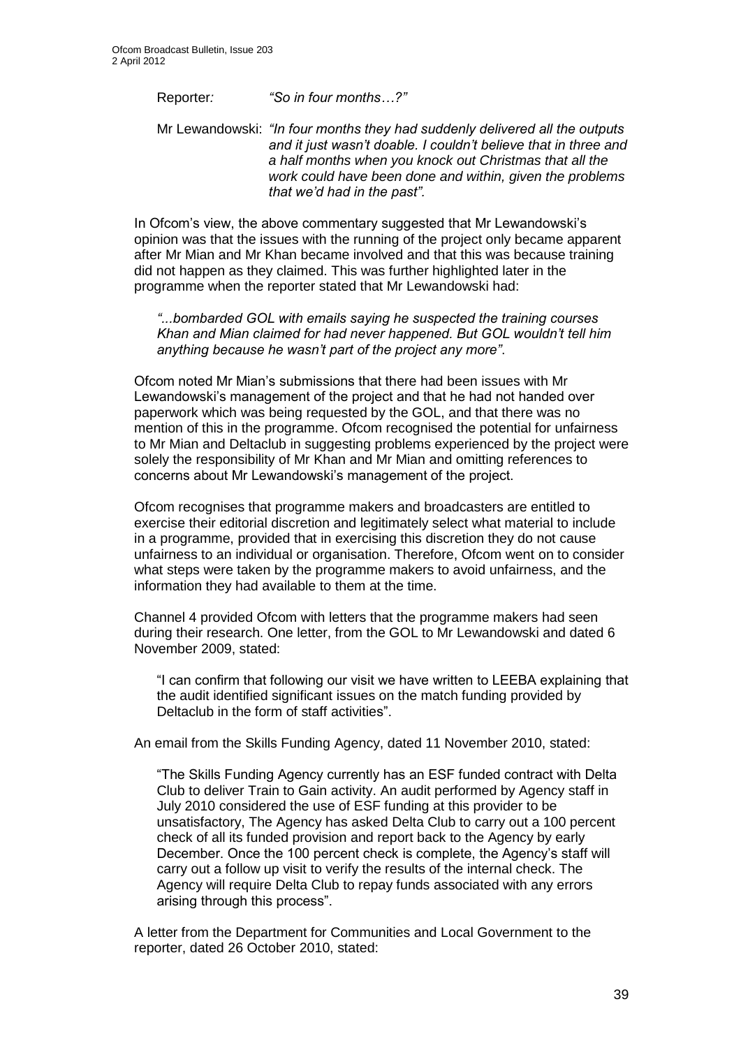Reporter: *"So in four months…?"*

Mr Lewandowski: *"In four months they had suddenly delivered all the outputs and it just wasn't doable. I couldn't believe that in three and a half months when you knock out Christmas that all the work could have been done and within, given the problems that we'd had in the past".*

In Ofcom's view, the above commentary suggested that Mr Lewandowski's opinion was that the issues with the running of the project only became apparent after Mr Mian and Mr Khan became involved and that this was because training did not happen as they claimed. This was further highlighted later in the programme when the reporter stated that Mr Lewandowski had:

> *"...bombarded GOL with emails saying he suspected the training courses Khan and Mian claimed for had never happened. But GOL wouldn't tell him anything because he wasn't part of the project any more".*

Ofcom noted Mr Mian's submissions that there had been issues with Mr Lewandowski's management of the project and that he had not handed over paperwork which was being requested by the GOL, and that there was no mention of this in the programme. Ofcom recognised the potential for unfairness to Mr Mian and Deltaclub in suggesting problems experienced by the project were solely the responsibility of Mr Khan and Mr Mian and omitting references to concerns about Mr Lewandowski's management of the project.

Ofcom recognises that programme makers and broadcasters are entitled to exercise their editorial discretion and legitimately select what material to include in a programme, provided that in exercising this discretion they do not cause unfairness to an individual or organisation. Therefore, Ofcom went on to consider what steps were taken by the programme makers to avoid unfairness, and the information they had available to them at the time.

Channel 4 provided Ofcom with letters that the programme makers had seen during their research. One letter, from the GOL to Mr Lewandowski and dated 6 November 2009, stated:

> "I can confirm that following our visit we have written to LEEBA explaining that the audit identified significant issues on the match funding provided by Deltaclub in the form of staff activities".

An email from the Skills Funding Agency, dated 11 November 2010, stated:

> "The Skills Funding Agency currently has an ESF funded contract with Delta Club to deliver Train to Gain activity. An audit performed by Agency staff in July 2010 considered the use of ESF funding at this provider to be unsatisfactory, The Agency has asked Delta Club to carry out a 100 percent check of all its funded provision and report back to the Agency by early December. Once the 100 percent check is complete, the Agency's staff will carry out a follow up visit to verify the results of the internal check. The Agency will require Delta Club to repay funds associated with any errors arising through this process".

A letter from the Department for Communities and Local Government to the reporter, dated 26 October 2010, stated: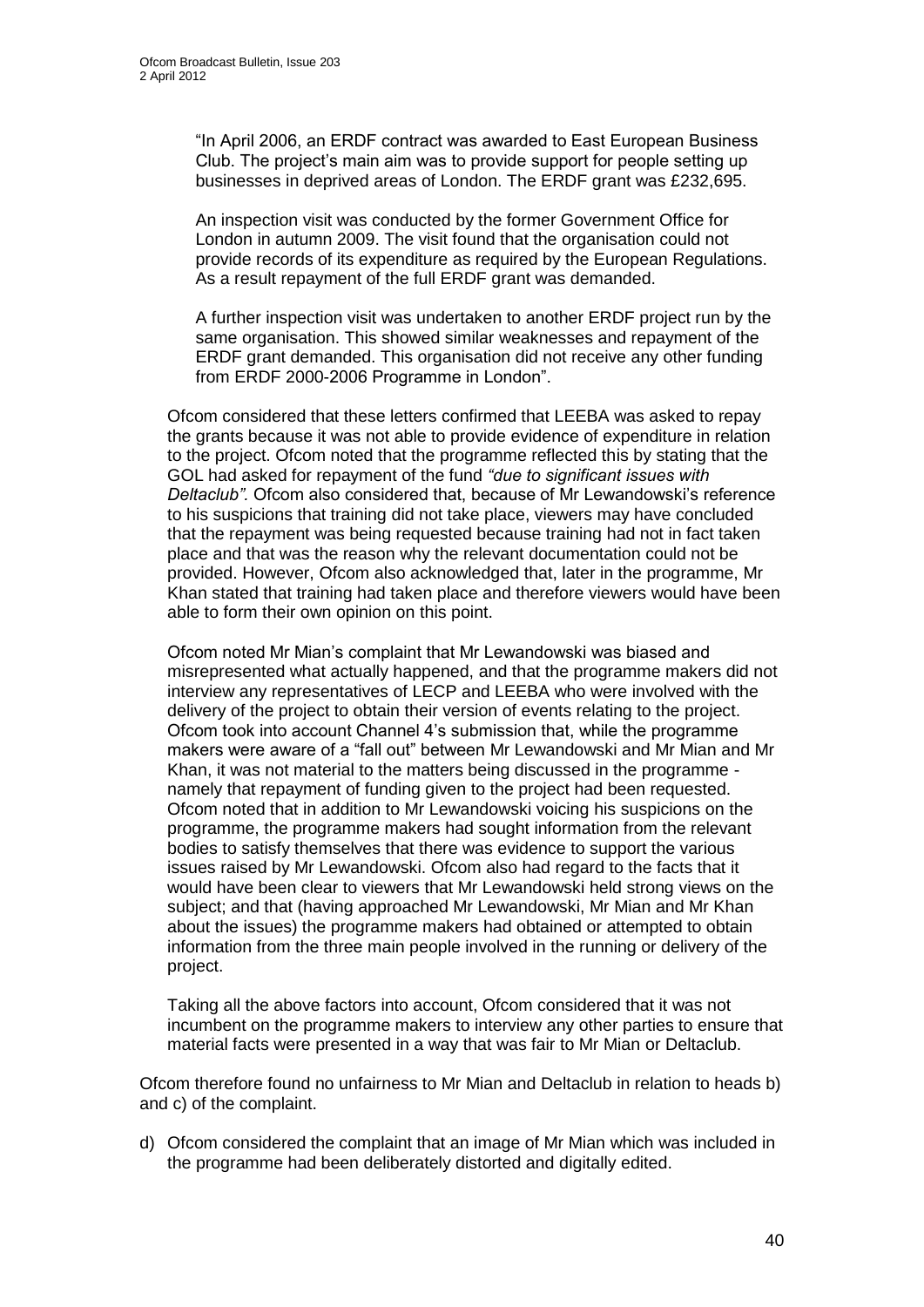"In April 2006, an ERDF contract was awarded to East European Business Club. The project's main aim was to provide support for people setting up businesses in deprived areas of London. The ERDF grant was £232,695.

An inspection visit was conducted by the former Government Office for London in autumn 2009. The visit found that the organisation could not provide records of its expenditure as required by the European Regulations. As a result repayment of the full ERDF grant was demanded.

A further inspection visit was undertaken to another ERDF project run by the same organisation. This showed similar weaknesses and repayment of the ERDF grant demanded. This organisation did not receive any other funding from ERDF 2000-2006 Programme in London".

Ofcom considered that these letters confirmed that LEEBA was asked to repay the grants because it was not able to provide evidence of expenditure in relation to the project. Ofcom noted that the programme reflected this by stating that the GOL had asked for repayment of the fund *"due to significant issues with Deltaclub"*. Ofcom also considered that, because of Mr Lewandowski's reference to his suspicions that training did not take place, viewers may have concluded that the repayment was being requested because training had not in fact taken place and that was the reason why the relevant documentation could not be provided. However, Ofcom also acknowledged that, later in the programme, Mr Khan stated that training had taken place and therefore viewers would have been able to form their own opinion on this point.

Ofcom noted Mr Mian's complaint that Mr Lewandowski was biased and misrepresented what actually happened, and that the programme makers did not interview any representatives of LECP and LEEBA who were involved with the delivery of the project to obtain their version of events relating to the project. Ofcom took into account Channel 4's submission that, while the programme makers were aware of a "fall out" between Mr Lewandowski and Mr Mian and Mr Khan, it was not material to the matters being discussed in the programme - namely that repayment of funding given to the project had been requested. Ofcom noted that in addition to Mr Lewandowski voicing his suspicions on the programme, the programme makers had sought information from the relevant bodies to satisfy themselves that there was evidence to support the various issues raised by Mr Lewandowski. Ofcom also had regard to the facts that it would have been clear to viewers that Mr Lewandowski held strong views on the subject; and that (having approached Mr Lewandowski, Mr Mian and Mr Khan about the issues) the programme makers had obtained or attempted to obtain information from the three main people involved in the running or delivery of the project.

Taking all the above factors into account, Ofcom considered that it was not incumbent on the programme makers to interview any other parties to ensure that material facts were presented in a way that was fair to Mr Mian or Deltaclub.

Ofcom therefore found no unfairness to Mr Mian and Deltaclub in relation to heads b) and c) of the complaint.

d) Ofcom considered the complaint that an image of Mr Mian which was included in the programme had been deliberately distorted and digitally edited.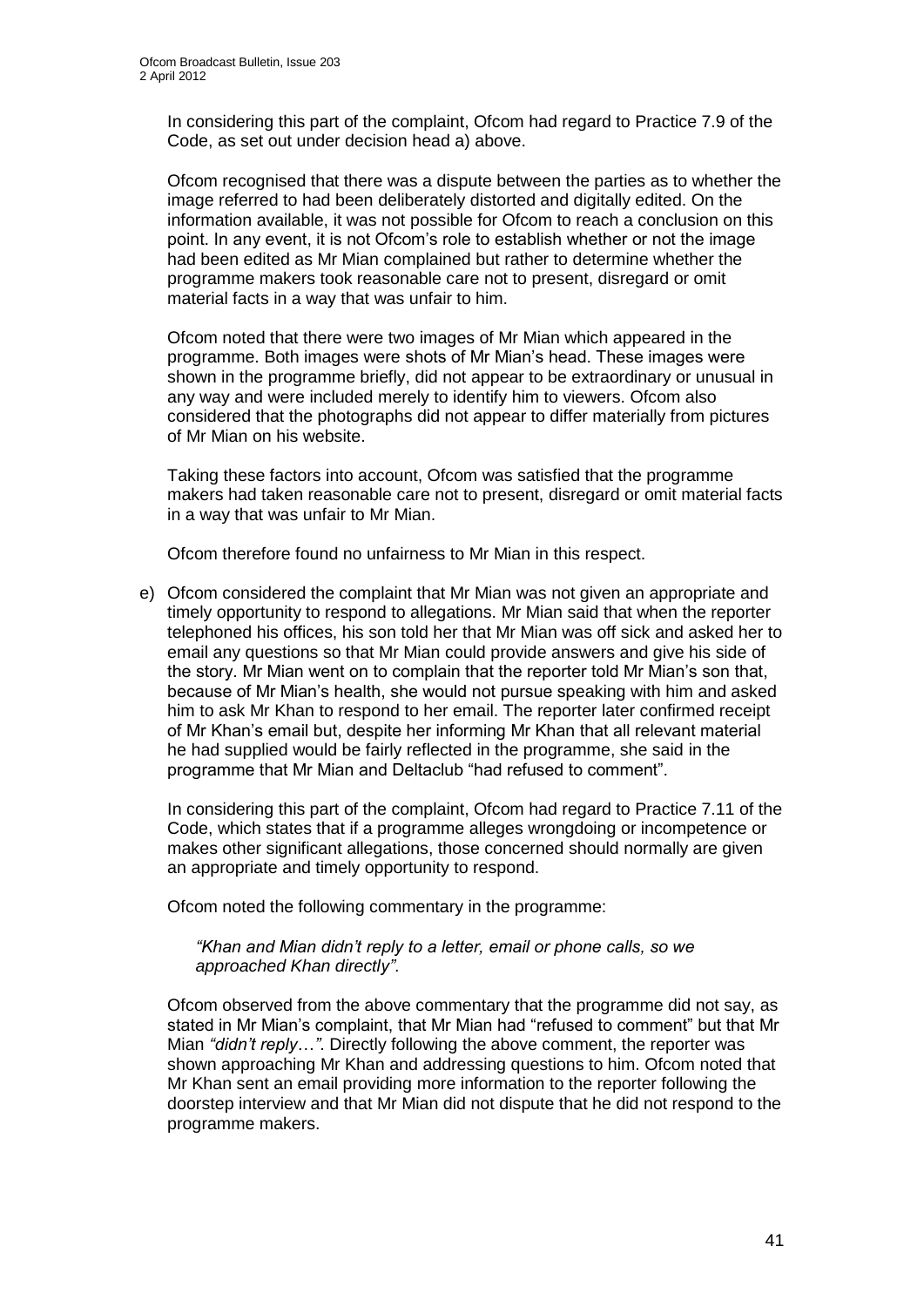In considering this part of the complaint, Ofcom had regard to Practice 7.9 of the Code, as set out under decision head a) above.

Ofcom recognised that there was a dispute between the parties as to whether the image referred to had been deliberately distorted and digitally edited. On the information available, it was not possible for Ofcom to reach a conclusion on this point. In any event, it is not Ofcom's role to establish whether or not the image had been edited as Mr Mian complained but rather to determine whether the programme makers took reasonable care not to present, disregard or omit material facts in a way that was unfair to him.

Ofcom noted that there were two images of Mr Mian which appeared in the programme. Both images were shots of Mr Mian's head. These images were shown in the programme briefly, did not appear to be extraordinary or unusual in any way and were included merely to identify him to viewers. Ofcom also considered that the photographs did not appear to differ materially from pictures of Mr Mian on his website.

Taking these factors into account, Ofcom was satisfied that the programme makers had taken reasonable care not to present, disregard or omit material facts in a way that was unfair to Mr Mian.

Ofcom therefore found no unfairness to Mr Mian in this respect.

e) Ofcom considered the complaint that Mr Mian was not given an appropriate and timely opportunity to respond to allegations. Mr Mian said that when the reporter telephoned his offices, his son told her that Mr Mian was off sick and asked her to email any questions so that Mr Mian could provide answers and give his side of the story. Mr Mian went on to complain that the reporter told Mr Mian's son that, because of Mr Mian's health, she would not pursue speaking with him and asked him to ask Mr Khan to respond to her email. The reporter later confirmed receipt of Mr Khan's email but, despite her informing Mr Khan that all relevant material he had supplied would be fairly reflected in the programme, she said in the programme that Mr Mian and Deltaclub "had refused to comment".

   In considering this part of the complaint, Ofcom had regard to Practice 7.11 of the Code, which states that if a programme alleges wrongdoing or incompetence or makes other significant allegations, those concerned should normally are given an appropriate and timely opportunity to respond.

   Ofcom noted the following commentary in the programme:

   > *"Khan and Mian didn't reply to a letter, email or phone calls, so we approached Khan directly"*.

   Ofcom observed from the above commentary that the programme did not say, as stated in Mr Mian's complaint, that Mr Mian had "refused to comment" but that Mr Mian *"didn't reply…"*. Directly following the above comment, the reporter was shown approaching Mr Khan and addressing questions to him. Ofcom noted that Mr Khan sent an email providing more information to the reporter following the doorstep interview and that Mr Mian did not dispute that he did not respond to the programme makers.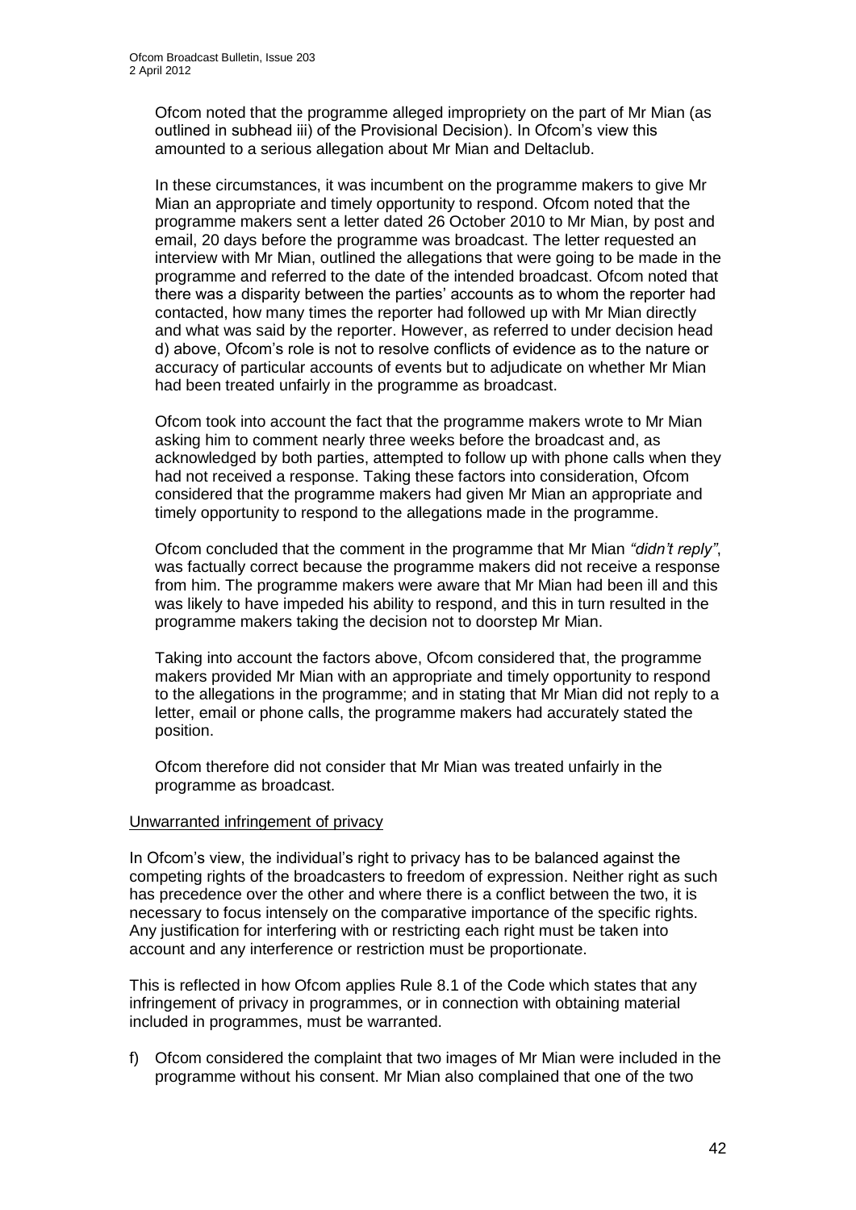Ofcom noted that the programme alleged impropriety on the part of Mr Mian (as outlined in subhead iii) of the Provisional Decision). In Ofcom's view this amounted to a serious allegation about Mr Mian and Deltaclub.

In these circumstances, it was incumbent on the programme makers to give Mr Mian an appropriate and timely opportunity to respond. Ofcom noted that the programme makers sent a letter dated 26 October 2010 to Mr Mian, by post and email, 20 days before the programme was broadcast. The letter requested an interview with Mr Mian, outlined the allegations that were going to be made in the programme and referred to the date of the intended broadcast. Ofcom noted that there was a disparity between the parties' accounts as to whom the reporter had contacted, how many times the reporter had followed up with Mr Mian directly and what was said by the reporter. However, as referred to under decision head d) above, Ofcom's role is not to resolve conflicts of evidence as to the nature or accuracy of particular accounts of events but to adjudicate on whether Mr Mian had been treated unfairly in the programme as broadcast.

Ofcom took into account the fact that the programme makers wrote to Mr Mian asking him to comment nearly three weeks before the broadcast and, as acknowledged by both parties, attempted to follow up with phone calls when they had not received a response. Taking these factors into consideration, Ofcom considered that the programme makers had given Mr Mian an appropriate and timely opportunity to respond to the allegations made in the programme.

Ofcom concluded that the comment in the programme that Mr Mian *"didn't reply"*, was factually correct because the programme makers did not receive a response from him. The programme makers were aware that Mr Mian had been ill and this was likely to have impeded his ability to respond, and this in turn resulted in the programme makers taking the decision not to doorstep Mr Mian.

Taking into account the factors above, Ofcom considered that, the programme makers provided Mr Mian with an appropriate and timely opportunity to respond to the allegations in the programme; and in stating that Mr Mian did not reply to a letter, email or phone calls, the programme makers had accurately stated the position.

Ofcom therefore did not consider that Mr Mian was treated unfairly in the programme as broadcast.

## Unwarranted infringement of privacy

In Ofcom's view, the individual's right to privacy has to be balanced against the competing rights of the broadcasters to freedom of expression. Neither right as such has precedence over the other and where there is a conflict between the two, it is necessary to focus intensely on the comparative importance of the specific rights. Any justification for interfering with or restricting each right must be taken into account and any interference or restriction must be proportionate.

This is reflected in how Ofcom applies Rule 8.1 of the Code which states that any infringement of privacy in programmes, or in connection with obtaining material included in programmes, must be warranted.

f) Ofcom considered the complaint that two images of Mr Mian were included in the programme without his consent. Mr Mian also complained that one of the two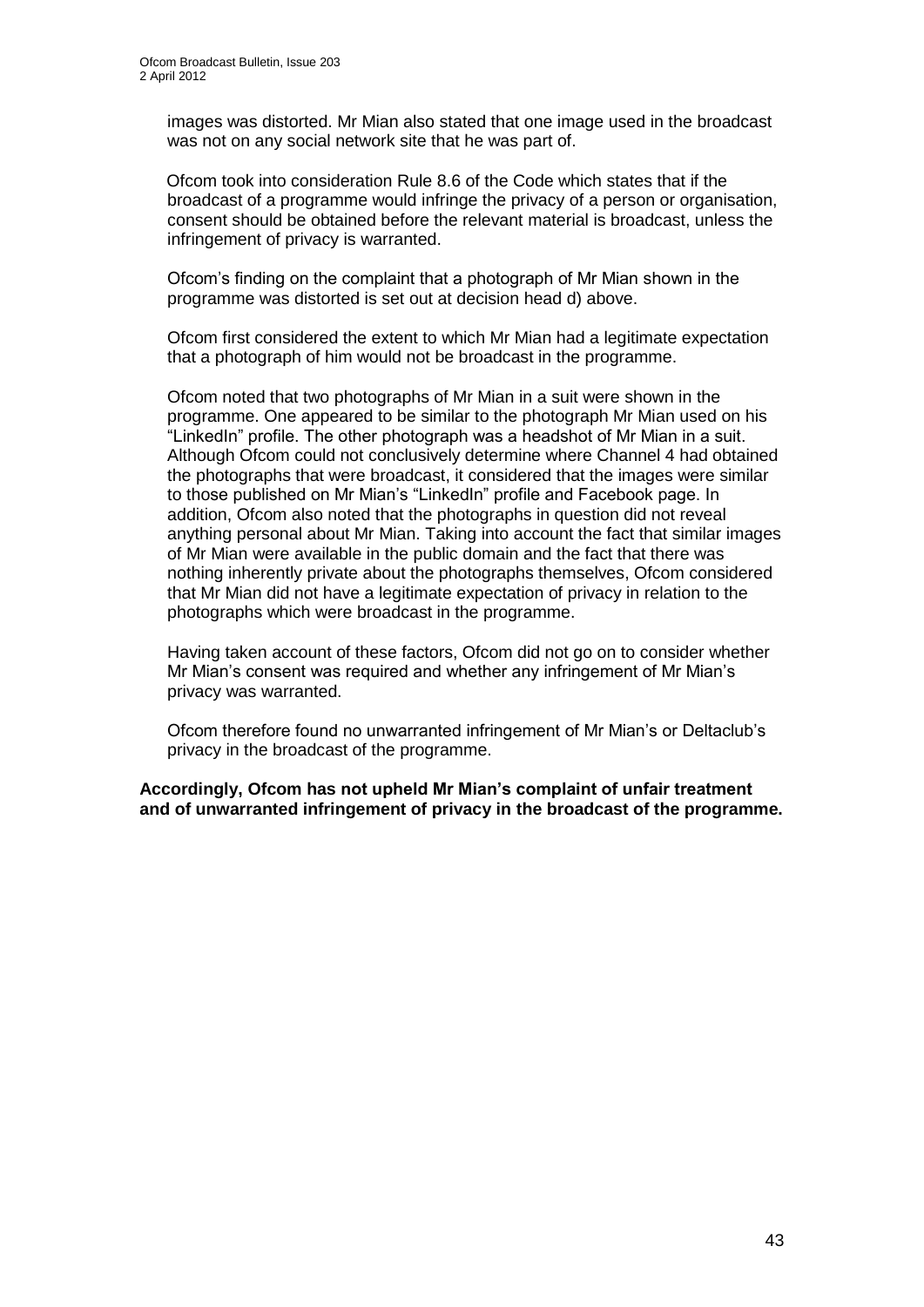images was distorted. Mr Mian also stated that one image used in the broadcast was not on any social network site that he was part of.

Ofcom took into consideration Rule 8.6 of the Code which states that if the broadcast of a programme would infringe the privacy of a person or organisation, consent should be obtained before the relevant material is broadcast, unless the infringement of privacy is warranted.

Ofcom's finding on the complaint that a photograph of Mr Mian shown in the programme was distorted is set out at decision head d) above.

Ofcom first considered the extent to which Mr Mian had a legitimate expectation that a photograph of him would not be broadcast in the programme.

Ofcom noted that two photographs of Mr Mian in a suit were shown in the programme. One appeared to be similar to the photograph Mr Mian used on his "LinkedIn" profile. The other photograph was a headshot of Mr Mian in a suit. Although Ofcom could not conclusively determine where Channel 4 had obtained the photographs that were broadcast, it considered that the images were similar to those published on Mr Mian's "LinkedIn" profile and Facebook page. In addition, Ofcom also noted that the photographs in question did not reveal anything personal about Mr Mian. Taking into account the fact that similar images of Mr Mian were available in the public domain and the fact that there was nothing inherently private about the photographs themselves, Ofcom considered that Mr Mian did not have a legitimate expectation of privacy in relation to the photographs which were broadcast in the programme.

Having taken account of these factors, Ofcom did not go on to consider whether Mr Mian's consent was required and whether any infringement of Mr Mian's privacy was warranted.

Ofcom therefore found no unwarranted infringement of Mr Mian's or Deltaclub's privacy in the broadcast of the programme.

**Accordingly, Ofcom has not upheld Mr Mian's complaint of unfair treatment and of unwarranted infringement of privacy in the broadcast of the programme.**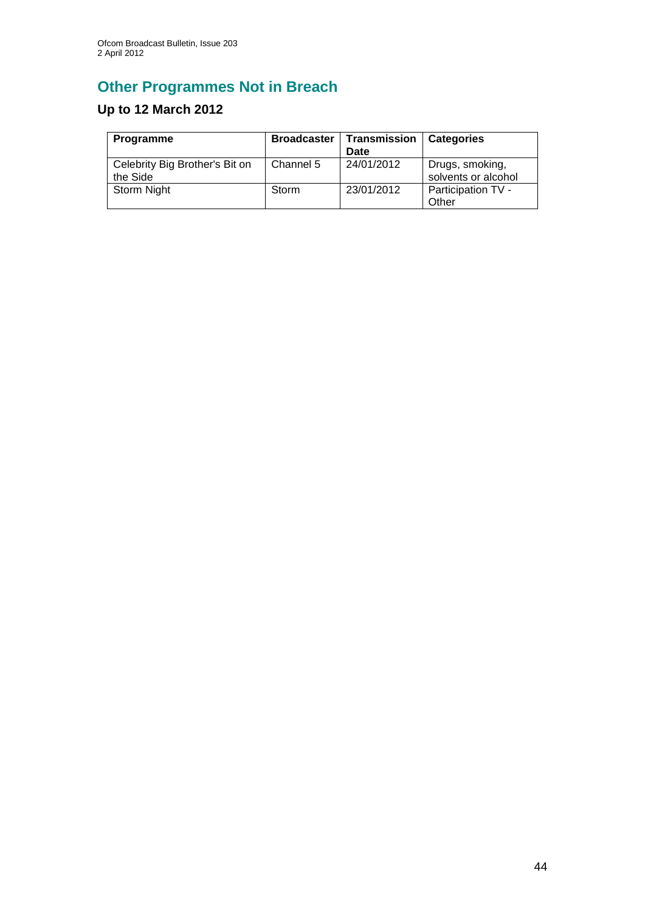## Other Programmes Not in Breach

### Up to 12 March 2012

| Programme | Broadcaster | Transmission Date | Categories |
|---|---|---|---|
| Celebrity Big Brother's Bit on the Side | Channel 5 | 24/01/2012 | Drugs, smoking, solvents or alcohol |
| Storm Night | Storm | 23/01/2012 | Participation TV - Other |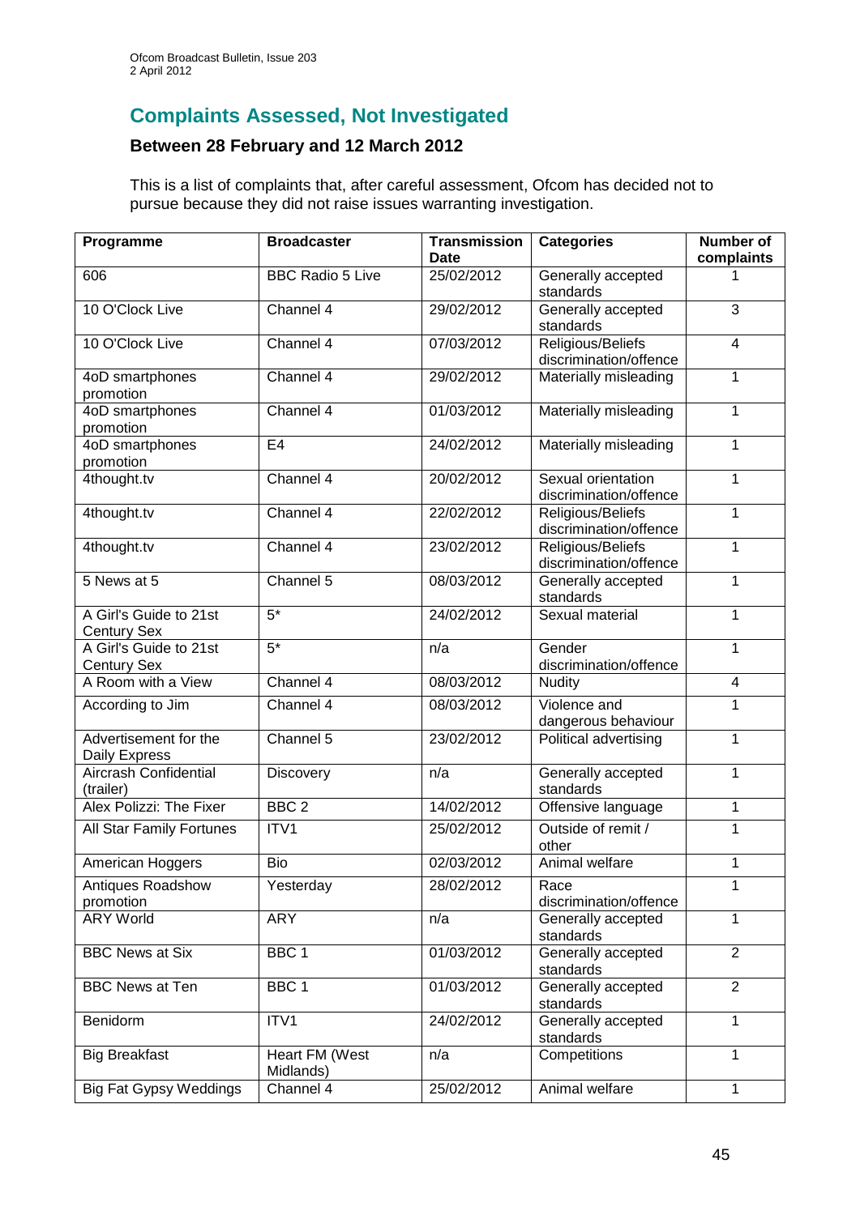## Complaints Assessed, Not Investigated

### Between 28 February and 12 March 2012

This is a list of complaints that, after careful assessment, Ofcom has decided not to pursue because they did not raise issues warranting investigation.

| Programme | Broadcaster | Transmission Date | Categories | Number of complaints |
|---|---|---|---|---|
| 606 | BBC Radio 5 Live | 25/02/2012 | Generally accepted standards | 1 |
| 10 O'Clock Live | Channel 4 | 29/02/2012 | Generally accepted standards | 3 |
| 10 O'Clock Live | Channel 4 | 07/03/2012 | Religious/Beliefs discrimination/offence | 4 |
| 4oD smartphones promotion | Channel 4 | 29/02/2012 | Materially misleading | 1 |
| 4oD smartphones promotion | Channel 4 | 01/03/2012 | Materially misleading | 1 |
| 4oD smartphones promotion | E4 | 24/02/2012 | Materially misleading | 1 |
| 4thought.tv | Channel 4 | 20/02/2012 | Sexual orientation discrimination/offence | 1 |
| 4thought.tv | Channel 4 | 22/02/2012 | Religious/Beliefs discrimination/offence | 1 |
| 4thought.tv | Channel 4 | 23/02/2012 | Religious/Beliefs discrimination/offence | 1 |
| 5 News at 5 | Channel 5 | 08/03/2012 | Generally accepted standards | 1 |
| A Girl's Guide to 21st Century Sex | 5* | 24/02/2012 | Sexual material | 1 |
| A Girl's Guide to 21st Century Sex | 5* | n/a | Gender discrimination/offence | 1 |
| A Room with a View | Channel 4 | 08/03/2012 | Nudity | 4 |
| According to Jim | Channel 4 | 08/03/2012 | Violence and dangerous behaviour | 1 |
| Advertisement for the Daily Express | Channel 5 | 23/02/2012 | Political advertising | 1 |
| Aircrash Confidential (trailer) | Discovery | n/a | Generally accepted standards | 1 |
| Alex Polizzi: The Fixer | BBC 2 | 14/02/2012 | Offensive language | 1 |
| All Star Family Fortunes | ITV1 | 25/02/2012 | Outside of remit / other | 1 |
| American Hoggers | Bio | 02/03/2012 | Animal welfare | 1 |
| Antiques Roadshow promotion | Yesterday | 28/02/2012 | Race discrimination/offence | 1 |
| ARY World | ARY | n/a | Generally accepted standards | 1 |
| BBC News at Six | BBC 1 | 01/03/2012 | Generally accepted standards | 2 |
| BBC News at Ten | BBC 1 | 01/03/2012 | Generally accepted standards | 2 |
| Benidorm | ITV1 | 24/02/2012 | Generally accepted standards | 1 |
| Big Breakfast | Heart FM (West Midlands) | n/a | Competitions | 1 |
| Big Fat Gypsy Weddings | Channel 4 | 25/02/2012 | Animal welfare | 1 |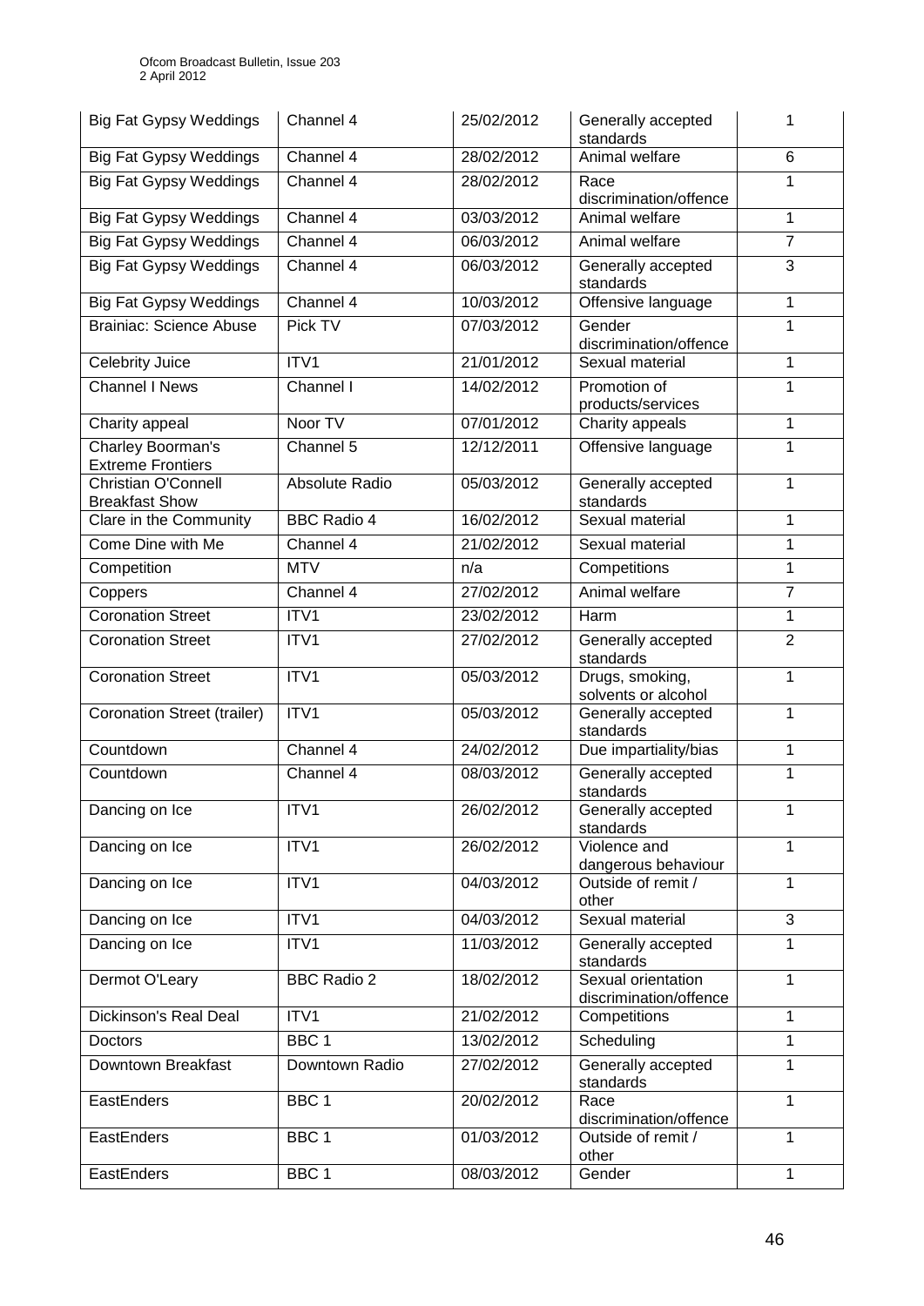| Big Fat Gypsy Weddings | Channel 4 | 25/02/2012 | Generally accepted standards | 1 |
|---|---|---|---|---|
| Big Fat Gypsy Weddings | Channel 4 | 28/02/2012 | Animal welfare | 6 |
| Big Fat Gypsy Weddings | Channel 4 | 28/02/2012 | Race discrimination/offence | 1 |
| Big Fat Gypsy Weddings | Channel 4 | 03/03/2012 | Animal welfare | 1 |
| Big Fat Gypsy Weddings | Channel 4 | 06/03/2012 | Animal welfare | 7 |
| Big Fat Gypsy Weddings | Channel 4 | 06/03/2012 | Generally accepted standards | 3 |
| Big Fat Gypsy Weddings | Channel 4 | 10/03/2012 | Offensive language | 1 |
| Brainiac: Science Abuse | Pick TV | 07/03/2012 | Gender discrimination/offence | 1 |
| Celebrity Juice | ITV1 | 21/01/2012 | Sexual material | 1 |
| Channel I News | Channel I | 14/02/2012 | Promotion of products/services | 1 |
| Charity appeal | Noor TV | 07/01/2012 | Charity appeals | 1 |
| Charley Boorman's Extreme Frontiers | Channel 5 | 12/12/2011 | Offensive language | 1 |
| Christian O'Connell Breakfast Show | Absolute Radio | 05/03/2012 | Generally accepted standards | 1 |
| Clare in the Community | BBC Radio 4 | 16/02/2012 | Sexual material | 1 |
| Come Dine with Me | Channel 4 | 21/02/2012 | Sexual material | 1 |
| Competition | MTV | n/a | Competitions | 1 |
| Coppers | Channel 4 | 27/02/2012 | Animal welfare | 7 |
| Coronation Street | ITV1 | 23/02/2012 | Harm | 1 |
| Coronation Street | ITV1 | 27/02/2012 | Generally accepted standards | 2 |
| Coronation Street | ITV1 | 05/03/2012 | Drugs, smoking, solvents or alcohol | 1 |
| Coronation Street (trailer) | ITV1 | 05/03/2012 | Generally accepted standards | 1 |
| Countdown | Channel 4 | 24/02/2012 | Due impartiality/bias | 1 |
| Countdown | Channel 4 | 08/03/2012 | Generally accepted standards | 1 |
| Dancing on Ice | ITV1 | 26/02/2012 | Generally accepted standards | 1 |
| Dancing on Ice | ITV1 | 26/02/2012 | Violence and dangerous behaviour | 1 |
| Dancing on Ice | ITV1 | 04/03/2012 | Outside of remit / other | 1 |
| Dancing on Ice | ITV1 | 04/03/2012 | Sexual material | 3 |
| Dancing on Ice | ITV1 | 11/03/2012 | Generally accepted standards | 1 |
| Dermot O'Leary | BBC Radio 2 | 18/02/2012 | Sexual orientation discrimination/offence | 1 |
| Dickinson's Real Deal | ITV1 | 21/02/2012 | Competitions | 1 |
| Doctors | BBC 1 | 13/02/2012 | Scheduling | 1 |
| Downtown Breakfast | Downtown Radio | 27/02/2012 | Generally accepted standards | 1 |
| EastEnders | BBC 1 | 20/02/2012 | Race discrimination/offence | 1 |
| EastEnders | BBC 1 | 01/03/2012 | Outside of remit / other | 1 |
| EastEnders | BBC 1 | 08/03/2012 | Gender | 1 |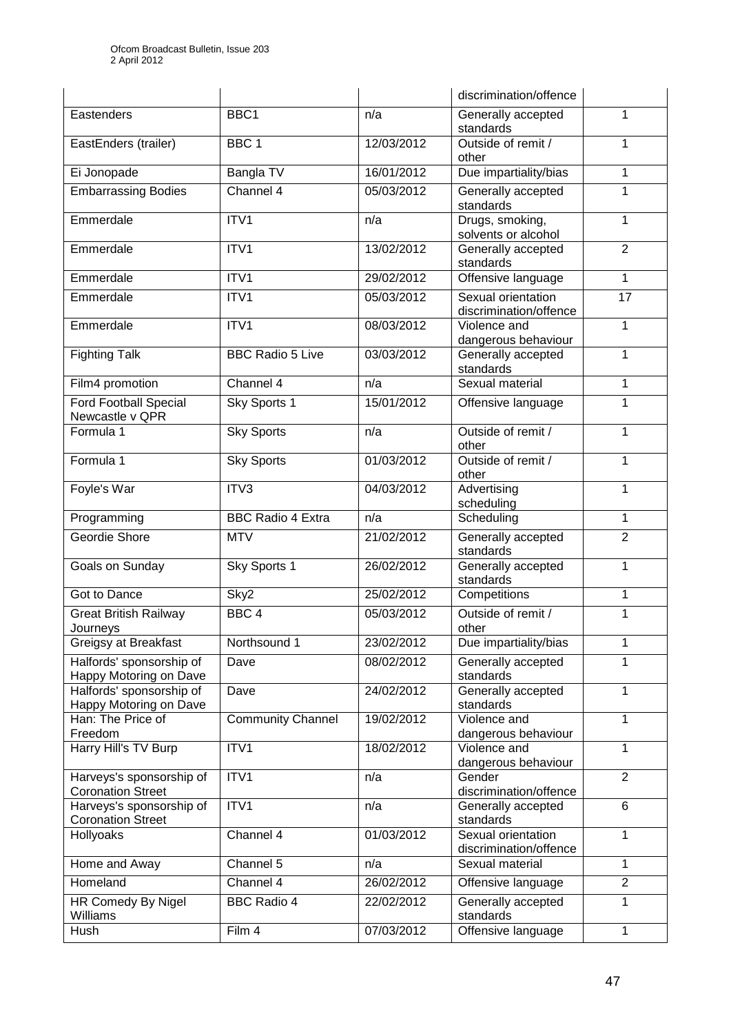| | | | discrimination/offence | |
|---|---|---|---|---|
| Eastenders | BBC1 | n/a | Generally accepted standards | 1 |
| EastEnders (trailer) | BBC 1 | 12/03/2012 | Outside of remit / other | 1 |
| Ei Jonopade | Bangla TV | 16/01/2012 | Due impartiality/bias | 1 |
| Embarrassing Bodies | Channel 4 | 05/03/2012 | Generally accepted standards | 1 |
| Emmerdale | ITV1 | n/a | Drugs, smoking, solvents or alcohol | 1 |
| Emmerdale | ITV1 | 13/02/2012 | Generally accepted standards | 2 |
| Emmerdale | ITV1 | 29/02/2012 | Offensive language | 1 |
| Emmerdale | ITV1 | 05/03/2012 | Sexual orientation discrimination/offence | 17 |
| Emmerdale | ITV1 | 08/03/2012 | Violence and dangerous behaviour | 1 |
| Fighting Talk | BBC Radio 5 Live | 03/03/2012 | Generally accepted standards | 1 |
| Film4 promotion | Channel 4 | n/a | Sexual material | 1 |
| Ford Football Special Newcastle v QPR | Sky Sports 1 | 15/01/2012 | Offensive language | 1 |
| Formula 1 | Sky Sports | n/a | Outside of remit / other | 1 |
| Formula 1 | Sky Sports | 01/03/2012 | Outside of remit / other | 1 |
| Foyle's War | ITV3 | 04/03/2012 | Advertising scheduling | 1 |
| Programming | BBC Radio 4 Extra | n/a | Scheduling | 1 |
| Geordie Shore | MTV | 21/02/2012 | Generally accepted standards | 2 |
| Goals on Sunday | Sky Sports 1 | 26/02/2012 | Generally accepted standards | 1 |
| Got to Dance | Sky2 | 25/02/2012 | Competitions | 1 |
| Great British Railway Journeys | BBC 4 | 05/03/2012 | Outside of remit / other | 1 |
| Greigsy at Breakfast | Northsound 1 | 23/02/2012 | Due impartiality/bias | 1 |
| Halfords' sponsorship of Happy Motoring on Dave | Dave | 08/02/2012 | Generally accepted standards | 1 |
| Halfords' sponsorship of Happy Motoring on Dave | Dave | 24/02/2012 | Generally accepted standards | 1 |
| Han: The Price of Freedom | Community Channel | 19/02/2012 | Violence and dangerous behaviour | 1 |
| Harry Hill's TV Burp | ITV1 | 18/02/2012 | Violence and dangerous behaviour | 1 |
| Harveys's sponsorship of Coronation Street | ITV1 | n/a | Gender discrimination/offence | 2 |
| Harveys's sponsorship of Coronation Street | ITV1 | n/a | Generally accepted standards | 6 |
| Hollyoaks | Channel 4 | 01/03/2012 | Sexual orientation discrimination/offence | 1 |
| Home and Away | Channel 5 | n/a | Sexual material | 1 |
| Homeland | Channel 4 | 26/02/2012 | Offensive language | 2 |
| HR Comedy By Nigel Williams | BBC Radio 4 | 22/02/2012 | Generally accepted standards | 1 |
| Hush | Film 4 | 07/03/2012 | Offensive language | 1 |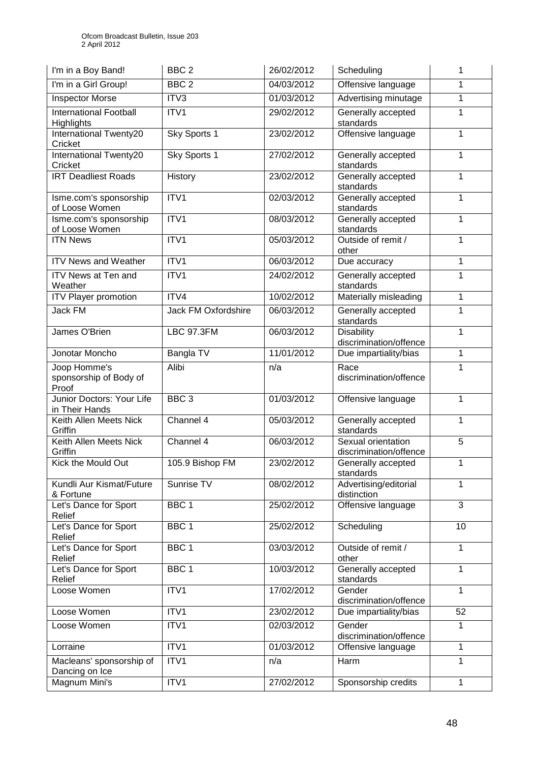| I'm in a Boy Band! | BBC 2 | 26/02/2012 | Scheduling | 1 |
|---|---|---|---|---|
| I'm in a Girl Group! | BBC 2 | 04/03/2012 | Offensive language | 1 |
| Inspector Morse | ITV3 | 01/03/2012 | Advertising minutage | 1 |
| International Football Highlights | ITV1 | 29/02/2012 | Generally accepted standards | 1 |
| International Twenty20 Cricket | Sky Sports 1 | 23/02/2012 | Offensive language | 1 |
| International Twenty20 Cricket | Sky Sports 1 | 27/02/2012 | Generally accepted standards | 1 |
| IRT Deadliest Roads | History | 23/02/2012 | Generally accepted standards | 1 |
| Isme.com's sponsorship of Loose Women | ITV1 | 02/03/2012 | Generally accepted standards | 1 |
| Isme.com's sponsorship of Loose Women | ITV1 | 08/03/2012 | Generally accepted standards | 1 |
| ITN News | ITV1 | 05/03/2012 | Outside of remit / other | 1 |
| ITV News and Weather | ITV1 | 06/03/2012 | Due accuracy | 1 |
| ITV News at Ten and Weather | ITV1 | 24/02/2012 | Generally accepted standards | 1 |
| ITV Player promotion | ITV4 | 10/02/2012 | Materially misleading | 1 |
| Jack FM | Jack FM Oxfordshire | 06/03/2012 | Generally accepted standards | 1 |
| James O'Brien | LBC 97.3FM | 06/03/2012 | Disability discrimination/offence | 1 |
| Jonotar Moncho | Bangla TV | 11/01/2012 | Due impartiality/bias | 1 |
| Joop Homme's sponsorship of Body of Proof | Alibi | n/a | Race discrimination/offence | 1 |
| Junior Doctors: Your Life in Their Hands | BBC 3 | 01/03/2012 | Offensive language | 1 |
| Keith Allen Meets Nick Griffin | Channel 4 | 05/03/2012 | Generally accepted standards | 1 |
| Keith Allen Meets Nick Griffin | Channel 4 | 06/03/2012 | Sexual orientation discrimination/offence | 5 |
| Kick the Mould Out | 105.9 Bishop FM | 23/02/2012 | Generally accepted standards | 1 |
| Kundli Aur Kismat/Future & Fortune | Sunrise TV | 08/02/2012 | Advertising/editorial distinction | 1 |
| Let's Dance for Sport Relief | BBC 1 | 25/02/2012 | Offensive language | 3 |
| Let's Dance for Sport Relief | BBC 1 | 25/02/2012 | Scheduling | 10 |
| Let's Dance for Sport Relief | BBC 1 | 03/03/2012 | Outside of remit / other | 1 |
| Let's Dance for Sport Relief | BBC 1 | 10/03/2012 | Generally accepted standards | 1 |
| Loose Women | ITV1 | 17/02/2012 | Gender discrimination/offence | 1 |
| Loose Women | ITV1 | 23/02/2012 | Due impartiality/bias | 52 |
| Loose Women | ITV1 | 02/03/2012 | Gender discrimination/offence | 1 |
| Lorraine | ITV1 | 01/03/2012 | Offensive language | 1 |
| Macleans' sponsorship of Dancing on Ice | ITV1 | n/a | Harm | 1 |
| Magnum Mini's | ITV1 | 27/02/2012 | Sponsorship credits | 1 |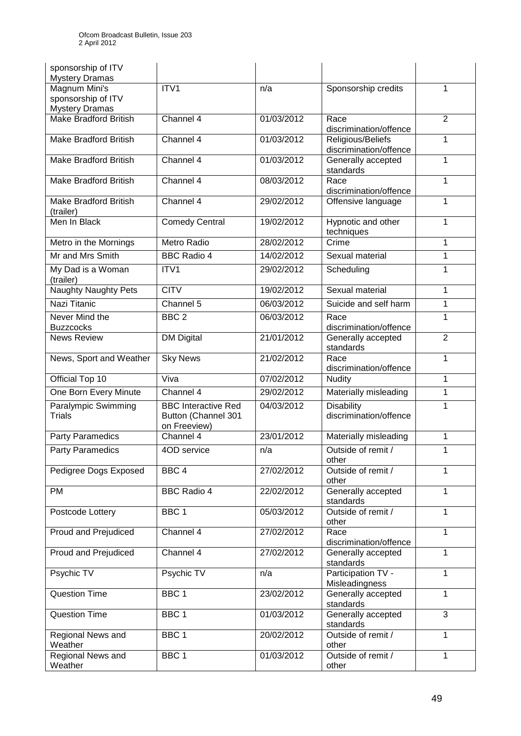| sponsorship of ITV Mystery Dramas | | | | |
|---|---|---|---|---|
| Magnum Mini's sponsorship of ITV Mystery Dramas | ITV1 | n/a | Sponsorship credits | 1 |
| Make Bradford British | Channel 4 | 01/03/2012 | Race discrimination/offence | 2 |
| Make Bradford British | Channel 4 | 01/03/2012 | Religious/Beliefs discrimination/offence | 1 |
| Make Bradford British | Channel 4 | 01/03/2012 | Generally accepted standards | 1 |
| Make Bradford British | Channel 4 | 08/03/2012 | Race discrimination/offence | 1 |
| Make Bradford British (trailer) | Channel 4 | 29/02/2012 | Offensive language | 1 |
| Men In Black | Comedy Central | 19/02/2012 | Hypnotic and other techniques | 1 |
| Metro in the Mornings | Metro Radio | 28/02/2012 | Crime | 1 |
| Mr and Mrs Smith | BBC Radio 4 | 14/02/2012 | Sexual material | 1 |
| My Dad is a Woman (trailer) | ITV1 | 29/02/2012 | Scheduling | 1 |
| Naughty Naughty Pets | CITV | 19/02/2012 | Sexual material | 1 |
| Nazi Titanic | Channel 5 | 06/03/2012 | Suicide and self harm | 1 |
| Never Mind the Buzzcocks | BBC 2 | 06/03/2012 | Race discrimination/offence | 1 |
| News Review | DM Digital | 21/01/2012 | Generally accepted standards | 2 |
| News, Sport and Weather | Sky News | 21/02/2012 | Race discrimination/offence | 1 |
| Official Top 10 | Viva | 07/02/2012 | Nudity | 1 |
| One Born Every Minute | Channel 4 | 29/02/2012 | Materially misleading | 1 |
| Paralympic Swimming Trials | BBC Interactive Red Button (Channel 301 on Freeview) | 04/03/2012 | Disability discrimination/offence | 1 |
| Party Paramedics | Channel 4 | 23/01/2012 | Materially misleading | 1 |
| Party Paramedics | 4OD service | n/a | Outside of remit / other | 1 |
| Pedigree Dogs Exposed | BBC 4 | 27/02/2012 | Outside of remit / other | 1 |
| PM | BBC Radio 4 | 22/02/2012 | Generally accepted standards | 1 |
| Postcode Lottery | BBC 1 | 05/03/2012 | Outside of remit / other | 1 |
| Proud and Prejudiced | Channel 4 | 27/02/2012 | Race discrimination/offence | 1 |
| Proud and Prejudiced | Channel 4 | 27/02/2012 | Generally accepted standards | 1 |
| Psychic TV | Psychic TV | n/a | Participation TV - Misleadingness | 1 |
| Question Time | BBC 1 | 23/02/2012 | Generally accepted standards | 1 |
| Question Time | BBC 1 | 01/03/2012 | Generally accepted standards | 3 |
| Regional News and Weather | BBC 1 | 20/02/2012 | Outside of remit / other | 1 |
| Regional News and Weather | BBC 1 | 01/03/2012 | Outside of remit / other | 1 |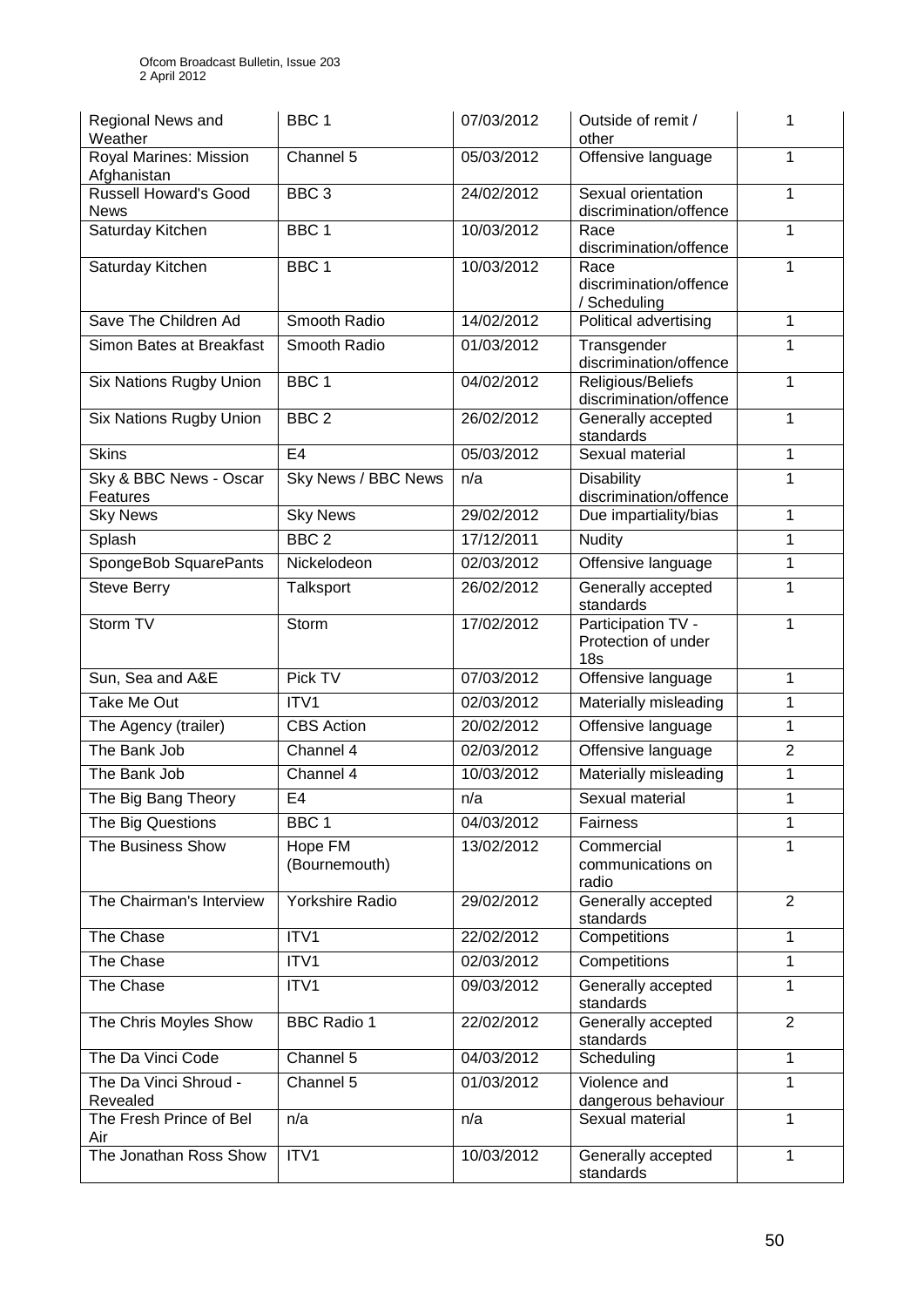| Regional News and Weather | BBC 1 | 07/03/2012 | Outside of remit / other | 1 |
|---|---|---|---|---|
| Royal Marines: Mission Afghanistan | Channel 5 | 05/03/2012 | Offensive language | 1 |
| Russell Howard's Good News | BBC 3 | 24/02/2012 | Sexual orientation discrimination/offence | 1 |
| Saturday Kitchen | BBC 1 | 10/03/2012 | Race discrimination/offence | 1 |
| Saturday Kitchen | BBC 1 | 10/03/2012 | Race discrimination/offence / Scheduling | 1 |
| Save The Children Ad | Smooth Radio | 14/02/2012 | Political advertising | 1 |
| Simon Bates at Breakfast | Smooth Radio | 01/03/2012 | Transgender discrimination/offence | 1 |
| Six Nations Rugby Union | BBC 1 | 04/02/2012 | Religious/Beliefs discrimination/offence | 1 |
| Six Nations Rugby Union | BBC 2 | 26/02/2012 | Generally accepted standards | 1 |
| Skins | E4 | 05/03/2012 | Sexual material | 1 |
| Sky & BBC News - Oscar Features | Sky News / BBC News | n/a | Disability discrimination/offence | 1 |
| Sky News | Sky News | 29/02/2012 | Due impartiality/bias | 1 |
| Splash | BBC 2 | 17/12/2011 | Nudity | 1 |
| SpongeBob SquarePants | Nickelodeon | 02/03/2012 | Offensive language | 1 |
| Steve Berry | Talksport | 26/02/2012 | Generally accepted standards | 1 |
| Storm TV | Storm | 17/02/2012 | Participation TV - Protection of under 18s | 1 |
| Sun, Sea and A&E | Pick TV | 07/03/2012 | Offensive language | 1 |
| Take Me Out | ITV1 | 02/03/2012 | Materially misleading | 1 |
| The Agency (trailer) | CBS Action | 20/02/2012 | Offensive language | 1 |
| The Bank Job | Channel 4 | 02/03/2012 | Offensive language | 2 |
| The Bank Job | Channel 4 | 10/03/2012 | Materially misleading | 1 |
| The Big Bang Theory | E4 | n/a | Sexual material | 1 |
| The Big Questions | BBC 1 | 04/03/2012 | Fairness | 1 |
| The Business Show | Hope FM (Bournemouth) | 13/02/2012 | Commercial communications on radio | 1 |
| The Chairman's Interview | Yorkshire Radio | 29/02/2012 | Generally accepted standards | 2 |
| The Chase | ITV1 | 22/02/2012 | Competitions | 1 |
| The Chase | ITV1 | 02/03/2012 | Competitions | 1 |
| The Chase | ITV1 | 09/03/2012 | Generally accepted standards | 1 |
| The Chris Moyles Show | BBC Radio 1 | 22/02/2012 | Generally accepted standards | 2 |
| The Da Vinci Code | Channel 5 | 04/03/2012 | Scheduling | 1 |
| The Da Vinci Shroud - Revealed | Channel 5 | 01/03/2012 | Violence and dangerous behaviour | 1 |
| The Fresh Prince of Bel Air | n/a | n/a | Sexual material | 1 |
| The Jonathan Ross Show | ITV1 | 10/03/2012 | Generally accepted standards | 1 |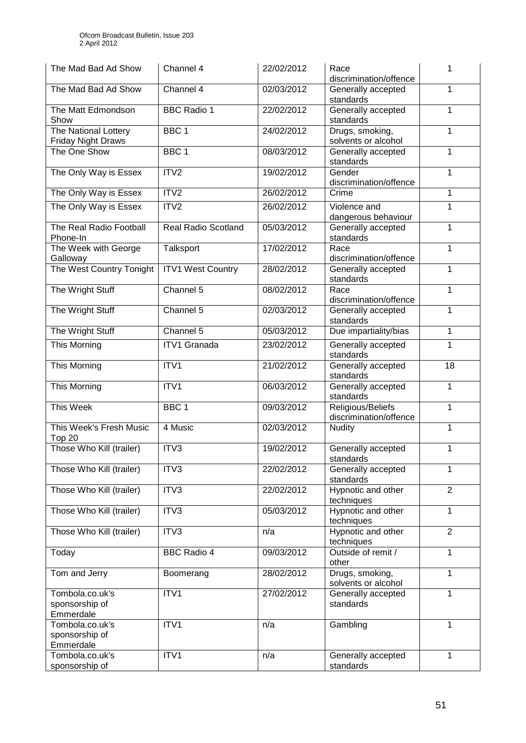| The Mad Bad Ad Show | Channel 4 | 22/02/2012 | Race discrimination/offence | 1 |
|---|---|---|---|---|
| The Mad Bad Ad Show | Channel 4 | 02/03/2012 | Generally accepted standards | 1 |
| The Matt Edmondson Show | BBC Radio 1 | 22/02/2012 | Generally accepted standards | 1 |
| The National Lottery Friday Night Draws | BBC 1 | 24/02/2012 | Drugs, smoking, solvents or alcohol | 1 |
| The One Show | BBC 1 | 08/03/2012 | Generally accepted standards | 1 |
| The Only Way is Essex | ITV2 | 19/02/2012 | Gender discrimination/offence | 1 |
| The Only Way is Essex | ITV2 | 26/02/2012 | Crime | 1 |
| The Only Way is Essex | ITV2 | 26/02/2012 | Violence and dangerous behaviour | 1 |
| The Real Radio Football Phone-In | Real Radio Scotland | 05/03/2012 | Generally accepted standards | 1 |
| The Week with George Galloway | Talksport | 17/02/2012 | Race discrimination/offence | 1 |
| The West Country Tonight | ITV1 West Country | 28/02/2012 | Generally accepted standards | 1 |
| The Wright Stuff | Channel 5 | 08/02/2012 | Race discrimination/offence | 1 |
| The Wright Stuff | Channel 5 | 02/03/2012 | Generally accepted standards | 1 |
| The Wright Stuff | Channel 5 | 05/03/2012 | Due impartiality/bias | 1 |
| This Morning | ITV1 Granada | 23/02/2012 | Generally accepted standards | 1 |
| This Morning | ITV1 | 21/02/2012 | Generally accepted standards | 18 |
| This Morning | ITV1 | 06/03/2012 | Generally accepted standards | 1 |
| This Week | BBC 1 | 09/03/2012 | Religious/Beliefs discrimination/offence | 1 |
| This Week's Fresh Music Top 20 | 4 Music | 02/03/2012 | Nudity | 1 |
| Those Who Kill (trailer) | ITV3 | 19/02/2012 | Generally accepted standards | 1 |
| Those Who Kill (trailer) | ITV3 | 22/02/2012 | Generally accepted standards | 1 |
| Those Who Kill (trailer) | ITV3 | 22/02/2012 | Hypnotic and other techniques | 2 |
| Those Who Kill (trailer) | ITV3 | 05/03/2012 | Hypnotic and other techniques | 1 |
| Those Who Kill (trailer) | ITV3 | n/a | Hypnotic and other techniques | 2 |
| Today | BBC Radio 4 | 09/03/2012 | Outside of remit / other | 1 |
| Tom and Jerry | Boomerang | 28/02/2012 | Drugs, smoking, solvents or alcohol | 1 |
| Tombola.co.uk's sponsorship of Emmerdale | ITV1 | 27/02/2012 | Generally accepted standards | 1 |
| Tombola.co.uk's sponsorship of Emmerdale | ITV1 | n/a | Gambling | 1 |
| Tombola.co.uk's sponsorship of | ITV1 | n/a | Generally accepted standards | 1 |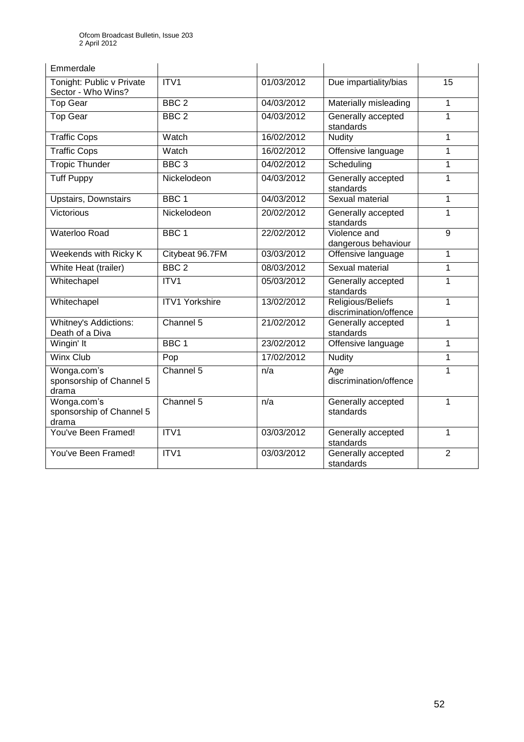| | | | | |
|---|---|---|---|---|
| Emmerdale | | | | |
| Tonight: Public v Private Sector - Who Wins? | ITV1 | 01/03/2012 | Due impartiality/bias | 15 |
| Top Gear | BBC 2 | 04/03/2012 | Materially misleading | 1 |
| Top Gear | BBC 2 | 04/03/2012 | Generally accepted standards | 1 |
| Traffic Cops | Watch | 16/02/2012 | Nudity | 1 |
| Traffic Cops | Watch | 16/02/2012 | Offensive language | 1 |
| Tropic Thunder | BBC 3 | 04/02/2012 | Scheduling | 1 |
| Tuff Puppy | Nickelodeon | 04/03/2012 | Generally accepted standards | 1 |
| Upstairs, Downstairs | BBC 1 | 04/03/2012 | Sexual material | 1 |
| Victorious | Nickelodeon | 20/02/2012 | Generally accepted standards | 1 |
| Waterloo Road | BBC 1 | 22/02/2012 | Violence and dangerous behaviour | 9 |
| Weekends with Ricky K | Citybeat 96.7FM | 03/03/2012 | Offensive language | 1 |
| White Heat (trailer) | BBC 2 | 08/03/2012 | Sexual material | 1 |
| Whitechapel | ITV1 | 05/03/2012 | Generally accepted standards | 1 |
| Whitechapel | ITV1 Yorkshire | 13/02/2012 | Religious/Beliefs discrimination/offence | 1 |
| Whitney's Addictions: Death of a Diva | Channel 5 | 21/02/2012 | Generally accepted standards | 1 |
| Wingin' It | BBC 1 | 23/02/2012 | Offensive language | 1 |
| Winx Club | Pop | 17/02/2012 | Nudity | 1 |
| Wonga.com's sponsorship of Channel 5 drama | Channel 5 | n/a | Age discrimination/offence | 1 |
| Wonga.com's sponsorship of Channel 5 drama | Channel 5 | n/a | Generally accepted standards | 1 |
| You've Been Framed! | ITV1 | 03/03/2012 | Generally accepted standards | 1 |
| You've Been Framed! | ITV1 | 03/03/2012 | Generally accepted standards | 2 |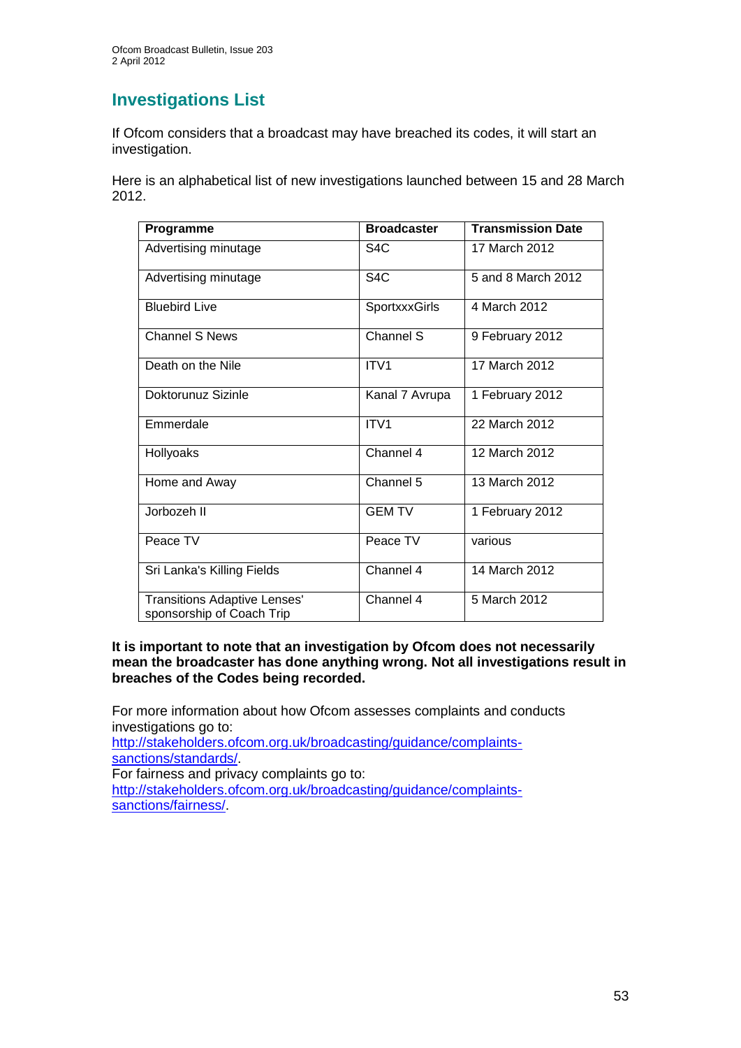## Investigations List

If Ofcom considers that a broadcast may have breached its codes, it will start an investigation.

Here is an alphabetical list of new investigations launched between 15 and 28 March 2012.

| Programme | Broadcaster | Transmission Date |
|---|---|---|
| Advertising minutage | S4C | 17 March 2012 |
| Advertising minutage | S4C | 5 and 8 March 2012 |
| Bluebird Live | SportxxxGirls | 4 March 2012 |
| Channel S News | Channel S | 9 February 2012 |
| Death on the Nile | ITV1 | 17 March 2012 |
| Doktorunuz Sizinle | Kanal 7 Avrupa | 1 February 2012 |
| Emmerdale | ITV1 | 22 March 2012 |
| Hollyoaks | Channel 4 | 12 March 2012 |
| Home and Away | Channel 5 | 13 March 2012 |
| Jorbozeh II | GEM TV | 1 February 2012 |
| Peace TV | Peace TV | various |
| Sri Lanka's Killing Fields | Channel 4 | 14 March 2012 |
| Transitions Adaptive Lenses' sponsorship of Coach Trip | Channel 4 | 5 March 2012 |

**It is important to note that an investigation by Ofcom does not necessarily mean the broadcaster has done anything wrong. Not all investigations result in breaches of the Codes being recorded.**

For more information about how Ofcom assesses complaints and conducts investigations go to:
[http://stakeholders.ofcom.org.uk/broadcasting/guidance/complaints-sanctions/standards/](http://stakeholders.ofcom.org.uk/broadcasting/guidance/complaints-sanctions/standards/).
For fairness and privacy complaints go to:
[http://stakeholders.ofcom.org.uk/broadcasting/guidance/complaints-sanctions/fairness/](http://stakeholders.ofcom.org.uk/broadcasting/guidance/complaints-sanctions/fairness/).